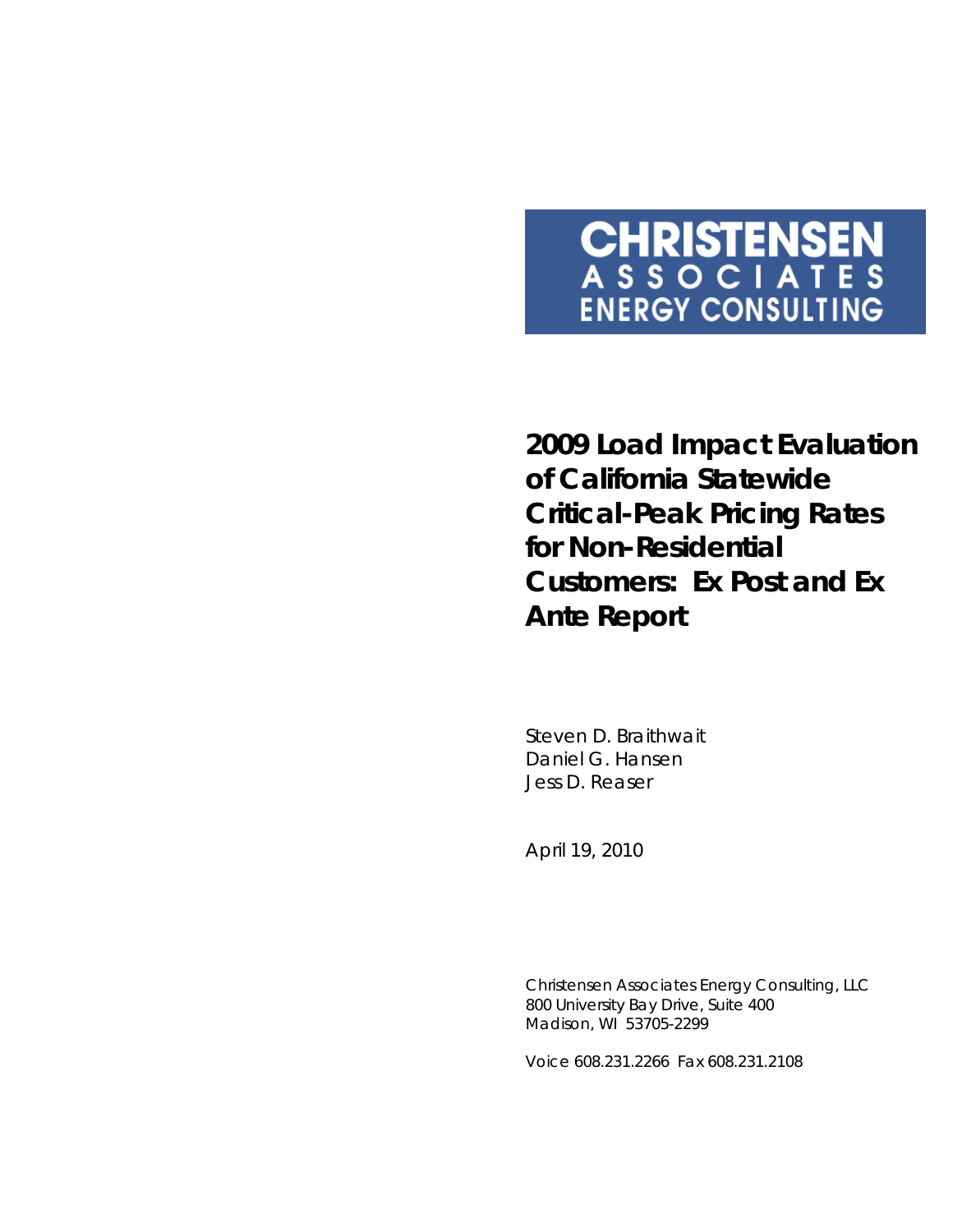**CHRISTENSEN ASSOCIATES ENERGY CONSULTING**

# 2009 Load Impact Evaluation of California Statewide Critical-Peak Pricing Rates for Non-Residential Customers: Ex Post and Ex Ante Report

Steven D. Braithwait
Daniel G. Hansen
Jess D. Reaser

April 19, 2010

Christensen Associates Energy Consulting, LLC
800 University Bay Drive, Suite 400
Madison, WI 53705-2299

Voice 608.231.2266 Fax 608.231.2108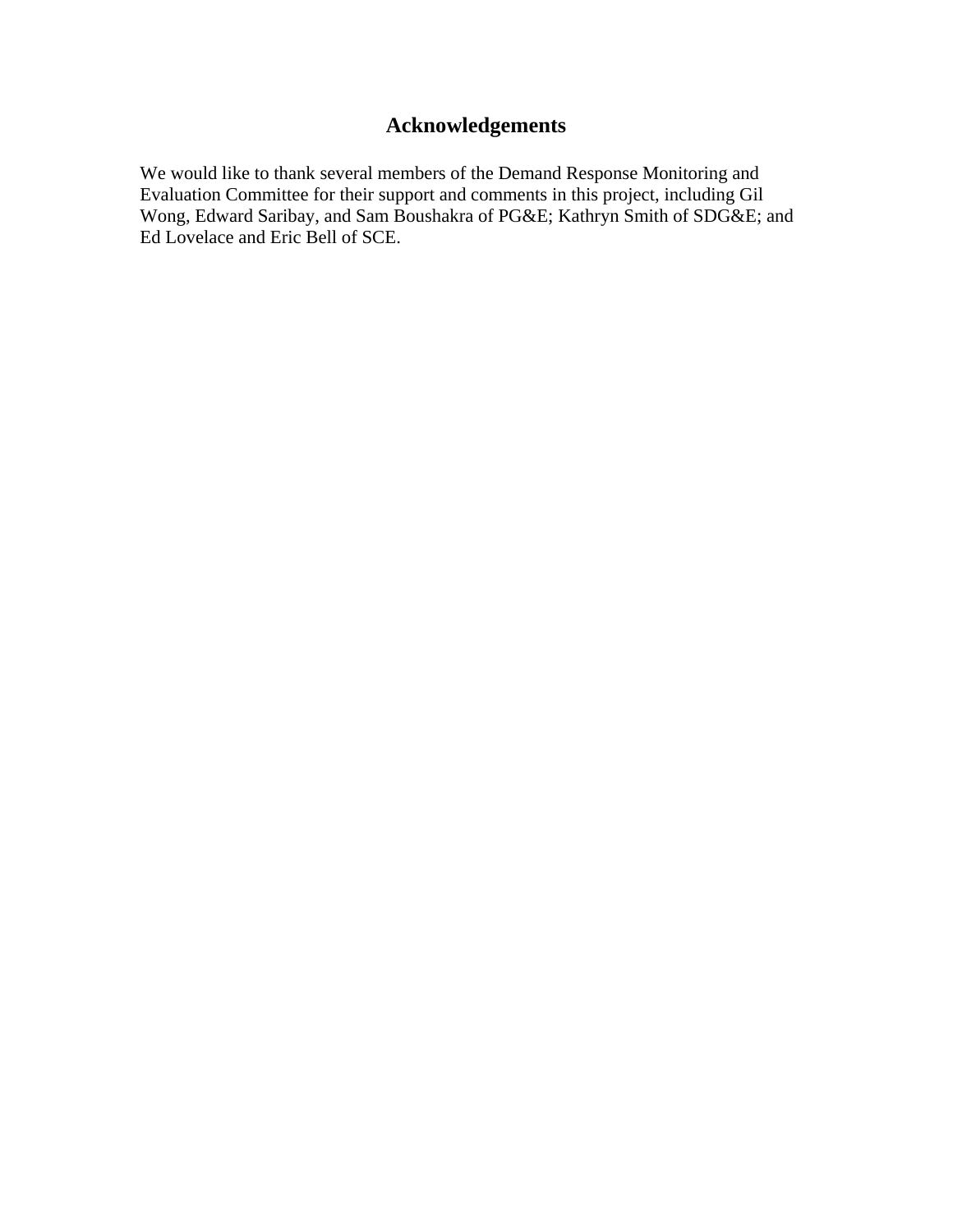# Acknowledgements

We would like to thank several members of the Demand Response Monitoring and Evaluation Committee for their support and comments in this project, including Gil Wong, Edward Saribay, and Sam Boushakra of PG&E; Kathryn Smith of SDG&E; and Ed Lovelace and Eric Bell of SCE.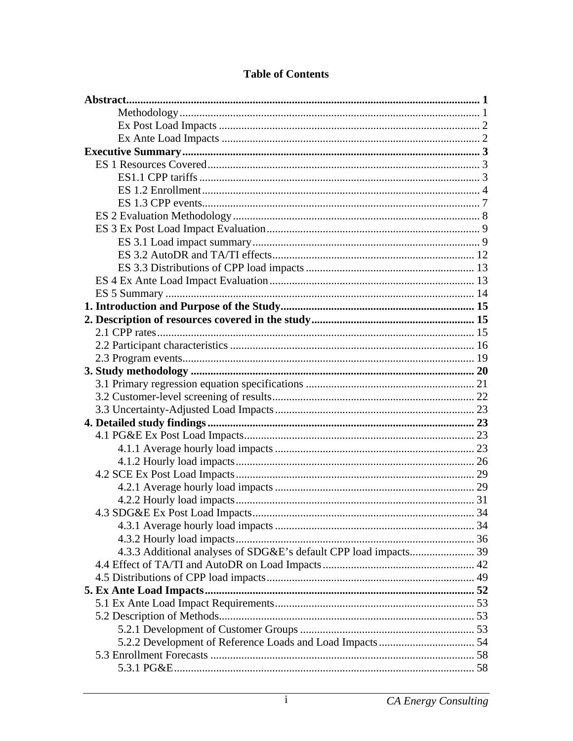## Table of Contents

**Abstract** .......... 1
- Methodology .......... 1
- Ex Post Load Impacts .......... 2
- Ex Ante Load Impacts .......... 2

**Executive Summary** .......... 3
- ES 1 Resources Covered .......... 3
  - ES1.1 CPP tariffs .......... 3
  - ES 1.2 Enrollment .......... 4
  - ES 1.3 CPP events .......... 7
- ES 2 Evaluation Methodology .......... 8
- ES 3 Ex Post Load Impact Evaluation .......... 9
  - ES 3.1 Load impact summary .......... 9
  - ES 3.2 AutoDR and TA/TI effects .......... 12
  - ES 3.3 Distributions of CPP load impacts .......... 13
- ES 4 Ex Ante Load Impact Evaluation .......... 13
- ES 5 Summary .......... 14

**1. Introduction and Purpose of the Study** .......... 15

**2. Description of resources covered in the study** .......... 15
- 2.1 CPP rates .......... 15
- 2.2 Participant characteristics .......... 16
- 2.3 Program events .......... 19

**3. Study methodology** .......... 20
- 3.1 Primary regression equation specifications .......... 21
- 3.2 Customer-level screening of results .......... 22
- 3.3 Uncertainty-Adjusted Load Impacts .......... 23

**4. Detailed study findings** .......... 23
- 4.1 PG&E Ex Post Load Impacts .......... 23
  - 4.1.1 Average hourly load impacts .......... 23
  - 4.1.2 Hourly load impacts .......... 26
- 4.2 SCE Ex Post Load Impacts .......... 29
  - 4.2.1 Average hourly load impacts .......... 29
  - 4.2.2 Hourly load impacts .......... 31
- 4.3 SDG&E Ex Post Load Impacts .......... 34
  - 4.3.1 Average hourly load impacts .......... 34
  - 4.3.2 Hourly load impacts .......... 36
  - 4.3.3 Additional analyses of SDG&E's default CPP load impacts .......... 39
- 4.4 Effect of TA/TI and AutoDR on Load Impacts .......... 42
- 4.5 Distributions of CPP load impacts .......... 49

**5. Ex Ante Load Impacts** .......... 52
- 5.1 Ex Ante Load Impact Requirements .......... 53
- 5.2 Description of Methods .......... 53
  - 5.2.1 Development of Customer Groups .......... 53
  - 5.2.2 Development of Reference Loads and Load Impacts .......... 54
- 5.3 Enrollment Forecasts .......... 58
  - 5.3.1 PG&E .......... 58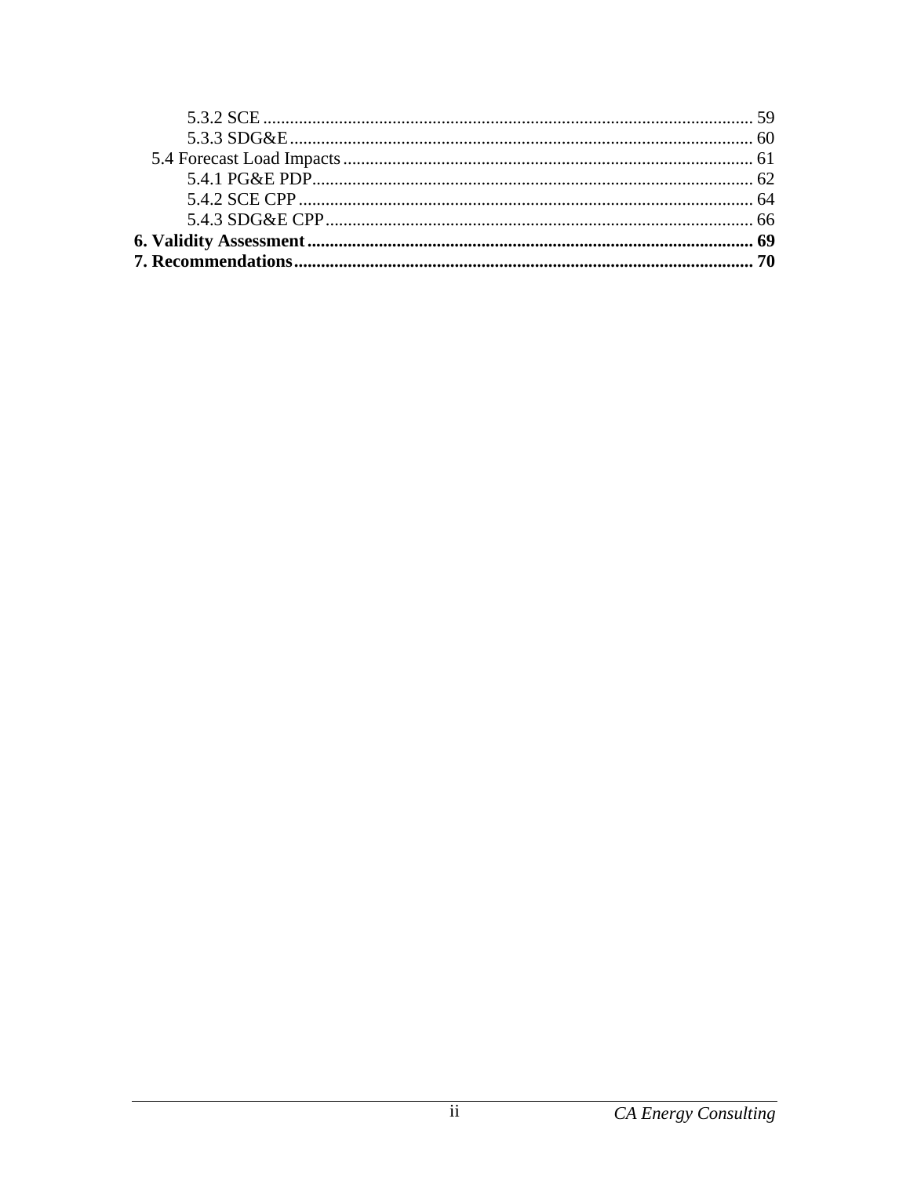5.3.2 SCE ..... 59
5.3.3 SDG&E ..... 60
5.4 Forecast Load Impacts ..... 61
5.4.1 PG&E PDP ..... 62
5.4.2 SCE CPP ..... 64
5.4.3 SDG&E CPP ..... 66

**6. Validity Assessment ..... 69**

**7. Recommendations ..... 70**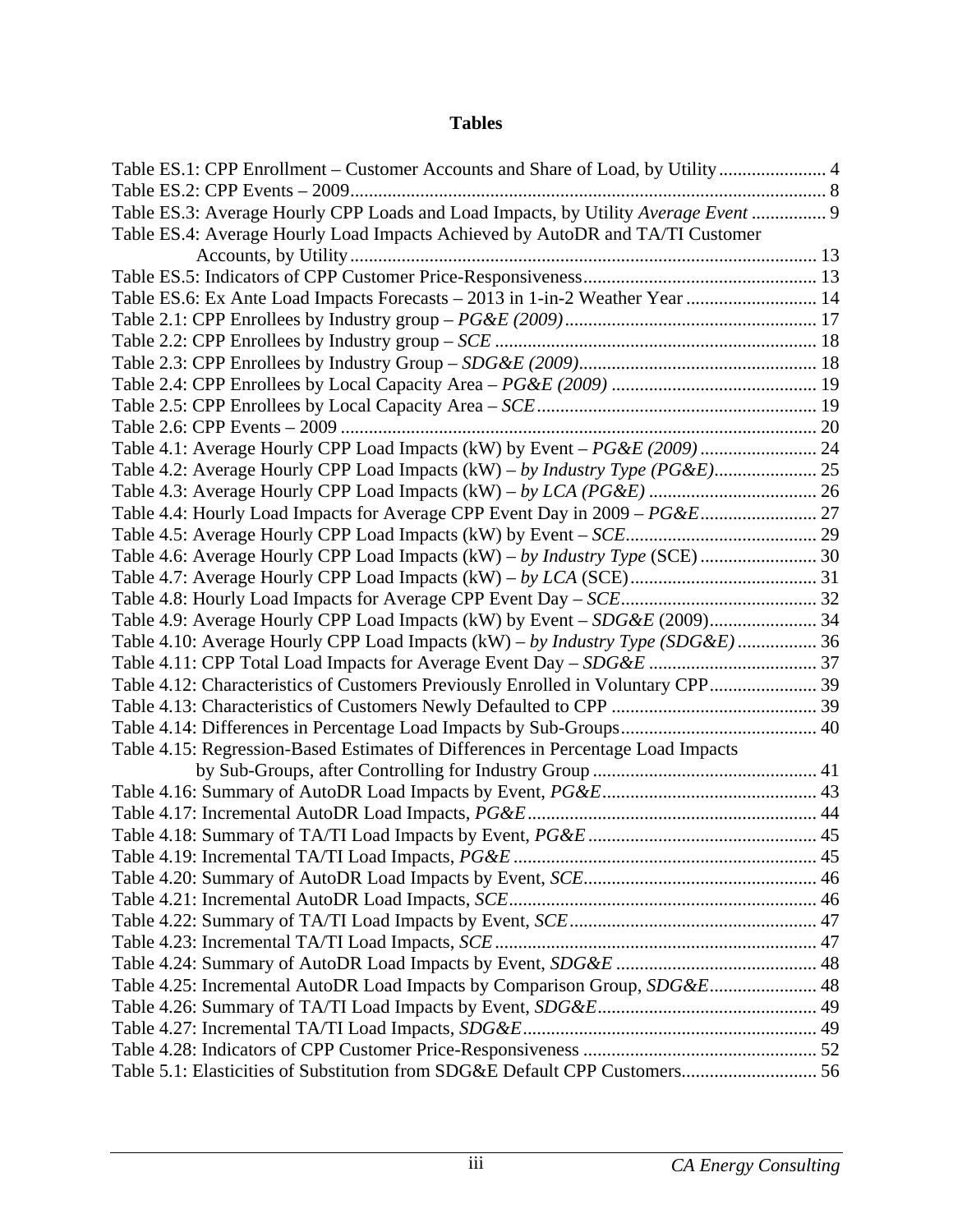# Tables

Table ES.1: CPP Enrollment – Customer Accounts and Share of Load, by Utility ....................... 4
Table ES.2: CPP Events – 2009 ....................................................................................................... 8
Table ES.3: Average Hourly CPP Loads and Load Impacts, by Utility *Average Event* ................ 9
Table ES.4: Average Hourly Load Impacts Achieved by AutoDR and TA/TI Customer Accounts, by Utility ................................................................................................... 13
Table ES.5: Indicators of CPP Customer Price-Responsiveness .................................................. 13
Table ES.6: Ex Ante Load Impacts Forecasts – 2013 in 1-in-2 Weather Year ............................ 14
Table 2.1: CPP Enrollees by Industry group – *PG&E (2009)* ...................................................... 17
Table 2.2: CPP Enrollees by Industry group – *SCE* ..................................................................... 18
Table 2.3: CPP Enrollees by Industry Group – *SDG&E (2009)* ................................................... 18
Table 2.4: CPP Enrollees by Local Capacity Area – *PG&E (2009)* ............................................ 19
Table 2.5: CPP Enrollees by Local Capacity Area – *SCE* ............................................................ 19
Table 2.6: CPP Events – 2009 ...................................................................................................... 20
Table 4.1: Average Hourly CPP Load Impacts (kW) by Event – *PG&E (2009)* ......................... 24
Table 4.2: Average Hourly CPP Load Impacts (kW) – *by Industry Type (PG&E)* ...................... 25
Table 4.3: Average Hourly CPP Load Impacts (kW) – *by LCA (PG&E)* .................................... 26
Table 4.4: Hourly Load Impacts for Average CPP Event Day in 2009 – *PG&E* ......................... 27
Table 4.5: Average Hourly CPP Load Impacts (kW) by Event – *SCE* ......................................... 29
Table 4.6: Average Hourly CPP Load Impacts (kW) – *by Industry Type* (SCE) ......................... 30
Table 4.7: Average Hourly CPP Load Impacts (kW) – *by LCA* (SCE) ........................................ 31
Table 4.8: Hourly Load Impacts for Average CPP Event Day – *SCE* .......................................... 32
Table 4.9: Average Hourly CPP Load Impacts (kW) by Event – *SDG&E* (2009) ....................... 34
Table 4.10: Average Hourly CPP Load Impacts (kW) – *by Industry Type (SDG&E)* ................. 36
Table 4.11: CPP Total Load Impacts for Average Event Day – *SDG&E* .................................... 37
Table 4.12: Characteristics of Customers Previously Enrolled in Voluntary CPP ....................... 39
Table 4.13: Characteristics of Customers Newly Defaulted to CPP ............................................ 39
Table 4.14: Differences in Percentage Load Impacts by Sub-Groups .......................................... 40
Table 4.15: Regression-Based Estimates of Differences in Percentage Load Impacts by Sub-Groups, after Controlling for Industry Group ................................................ 41
Table 4.16: Summary of AutoDR Load Impacts by Event, *PG&E* ............................................. 43
Table 4.17: Incremental AutoDR Load Impacts, *PG&E* ............................................................. 44
Table 4.18: Summary of TA/TI Load Impacts by Event, *PG&E* ................................................ 45
Table 4.19: Incremental TA/TI Load Impacts, *PG&E* ................................................................ 45
Table 4.20: Summary of AutoDR Load Impacts by Event, *SCE* ................................................. 46
Table 4.21: Incremental AutoDR Load Impacts, *SCE* ................................................................. 46
Table 4.22: Summary of TA/TI Load Impacts by Event, *SCE* .................................................... 47
Table 4.23: Incremental TA/TI Load Impacts, *SCE* .................................................................... 47
Table 4.24: Summary of AutoDR Load Impacts by Event, *SDG&E* .......................................... 48
Table 4.25: Incremental AutoDR Load Impacts by Comparison Group, *SDG&E* ....................... 48
Table 4.26: Summary of TA/TI Load Impacts by Event, *SDG&E* .............................................. 49
Table 4.27: Incremental TA/TI Load Impacts, *SDG&E* .............................................................. 49
Table 4.28: Indicators of CPP Customer Price-Responsiveness .................................................. 52
Table 5.1: Elasticities of Substitution from SDG&E Default CPP Customers ............................ 56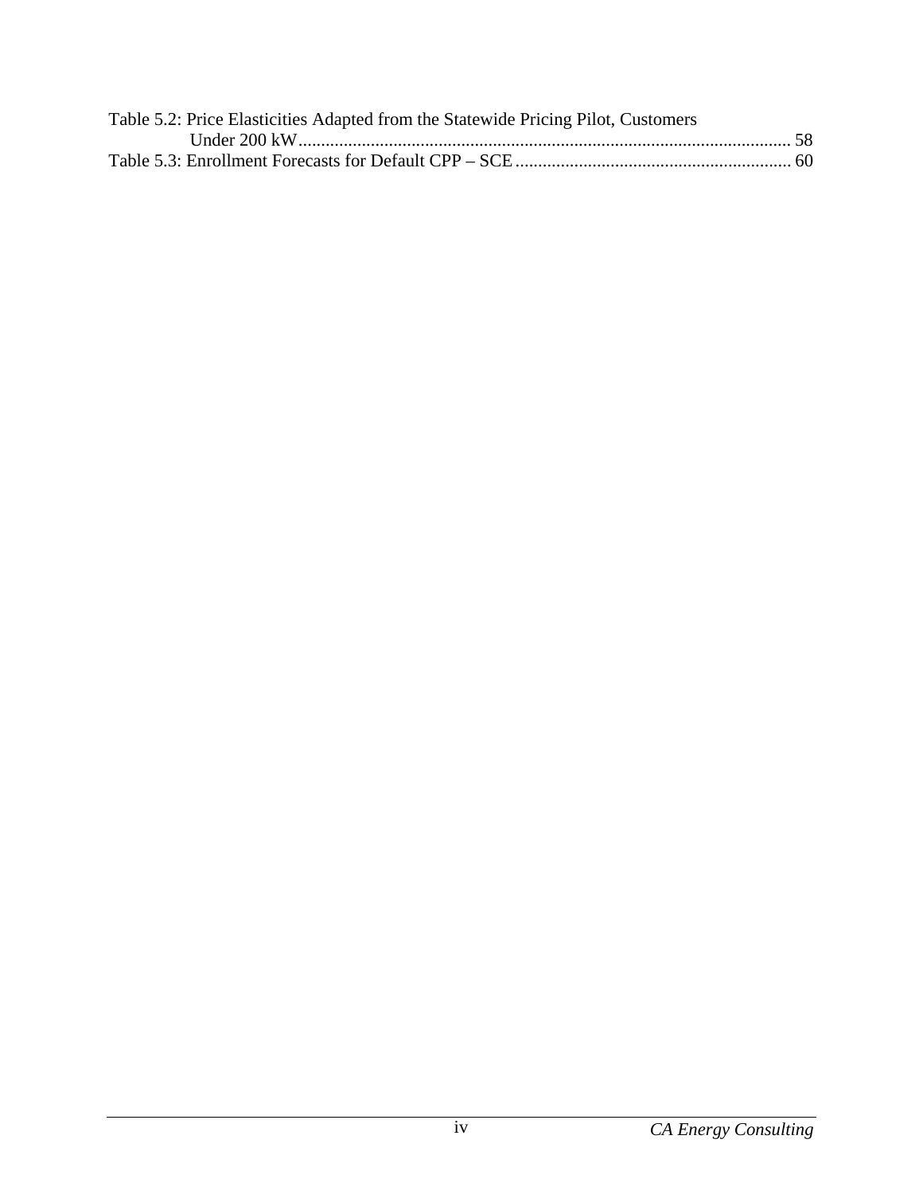Table 5.2: Price Elasticities Adapted from the Statewide Pricing Pilot, Customers Under 200 kW ........................................................................................................ 58

Table 5.3: Enrollment Forecasts for Default CPP – SCE ........................................................... 60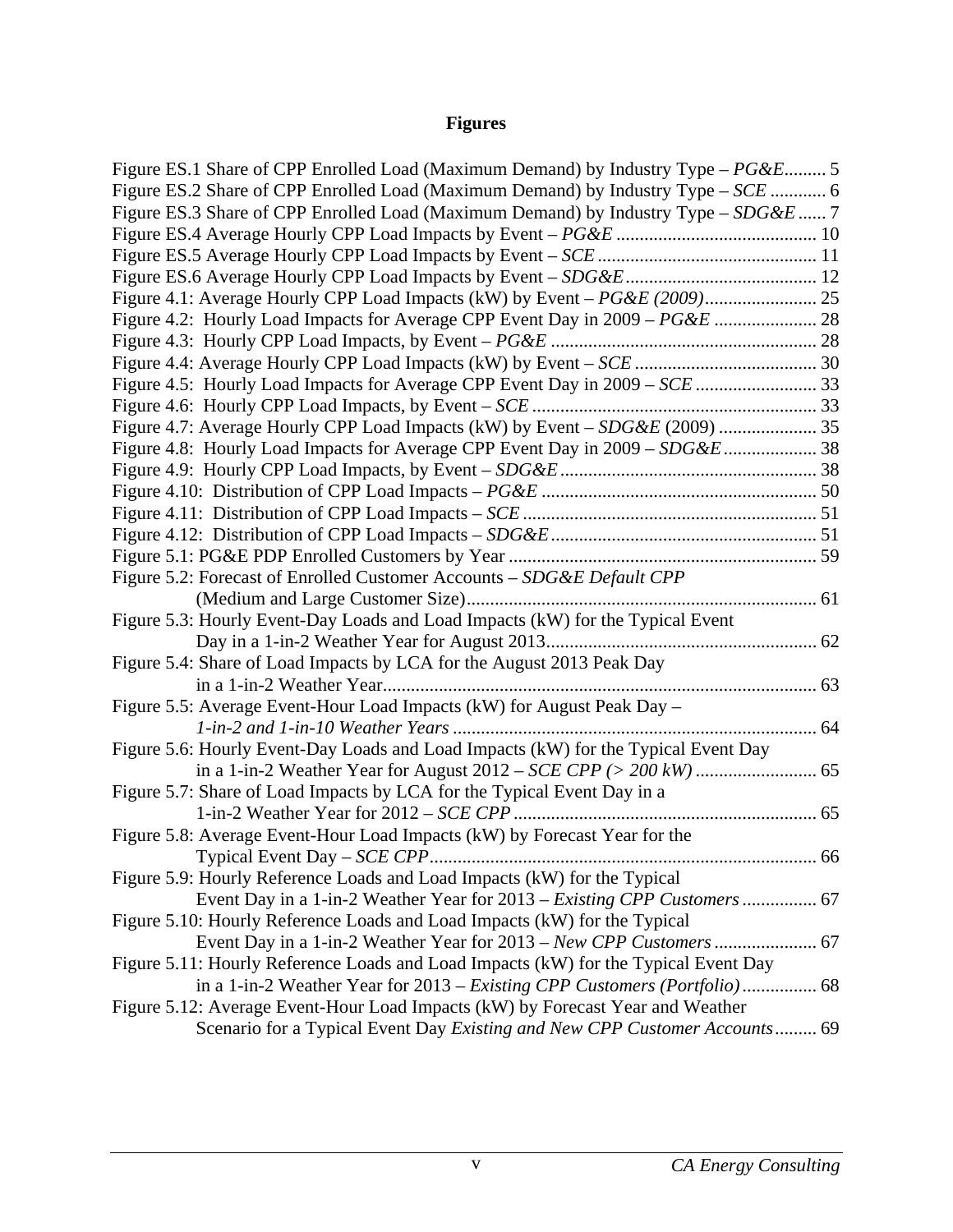# Figures

Figure ES.1 Share of CPP Enrolled Load (Maximum Demand) by Industry Type – *PG&E*......... 5
Figure ES.2 Share of CPP Enrolled Load (Maximum Demand) by Industry Type – *SCE* ............ 6
Figure ES.3 Share of CPP Enrolled Load (Maximum Demand) by Industry Type – *SDG&E* ...... 7
Figure ES.4 Average Hourly CPP Load Impacts by Event – *PG&E* ........................................... 10
Figure ES.5 Average Hourly CPP Load Impacts by Event – *SCE* ............................................... 11
Figure ES.6 Average Hourly CPP Load Impacts by Event – *SDG&E* ......................................... 12
Figure 4.1: Average Hourly CPP Load Impacts (kW) by Event – *PG&E (2009)* ........................ 25
Figure 4.2: Hourly Load Impacts for Average CPP Event Day in 2009 – *PG&E* ...................... 28
Figure 4.3: Hourly CPP Load Impacts, by Event – *PG&E* ......................................................... 28
Figure 4.4: Average Hourly CPP Load Impacts (kW) by Event – *SCE* ....................................... 30
Figure 4.5: Hourly Load Impacts for Average CPP Event Day in 2009 – *SCE* .......................... 33
Figure 4.6: Hourly CPP Load Impacts, by Event – *SCE* ............................................................. 33
Figure 4.7: Average Hourly CPP Load Impacts (kW) by Event – *SDG&E* (2009) ..................... 35
Figure 4.8: Hourly Load Impacts for Average CPP Event Day in 2009 – *SDG&E* .................... 38
Figure 4.9: Hourly CPP Load Impacts, by Event – *SDG&E* ....................................................... 38
Figure 4.10: Distribution of CPP Load Impacts – *PG&E* ........................................................... 50
Figure 4.11: Distribution of CPP Load Impacts – *SCE* ............................................................... 51
Figure 4.12: Distribution of CPP Load Impacts – *SDG&E* ......................................................... 51
Figure 5.1: PG&E PDP Enrolled Customers by Year .................................................................. 59
Figure 5.2: Forecast of Enrolled Customer Accounts – *SDG&E Default CPP* (Medium and Large Customer Size) ........................................................................... 61
Figure 5.3: Hourly Event-Day Loads and Load Impacts (kW) for the Typical Event Day in a 1-in-2 Weather Year for August 2013 .......................................................... 62
Figure 5.4: Share of Load Impacts by LCA for the August 2013 Peak Day in a 1-in-2 Weather Year ............................................................................................. 63
Figure 5.5: Average Event-Hour Load Impacts (kW) for August Peak Day – *1-in-2 and 1-in-10 Weather Years* ............................................................................. 64
Figure 5.6: Hourly Event-Day Loads and Load Impacts (kW) for the Typical Event Day in a 1-in-2 Weather Year for August 2012 – *SCE CPP (> 200 kW)* .......................... 65
Figure 5.7: Share of Load Impacts by LCA for the Typical Event Day in a 1-in-2 Weather Year for 2012 – *SCE CPP* ................................................................ 65
Figure 5.8: Average Event-Hour Load Impacts (kW) by Forecast Year for the Typical Event Day – *SCE CPP* .................................................................................. 66
Figure 5.9: Hourly Reference Loads and Load Impacts (kW) for the Typical Event Day in a 1-in-2 Weather Year for 2013 – *Existing CPP Customers* ................ 67
Figure 5.10: Hourly Reference Loads and Load Impacts (kW) for the Typical Event Day in a 1-in-2 Weather Year for 2013 – *New CPP Customers* ...................... 67
Figure 5.11: Hourly Reference Loads and Load Impacts (kW) for the Typical Event Day in a 1-in-2 Weather Year for 2013 – *Existing CPP Customers (Portfolio)* ................ 68
Figure 5.12: Average Event-Hour Load Impacts (kW) by Forecast Year and Weather Scenario for a Typical Event Day *Existing and New CPP Customer Accounts* ......... 69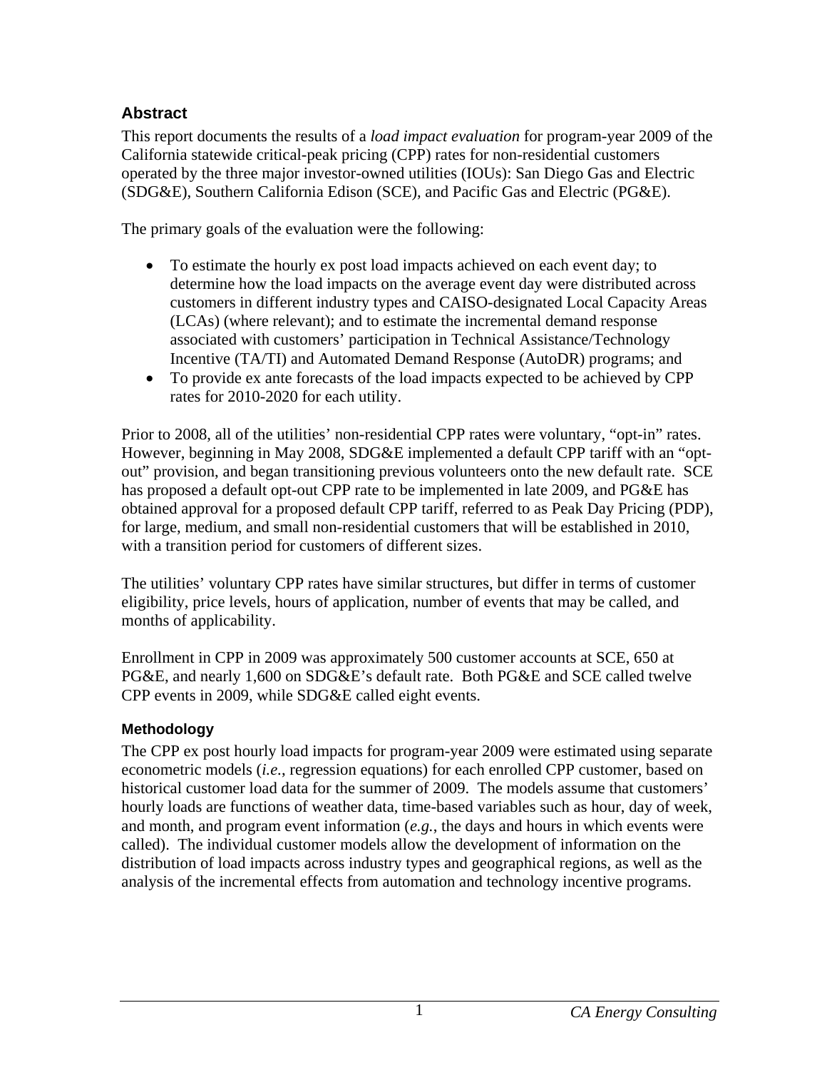## Abstract

This report documents the results of a *load impact evaluation* for program-year 2009 of the California statewide critical-peak pricing (CPP) rates for non-residential customers operated by the three major investor-owned utilities (IOUs): San Diego Gas and Electric (SDG&E), Southern California Edison (SCE), and Pacific Gas and Electric (PG&E).

The primary goals of the evaluation were the following:

- To estimate the hourly ex post load impacts achieved on each event day; to determine how the load impacts on the average event day were distributed across customers in different industry types and CAISO-designated Local Capacity Areas (LCAs) (where relevant); and to estimate the incremental demand response associated with customers' participation in Technical Assistance/Technology Incentive (TA/TI) and Automated Demand Response (AutoDR) programs; and
- To provide ex ante forecasts of the load impacts expected to be achieved by CPP rates for 2010-2020 for each utility.

Prior to 2008, all of the utilities' non-residential CPP rates were voluntary, "opt-in" rates. However, beginning in May 2008, SDG&E implemented a default CPP tariff with an "opt-out" provision, and began transitioning previous volunteers onto the new default rate. SCE has proposed a default opt-out CPP rate to be implemented in late 2009, and PG&E has obtained approval for a proposed default CPP tariff, referred to as Peak Day Pricing (PDP), for large, medium, and small non-residential customers that will be established in 2010, with a transition period for customers of different sizes.

The utilities' voluntary CPP rates have similar structures, but differ in terms of customer eligibility, price levels, hours of application, number of events that may be called, and months of applicability.

Enrollment in CPP in 2009 was approximately 500 customer accounts at SCE, 650 at PG&E, and nearly 1,600 on SDG&E's default rate. Both PG&E and SCE called twelve CPP events in 2009, while SDG&E called eight events.

### Methodology

The CPP ex post hourly load impacts for program-year 2009 were estimated using separate econometric models (*i.e.*, regression equations) for each enrolled CPP customer, based on historical customer load data for the summer of 2009. The models assume that customers' hourly loads are functions of weather data, time-based variables such as hour, day of week, and month, and program event information (*e.g.*, the days and hours in which events were called). The individual customer models allow the development of information on the distribution of load impacts across industry types and geographical regions, as well as the analysis of the incremental effects from automation and technology incentive programs.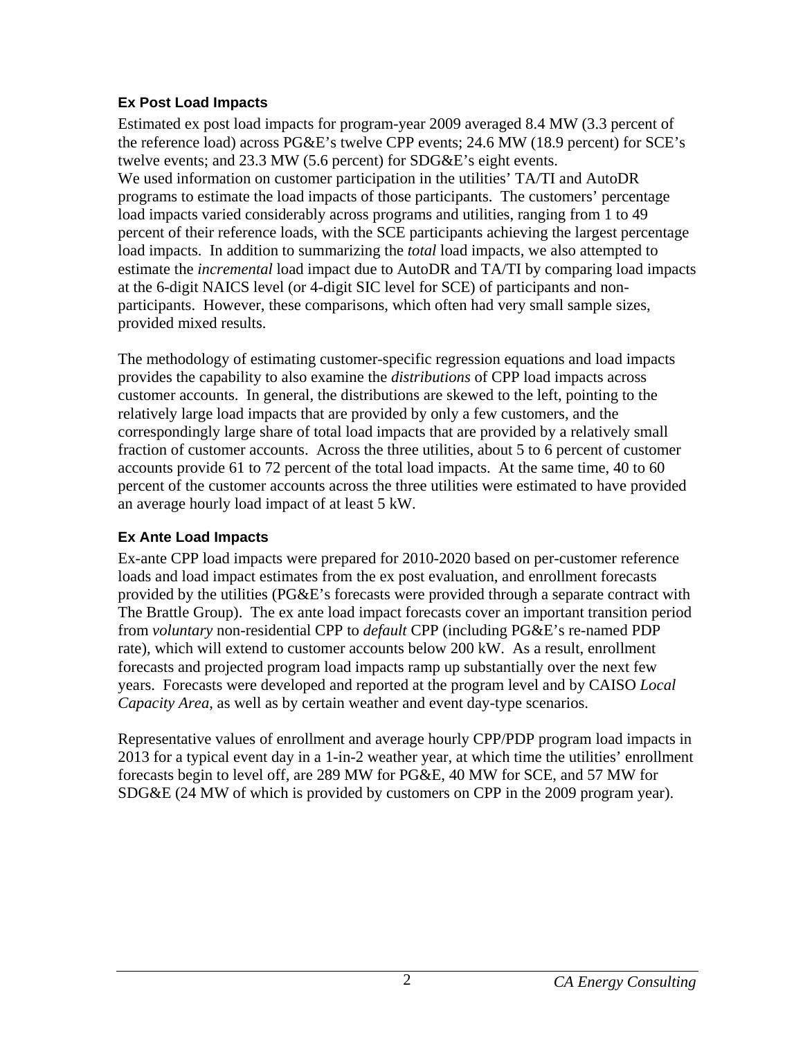### Ex Post Load Impacts

Estimated ex post load impacts for program-year 2009 averaged 8.4 MW (3.3 percent of the reference load) across PG&E's twelve CPP events; 24.6 MW (18.9 percent) for SCE's twelve events; and 23.3 MW (5.6 percent) for SDG&E's eight events.
We used information on customer participation in the utilities' TA/TI and AutoDR programs to estimate the load impacts of those participants. The customers' percentage load impacts varied considerably across programs and utilities, ranging from 1 to 49 percent of their reference loads, with the SCE participants achieving the largest percentage load impacts. In addition to summarizing the *total* load impacts, we also attempted to estimate the *incremental* load impact due to AutoDR and TA/TI by comparing load impacts at the 6-digit NAICS level (or 4-digit SIC level for SCE) of participants and non-participants. However, these comparisons, which often had very small sample sizes, provided mixed results.

The methodology of estimating customer-specific regression equations and load impacts provides the capability to also examine the *distributions* of CPP load impacts across customer accounts. In general, the distributions are skewed to the left, pointing to the relatively large load impacts that are provided by only a few customers, and the correspondingly large share of total load impacts that are provided by a relatively small fraction of customer accounts. Across the three utilities, about 5 to 6 percent of customer accounts provide 61 to 72 percent of the total load impacts. At the same time, 40 to 60 percent of the customer accounts across the three utilities were estimated to have provided an average hourly load impact of at least 5 kW.

### Ex Ante Load Impacts

Ex-ante CPP load impacts were prepared for 2010-2020 based on per-customer reference loads and load impact estimates from the ex post evaluation, and enrollment forecasts provided by the utilities (PG&E's forecasts were provided through a separate contract with The Brattle Group). The ex ante load impact forecasts cover an important transition period from *voluntary* non-residential CPP to *default* CPP (including PG&E's re-named PDP rate), which will extend to customer accounts below 200 kW. As a result, enrollment forecasts and projected program load impacts ramp up substantially over the next few years. Forecasts were developed and reported at the program level and by CAISO *Local Capacity Area*, as well as by certain weather and event day-type scenarios.

Representative values of enrollment and average hourly CPP/PDP program load impacts in 2013 for a typical event day in a 1-in-2 weather year, at which time the utilities' enrollment forecasts begin to level off, are 289 MW for PG&E, 40 MW for SCE, and 57 MW for SDG&E (24 MW of which is provided by customers on CPP in the 2009 program year).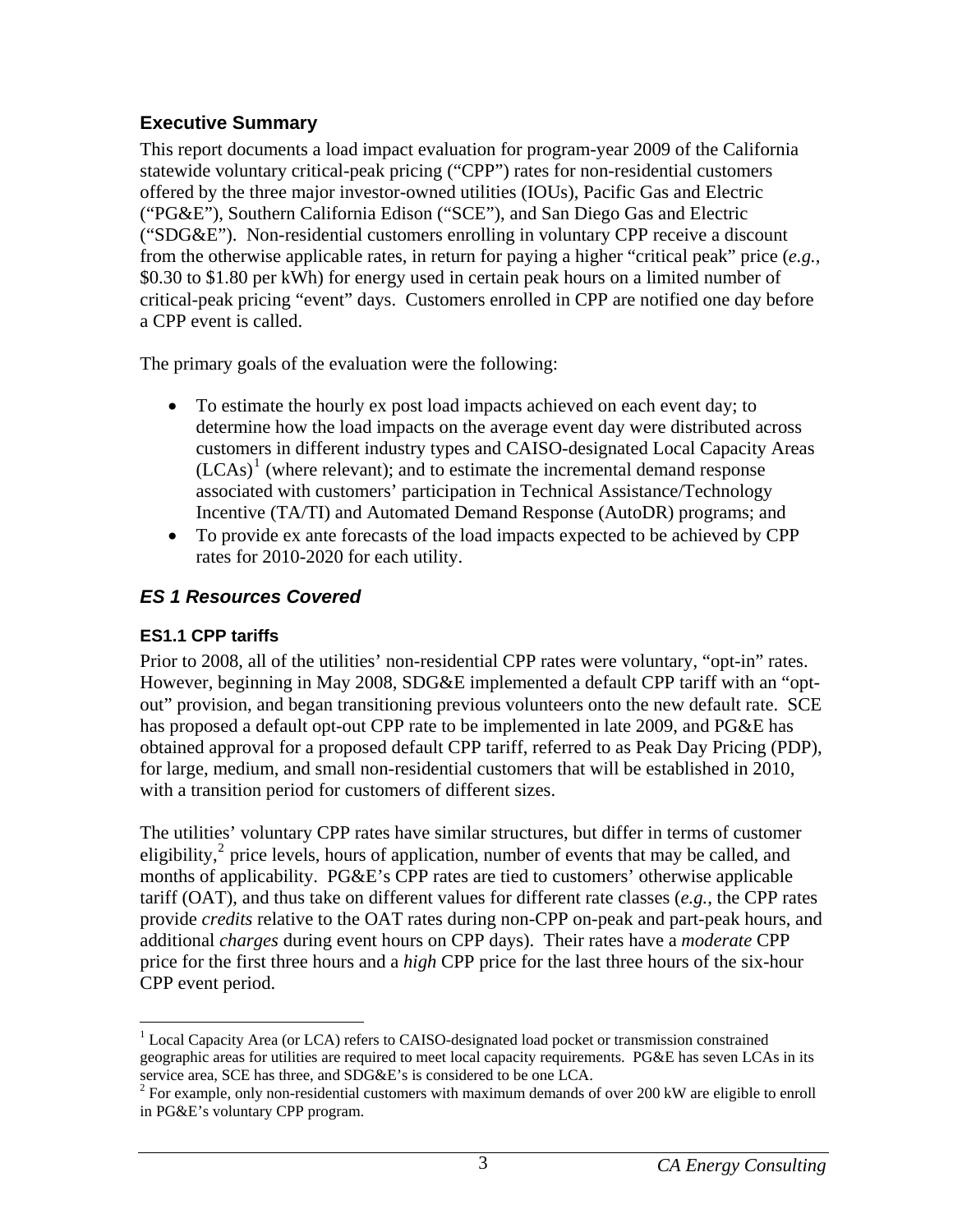## Executive Summary

This report documents a load impact evaluation for program-year 2009 of the California statewide voluntary critical-peak pricing ("CPP") rates for non-residential customers offered by the three major investor-owned utilities (IOUs), Pacific Gas and Electric ("PG&E"), Southern California Edison ("SCE"), and San Diego Gas and Electric ("SDG&E"). Non-residential customers enrolling in voluntary CPP receive a discount from the otherwise applicable rates, in return for paying a higher "critical peak" price (*e.g.*, $0.30 to $1.80 per kWh) for energy used in certain peak hours on a limited number of critical-peak pricing "event" days. Customers enrolled in CPP are notified one day before a CPP event is called.

The primary goals of the evaluation were the following:

- To estimate the hourly ex post load impacts achieved on each event day; to determine how the load impacts on the average event day were distributed across customers in different industry types and CAISO-designated Local Capacity Areas (LCAs)[1] (where relevant); and to estimate the incremental demand response associated with customers' participation in Technical Assistance/Technology Incentive (TA/TI) and Automated Demand Response (AutoDR) programs; and
- To provide ex ante forecasts of the load impacts expected to be achieved by CPP rates for 2010-2020 for each utility.

## *ES 1 Resources Covered*

### ES1.1 CPP tariffs

Prior to 2008, all of the utilities' non-residential CPP rates were voluntary, "opt-in" rates. However, beginning in May 2008, SDG&E implemented a default CPP tariff with an "opt-out" provision, and began transitioning previous volunteers onto the new default rate. SCE has proposed a default opt-out CPP rate to be implemented in late 2009, and PG&E has obtained approval for a proposed default CPP tariff, referred to as Peak Day Pricing (PDP), for large, medium, and small non-residential customers that will be established in 2010, with a transition period for customers of different sizes.

The utilities' voluntary CPP rates have similar structures, but differ in terms of customer eligibility,[2] price levels, hours of application, number of events that may be called, and months of applicability. PG&E's CPP rates are tied to customers' otherwise applicable tariff (OAT), and thus take on different values for different rate classes (*e.g.*, the CPP rates provide *credits* relative to the OAT rates during non-CPP on-peak and part-peak hours, and additional *charges* during event hours on CPP days). Their rates have a *moderate* CPP price for the first three hours and a *high* CPP price for the last three hours of the six-hour CPP event period.

---

[1] Local Capacity Area (or LCA) refers to CAISO-designated load pocket or transmission constrained geographic areas for utilities are required to meet local capacity requirements. PG&E has seven LCAs in its service area, SCE has three, and SDG&E's is considered to be one LCA.

[2] For example, only non-residential customers with maximum demands of over 200 kW are eligible to enroll in PG&E's voluntary CPP program.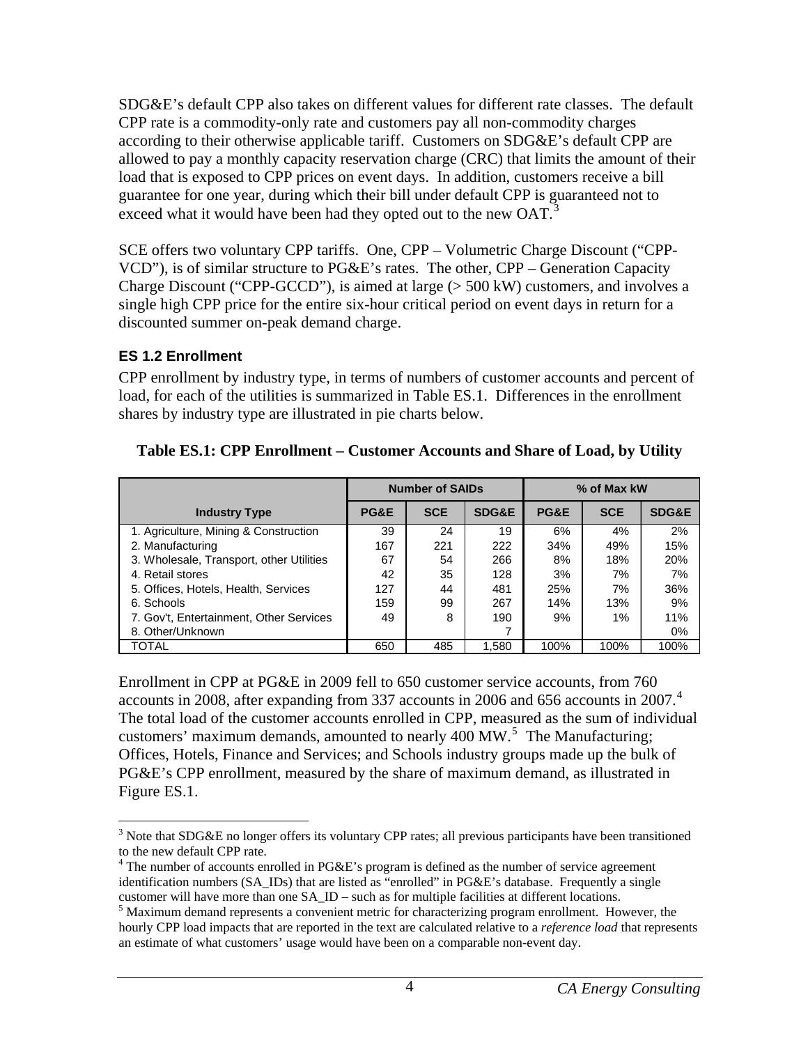SDG&E's default CPP also takes on different values for different rate classes. The default CPP rate is a commodity-only rate and customers pay all non-commodity charges according to their otherwise applicable tariff. Customers on SDG&E's default CPP are allowed to pay a monthly capacity reservation charge (CRC) that limits the amount of their load that is exposed to CPP prices on event days. In addition, customers receive a bill guarantee for one year, during which their bill under default CPP is guaranteed not to exceed what it would have been had they opted out to the new OAT.[3]

SCE offers two voluntary CPP tariffs. One, CPP – Volumetric Charge Discount ("CPP-VCD"), is of similar structure to PG&E's rates. The other, CPP – Generation Capacity Charge Discount ("CPP-GCCD"), is aimed at large (> 500 kW) customers, and involves a single high CPP price for the entire six-hour critical period on event days in return for a discounted summer on-peak demand charge.

### ES 1.2 Enrollment

CPP enrollment by industry type, in terms of numbers of customer accounts and percent of load, for each of the utilities is summarized in Table ES.1. Differences in the enrollment shares by industry type are illustrated in pie charts below.

**Table ES.1: CPP Enrollment – Customer Accounts and Share of Load, by Utility**

| | Number of SAIDs | | | % of Max kW | | |
|---|---|---|---|---|---|---|
| **Industry Type** | **PG&E** | **SCE** | **SDG&E** | **PG&E** | **SCE** | **SDG&E** |
| 1. Agriculture, Mining & Construction | 39 | 24 | 19 | 6% | 4% | 2% |
| 2. Manufacturing | 167 | 221 | 222 | 34% | 49% | 15% |
| 3. Wholesale, Transport, other Utilities | 67 | 54 | 266 | 8% | 18% | 20% |
| 4. Retail stores | 42 | 35 | 128 | 3% | 7% | 7% |
| 5. Offices, Hotels, Health, Services | 127 | 44 | 481 | 25% | 7% | 36% |
| 6. Schools | 159 | 99 | 267 | 14% | 13% | 9% |
| 7. Gov't, Entertainment, Other Services | 49 | 8 | 190 | 9% | 1% | 11% |
| 8. Other/Unknown | | | 7 | | | 0% |
| TOTAL | 650 | 485 | 1,580 | 100% | 100% | 100% |

Enrollment in CPP at PG&E in 2009 fell to 650 customer service accounts, from 760 accounts in 2008, after expanding from 337 accounts in 2006 and 656 accounts in 2007.[4] The total load of the customer accounts enrolled in CPP, measured as the sum of individual customers' maximum demands, amounted to nearly 400 MW.[5] The Manufacturing; Offices, Hotels, Finance and Services; and Schools industry groups made up the bulk of PG&E's CPP enrollment, measured by the share of maximum demand, as illustrated in Figure ES.1.

[3] Note that SDG&E no longer offers its voluntary CPP rates; all previous participants have been transitioned to the new default CPP rate.

[4] The number of accounts enrolled in PG&E's program is defined as the number of service agreement identification numbers (SA_IDs) that are listed as "enrolled" in PG&E's database. Frequently a single customer will have more than one SA_ID – such as for multiple facilities at different locations.

[5] Maximum demand represents a convenient metric for characterizing program enrollment. However, the hourly CPP load impacts that are reported in the text are calculated relative to a *reference load* that represents an estimate of what customers' usage would have been on a comparable non-event day.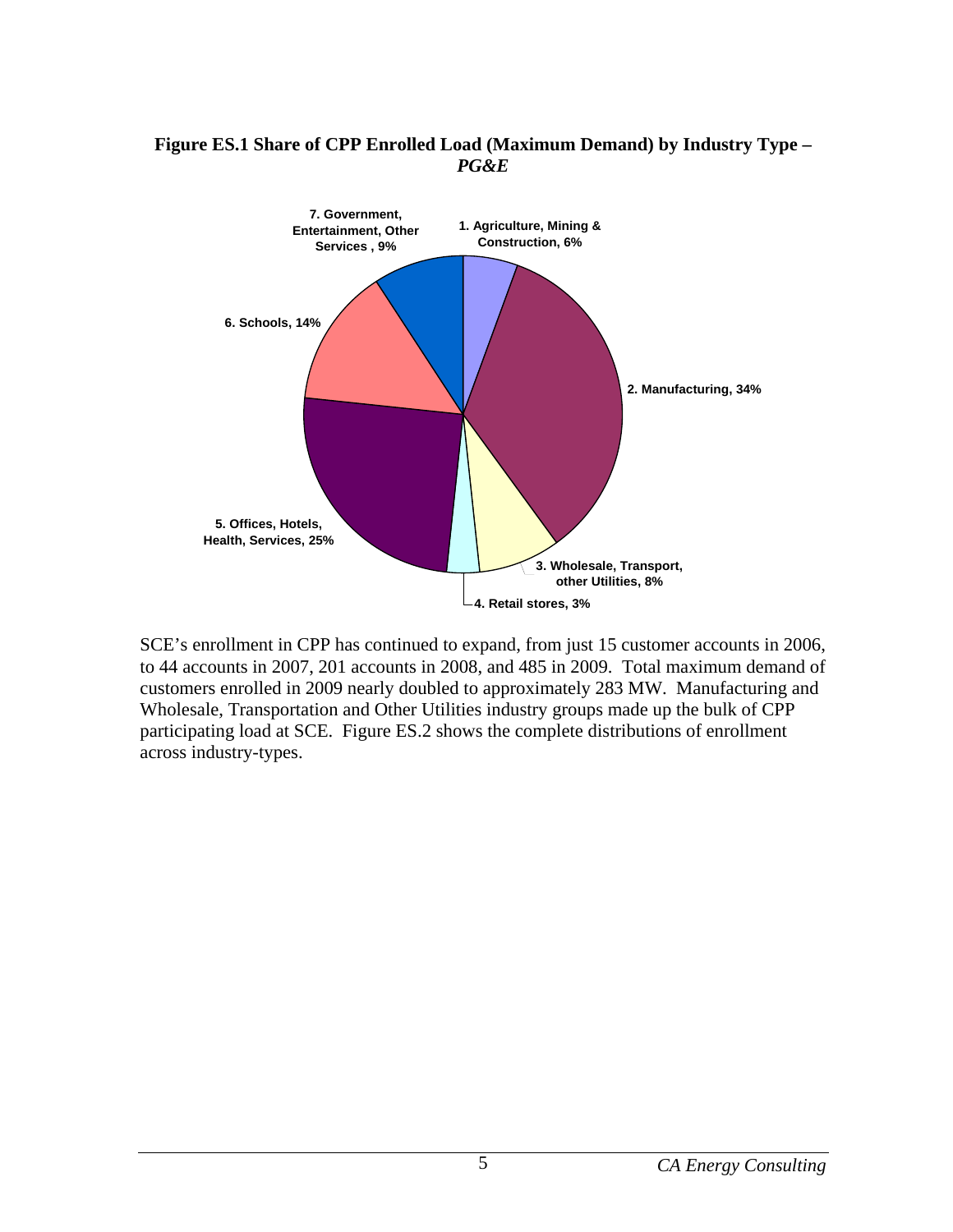**Figure ES.1 Share of CPP Enrolled Load (Maximum Demand) by Industry Type – *PG&E***

SCE's enrollment in CPP has continued to expand, from just 15 customer accounts in 2006, to 44 accounts in 2007, 201 accounts in 2008, and 485 in 2009. Total maximum demand of customers enrolled in 2009 nearly doubled to approximately 283 MW. Manufacturing and Wholesale, Transportation and Other Utilities industry groups made up the bulk of CPP participating load at SCE. Figure ES.2 shows the complete distributions of enrollment across industry-types.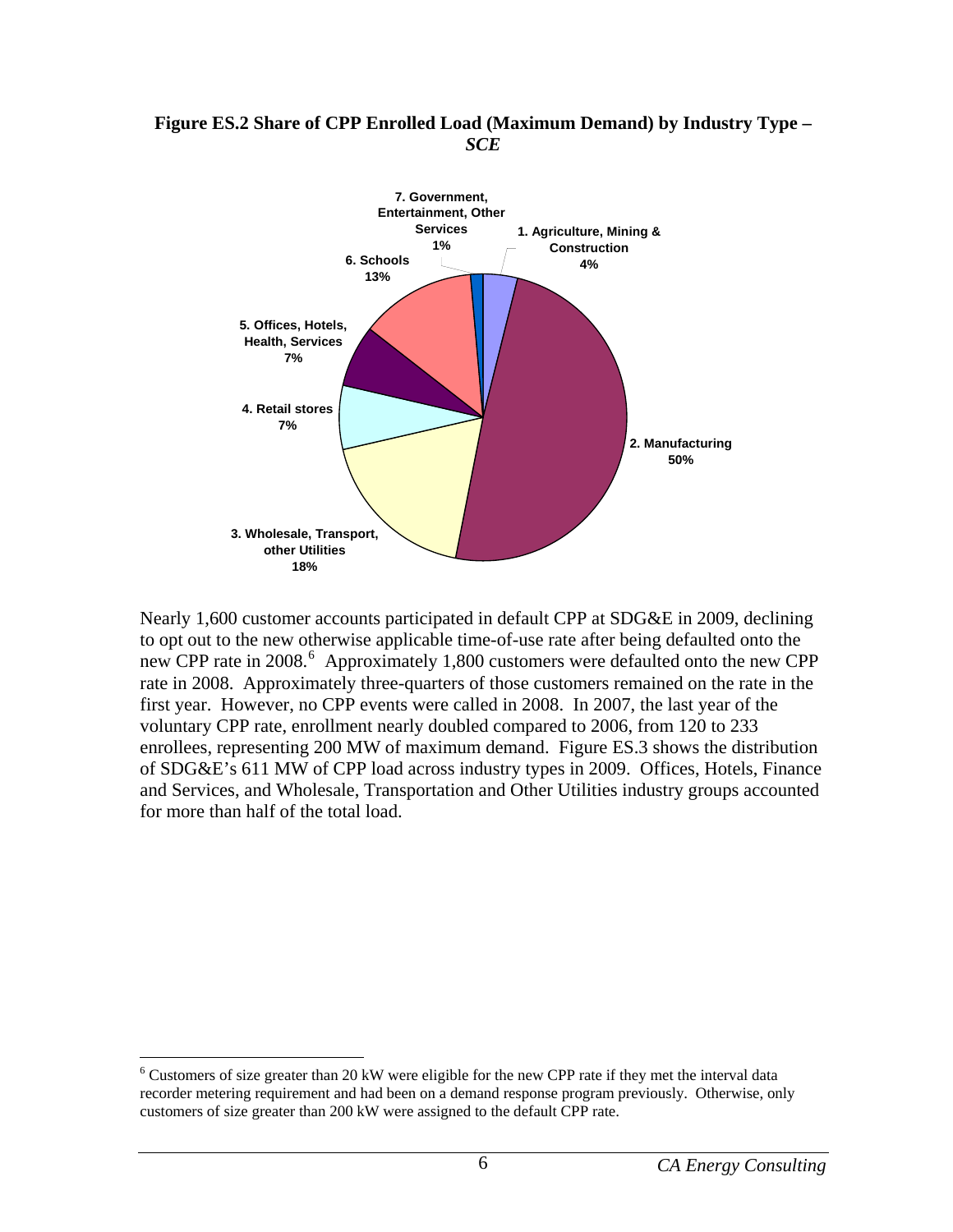**Figure ES.2 Share of CPP Enrolled Load (Maximum Demand) by Industry Type – *SCE***

Nearly 1,600 customer accounts participated in default CPP at SDG&E in 2009, declining to opt out to the new otherwise applicable time-of-use rate after being defaulted onto the new CPP rate in 2008.[6] Approximately 1,800 customers were defaulted onto the new CPP rate in 2008. Approximately three-quarters of those customers remained on the rate in the first year. However, no CPP events were called in 2008. In 2007, the last year of the voluntary CPP rate, enrollment nearly doubled compared to 2006, from 120 to 233 enrollees, representing 200 MW of maximum demand. Figure ES.3 shows the distribution of SDG&E's 611 MW of CPP load across industry types in 2009. Offices, Hotels, Finance and Services, and Wholesale, Transportation and Other Utilities industry groups accounted for more than half of the total load.

---

[6] Customers of size greater than 20 kW were eligible for the new CPP rate if they met the interval data recorder metering requirement and had been on a demand response program previously. Otherwise, only customers of size greater than 200 kW were assigned to the default CPP rate.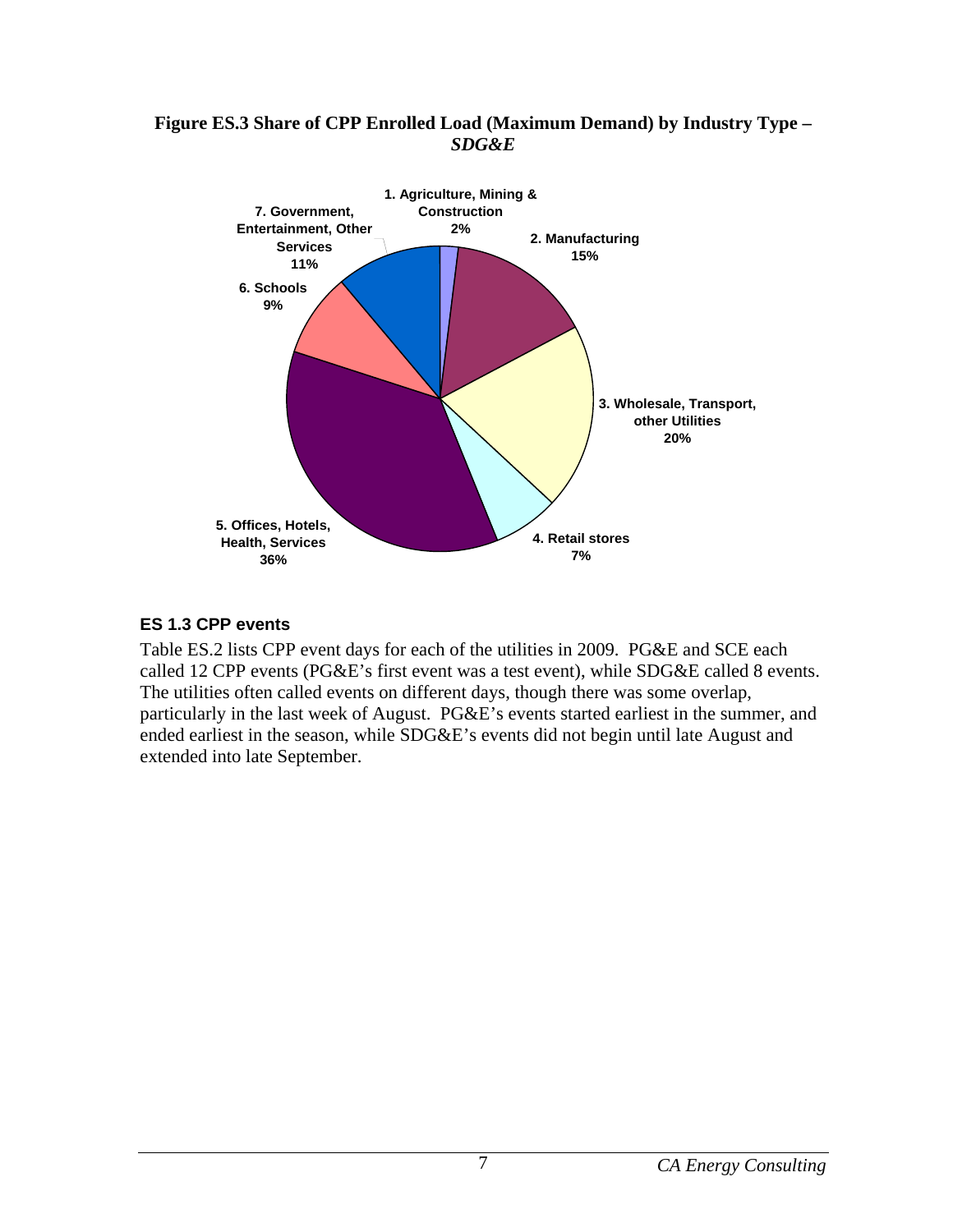**Figure ES.3 Share of CPP Enrolled Load (Maximum Demand) by Industry Type – *SDG&E***

1. Agriculture, Mining & Construction 2%
2. Manufacturing 15%
3. Wholesale, Transport, other Utilities 20%
4. Retail stores 7%
5. Offices, Hotels, Health, Services 36%
6. Schools 9%
7. Government, Entertainment, Other Services 11%

### ES 1.3 CPP events

Table ES.2 lists CPP event days for each of the utilities in 2009. PG&E and SCE each called 12 CPP events (PG&E's first event was a test event), while SDG&E called 8 events. The utilities often called events on different days, though there was some overlap, particularly in the last week of August. PG&E's events started earliest in the summer, and ended earliest in the season, while SDG&E's events did not begin until late August and extended into late September.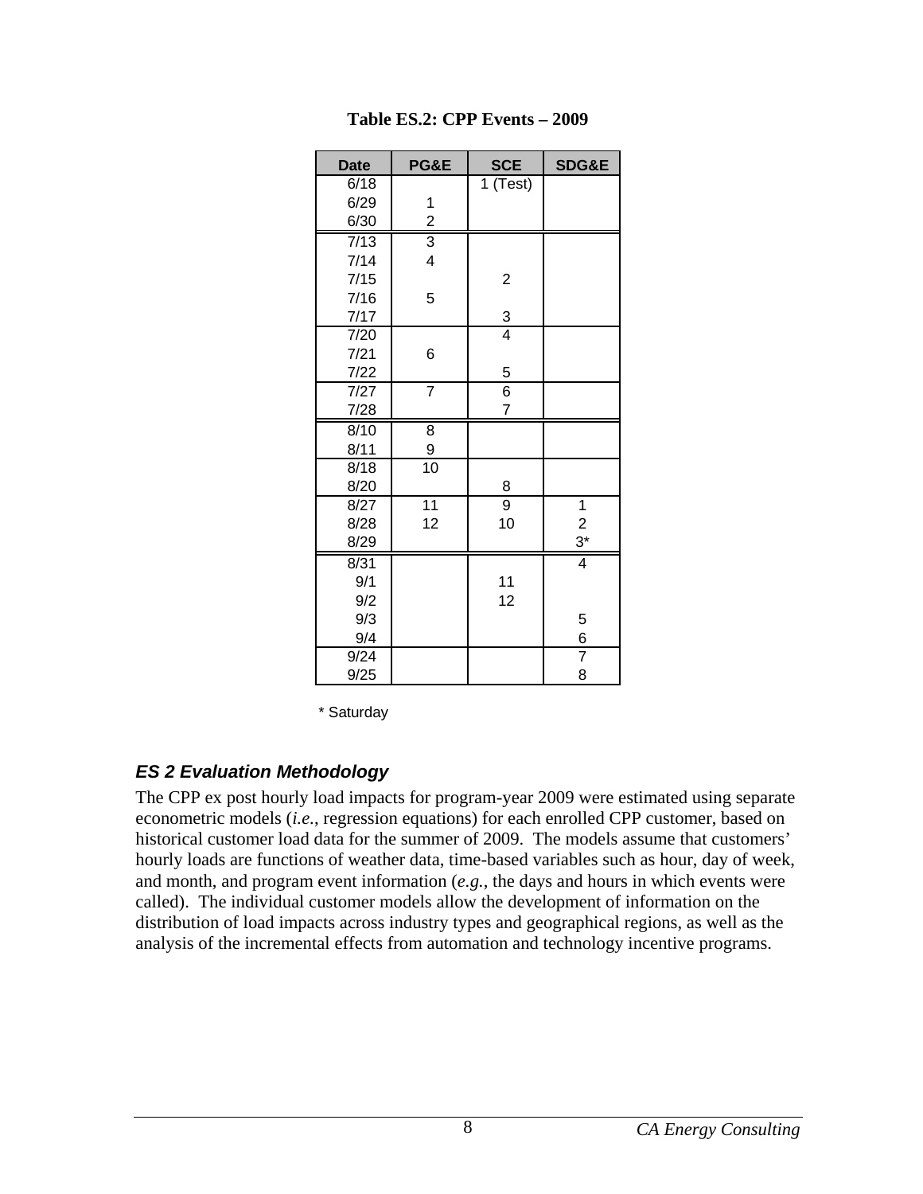**Table ES.2: CPP Events – 2009**

| Date | PG&E | SCE | SDG&E |
|---|---|---|---|
| 6/18 | | 1 (Test) | |
| 6/29 | 1 | | |
| 6/30 | 2 | | |
| 7/13 | 3 | | |
| 7/14 | 4 | | |
| 7/15 | | 2 | |
| 7/16 | 5 | | |
| 7/17 | | 3 | |
| 7/20 | | 4 | |
| 7/21 | 6 | | |
| 7/22 | | 5 | |
| 7/27 | 7 | 6 | |
| 7/28 | | 7 | |
| 8/10 | 8 | | |
| 8/11 | 9 | | |
| 8/18 | 10 | | |
| 8/20 | | 8 | |
| 8/27 | 11 | 9 | 1 |
| 8/28 | 12 | 10 | 2 |
| 8/29 | | | 3* |
| 8/31 | | | 4 |
| 9/1 | | 11 | |
| 9/2 | | 12 | |
| 9/3 | | | 5 |
| 9/4 | | | 6 |
| 9/24 | | | 7 |
| 9/25 | | | 8 |

\* Saturday

### *ES 2 Evaluation Methodology*

The CPP ex post hourly load impacts for program-year 2009 were estimated using separate econometric models (*i.e.*, regression equations) for each enrolled CPP customer, based on historical customer load data for the summer of 2009. The models assume that customers' hourly loads are functions of weather data, time-based variables such as hour, day of week, and month, and program event information (*e.g.*, the days and hours in which events were called). The individual customer models allow the development of information on the distribution of load impacts across industry types and geographical regions, as well as the analysis of the incremental effects from automation and technology incentive programs.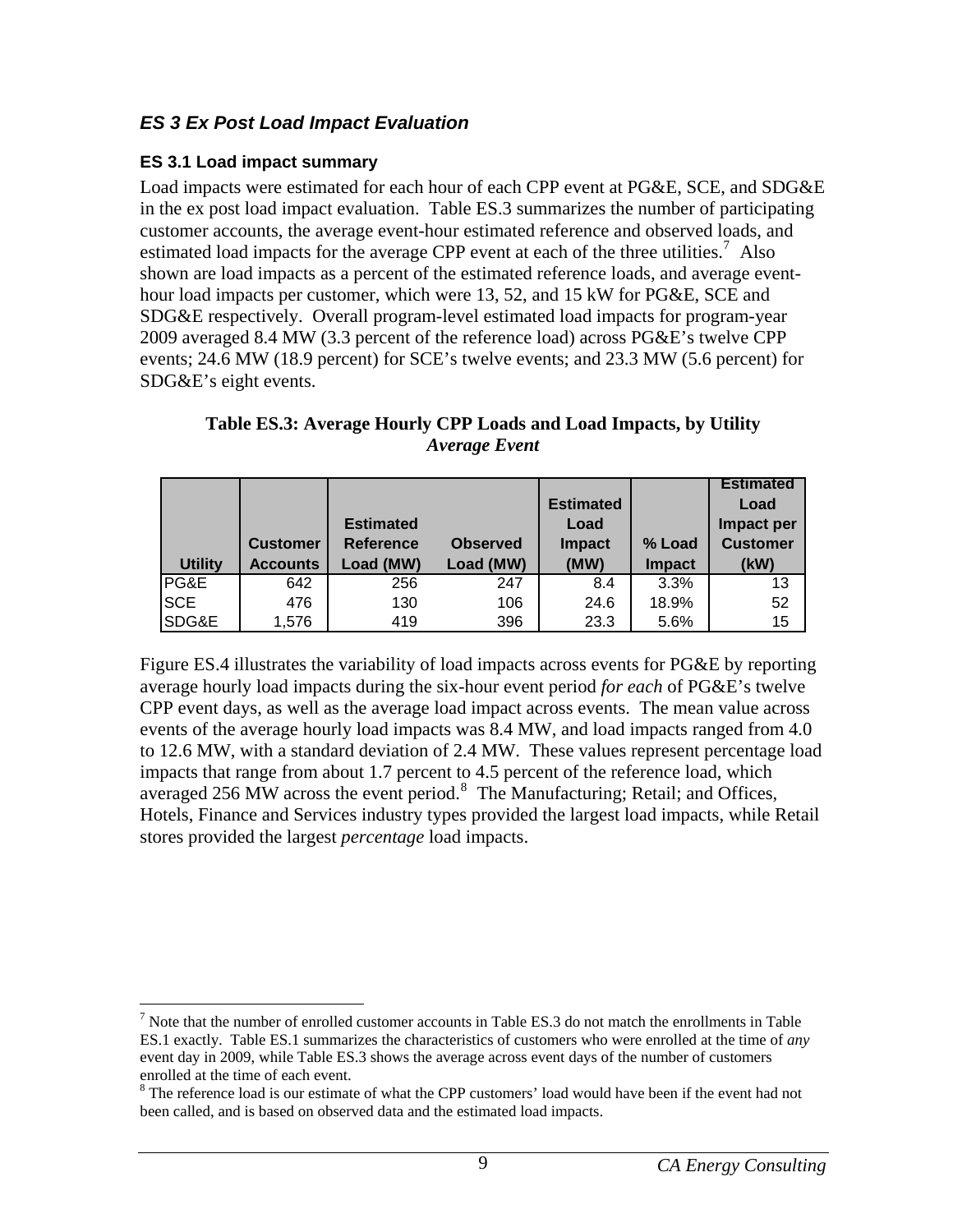### *ES 3 Ex Post Load Impact Evaluation*

#### ES 3.1 Load impact summary

Load impacts were estimated for each hour of each CPP event at PG&E, SCE, and SDG&E in the ex post load impact evaluation. Table ES.3 summarizes the number of participating customer accounts, the average event-hour estimated reference and observed loads, and estimated load impacts for the average CPP event at each of the three utilities.[7] Also shown are load impacts as a percent of the estimated reference loads, and average event-hour load impacts per customer, which were 13, 52, and 15 kW for PG&E, SCE and SDG&E respectively. Overall program-level estimated load impacts for program-year 2009 averaged 8.4 MW (3.3 percent of the reference load) across PG&E's twelve CPP events; 24.6 MW (18.9 percent) for SCE's twelve events; and 23.3 MW (5.6 percent) for SDG&E's eight events.

**Table ES.3: Average Hourly CPP Loads and Load Impacts, by Utility**
***Average Event***

| Utility | Customer Accounts | Estimated Reference Load (MW) | Observed Load (MW) | Estimated Load Impact (MW) | % Load Impact | Estimated Load Impact per Customer (kW) |
|---|---|---|---|---|---|---|
| PG&E | 642 | 256 | 247 | 8.4 | 3.3% | 13 |
| SCE | 476 | 130 | 106 | 24.6 | 18.9% | 52 |
| SDG&E | 1,576 | 419 | 396 | 23.3 | 5.6% | 15 |

Figure ES.4 illustrates the variability of load impacts across events for PG&E by reporting average hourly load impacts during the six-hour event period *for each* of PG&E's twelve CPP event days, as well as the average load impact across events. The mean value across events of the average hourly load impacts was 8.4 MW, and load impacts ranged from 4.0 to 12.6 MW, with a standard deviation of 2.4 MW. These values represent percentage load impacts that range from about 1.7 percent to 4.5 percent of the reference load, which averaged 256 MW across the event period.[8] The Manufacturing; Retail; and Offices, Hotels, Finance and Services industry types provided the largest load impacts, while Retail stores provided the largest *percentage* load impacts.

[7] Note that the number of enrolled customer accounts in Table ES.3 do not match the enrollments in Table ES.1 exactly. Table ES.1 summarizes the characteristics of customers who were enrolled at the time of *any* event day in 2009, while Table ES.3 shows the average across event days of the number of customers enrolled at the time of each event.

[8] The reference load is our estimate of what the CPP customers' load would have been if the event had not been called, and is based on observed data and the estimated load impacts.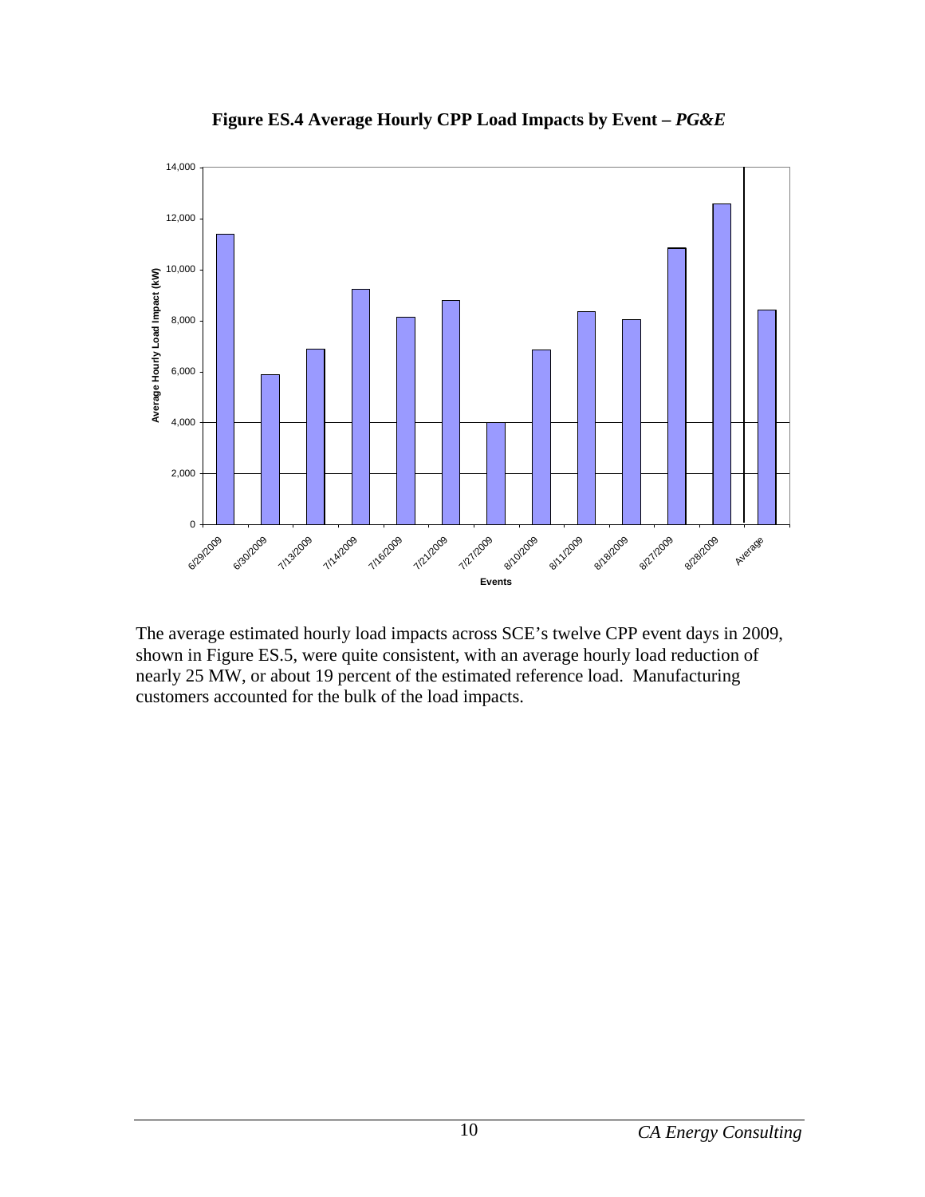**Figure ES.4 Average Hourly CPP Load Impacts by Event –** ***PG&E***

The average estimated hourly load impacts across SCE's twelve CPP event days in 2009, shown in Figure ES.5, were quite consistent, with an average hourly load reduction of nearly 25 MW, or about 19 percent of the estimated reference load. Manufacturing customers accounted for the bulk of the load impacts.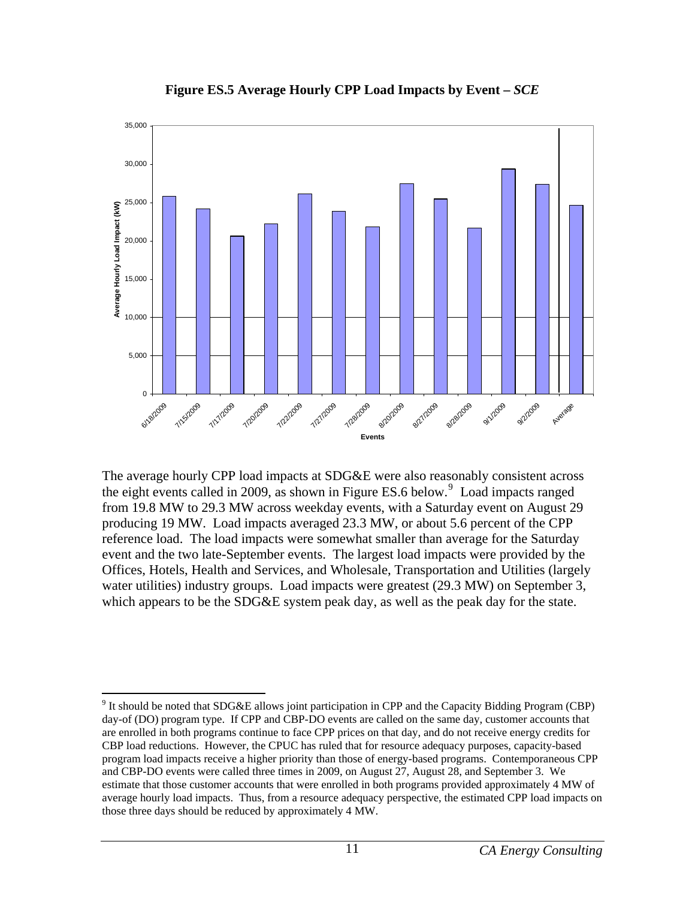**Figure ES.5 Average Hourly CPP Load Impacts by Event – *SCE***

The average hourly CPP load impacts at SDG&E were also reasonably consistent across the eight events called in 2009, as shown in Figure ES.6 below.[9] Load impacts ranged from 19.8 MW to 29.3 MW across weekday events, with a Saturday event on August 29 producing 19 MW. Load impacts averaged 23.3 MW, or about 5.6 percent of the CPP reference load. The load impacts were somewhat smaller than average for the Saturday event and the two late-September events. The largest load impacts were provided by the Offices, Hotels, Health and Services, and Wholesale, Transportation and Utilities (largely water utilities) industry groups. Load impacts were greatest (29.3 MW) on September 3, which appears to be the SDG&E system peak day, as well as the peak day for the state.

[9] It should be noted that SDG&E allows joint participation in CPP and the Capacity Bidding Program (CBP) day-of (DO) program type. If CPP and CBP-DO events are called on the same day, customer accounts that are enrolled in both programs continue to face CPP prices on that day, and do not receive energy credits for CBP load reductions. However, the CPUC has ruled that for resource adequacy purposes, capacity-based program load impacts receive a higher priority than those of energy-based programs. Contemporaneous CPP and CBP-DO events were called three times in 2009, on August 27, August 28, and September 3. We estimate that those customer accounts that were enrolled in both programs provided approximately 4 MW of average hourly load impacts. Thus, from a resource adequacy perspective, the estimated CPP load impacts on those three days should be reduced by approximately 4 MW.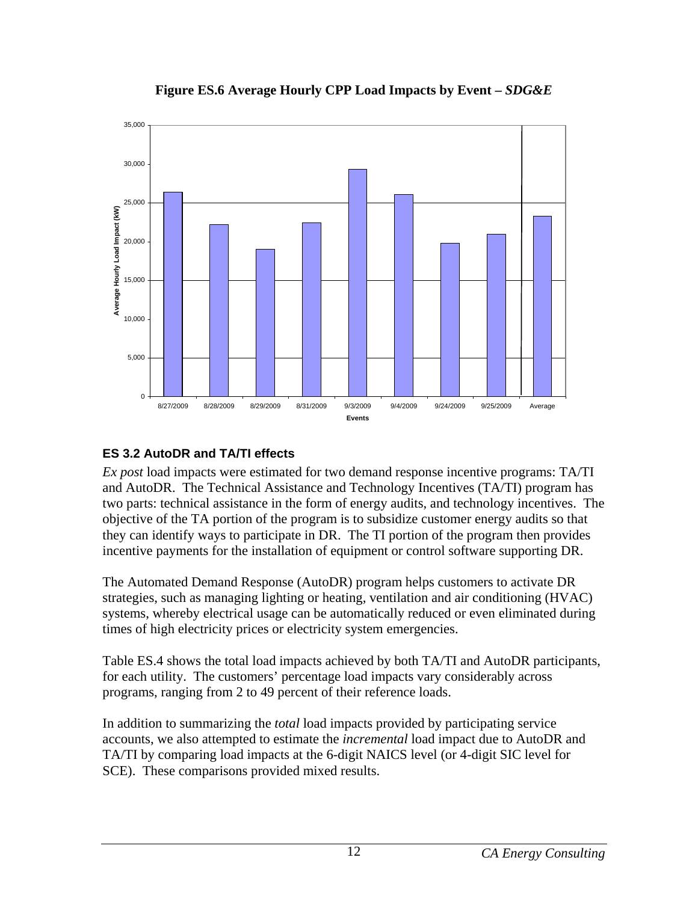**Figure ES.6 Average Hourly CPP Load Impacts by Event – *SDG&E***

## ES 3.2 AutoDR and TA/TI effects

*Ex post* load impacts were estimated for two demand response incentive programs: TA/TI and AutoDR. The Technical Assistance and Technology Incentives (TA/TI) program has two parts: technical assistance in the form of energy audits, and technology incentives. The objective of the TA portion of the program is to subsidize customer energy audits so that they can identify ways to participate in DR. The TI portion of the program then provides incentive payments for the installation of equipment or control software supporting DR.

The Automated Demand Response (AutoDR) program helps customers to activate DR strategies, such as managing lighting or heating, ventilation and air conditioning (HVAC) systems, whereby electrical usage can be automatically reduced or even eliminated during times of high electricity prices or electricity system emergencies.

Table ES.4 shows the total load impacts achieved by both TA/TI and AutoDR participants, for each utility. The customers' percentage load impacts vary considerably across programs, ranging from 2 to 49 percent of their reference loads.

In addition to summarizing the *total* load impacts provided by participating service accounts, we also attempted to estimate the *incremental* load impact due to AutoDR and TA/TI by comparing load impacts at the 6-digit NAICS level (or 4-digit SIC level for SCE). These comparisons provided mixed results.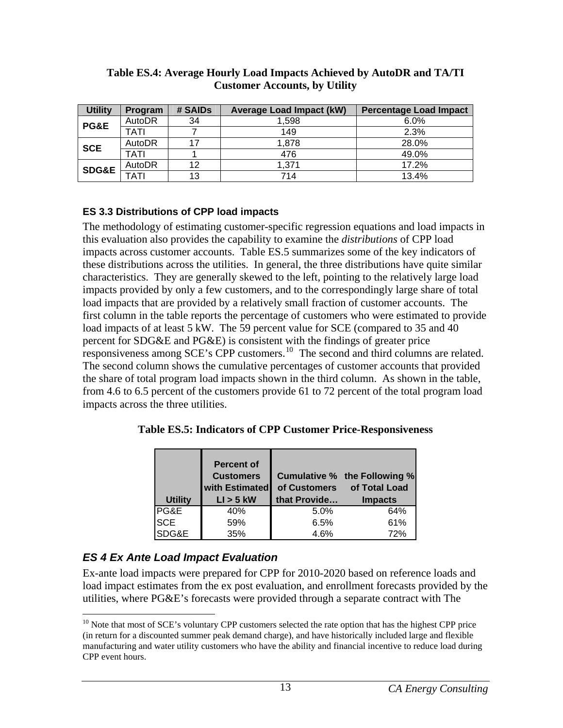**Table ES.4: Average Hourly Load Impacts Achieved by AutoDR and TA/TI Customer Accounts, by Utility**

| Utility | Program | # SAIDs | Average Load Impact (kW) | Percentage Load Impact |
|---|---|---|---|---|
| PG&E | AutoDR | 34 | 1,598 | 6.0% |
| | TATI | 7 | 149 | 2.3% |
| SCE | AutoDR | 17 | 1,878 | 28.0% |
| | TATI | 1 | 476 | 49.0% |
| SDG&E | AutoDR | 12 | 1,371 | 17.2% |
| | TATI | 13 | 714 | 13.4% |

#### ES 3.3 Distributions of CPP load impacts

The methodology of estimating customer-specific regression equations and load impacts in this evaluation also provides the capability to examine the *distributions* of CPP load impacts across customer accounts. Table ES.5 summarizes some of the key indicators of these distributions across the utilities. In general, the three distributions have quite similar characteristics. They are generally skewed to the left, pointing to the relatively large load impacts provided by only a few customers, and to the correspondingly large share of total load impacts that are provided by a relatively small fraction of customer accounts. The first column in the table reports the percentage of customers who were estimated to provide load impacts of at least 5 kW. The 59 percent value for SCE (compared to 35 and 40 percent for SDG&E and PG&E) is consistent with the findings of greater price responsiveness among SCE's CPP customers.[10] The second and third columns are related. The second column shows the cumulative percentages of customer accounts that provided the share of total program load impacts shown in the third column. As shown in the table, from 4.6 to 6.5 percent of the customers provide 61 to 72 percent of the total program load impacts across the three utilities.

**Table ES.5: Indicators of CPP Customer Price-Responsiveness**

| Utility | Percent of Customers with Estimated LI > 5 kW | Cumulative % of Customers that Provide… | the Following % of Total Load Impacts |
|---|---|---|---|
| PG&E | 40% | 5.0% | 64% |
| SCE | 59% | 6.5% | 61% |
| SDG&E | 35% | 4.6% | 72% |

### *ES 4 Ex Ante Load Impact Evaluation*

Ex-ante load impacts were prepared for CPP for 2010-2020 based on reference loads and load impact estimates from the ex post evaluation, and enrollment forecasts provided by the utilities, where PG&E's forecasts were provided through a separate contract with The

[10] Note that most of SCE's voluntary CPP customers selected the rate option that has the highest CPP price (in return for a discounted summer peak demand charge), and have historically included large and flexible manufacturing and water utility customers who have the ability and financial incentive to reduce load during CPP event hours.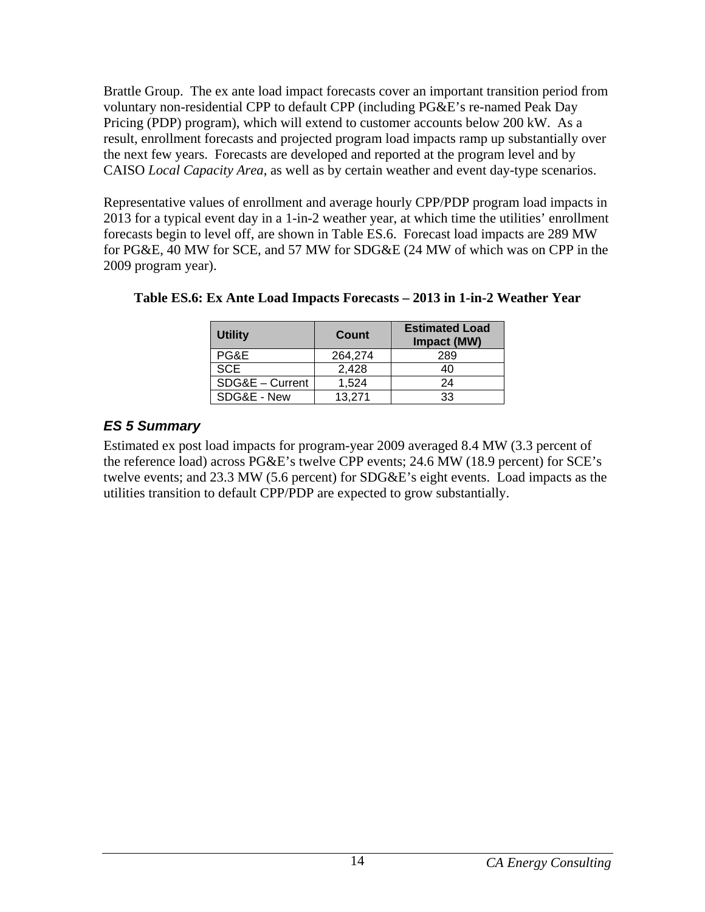Brattle Group. The ex ante load impact forecasts cover an important transition period from voluntary non-residential CPP to default CPP (including PG&E's re-named Peak Day Pricing (PDP) program), which will extend to customer accounts below 200 kW. As a result, enrollment forecasts and projected program load impacts ramp up substantially over the next few years. Forecasts are developed and reported at the program level and by CAISO *Local Capacity Area*, as well as by certain weather and event day-type scenarios.

Representative values of enrollment and average hourly CPP/PDP program load impacts in 2013 for a typical event day in a 1-in-2 weather year, at which time the utilities' enrollment forecasts begin to level off, are shown in Table ES.6. Forecast load impacts are 289 MW for PG&E, 40 MW for SCE, and 57 MW for SDG&E (24 MW of which was on CPP in the 2009 program year).

**Table ES.6: Ex Ante Load Impacts Forecasts – 2013 in 1-in-2 Weather Year**

| Utility | Count | Estimated Load Impact (MW) |
|---|---|---|
| PG&E | 264,274 | 289 |
| SCE | 2,428 | 40 |
| SDG&E – Current | 1,524 | 24 |
| SDG&E - New | 13,271 | 33 |

### *ES 5 Summary*

Estimated ex post load impacts for program-year 2009 averaged 8.4 MW (3.3 percent of the reference load) across PG&E's twelve CPP events; 24.6 MW (18.9 percent) for SCE's twelve events; and 23.3 MW (5.6 percent) for SDG&E's eight events. Load impacts as the utilities transition to default CPP/PDP are expected to grow substantially.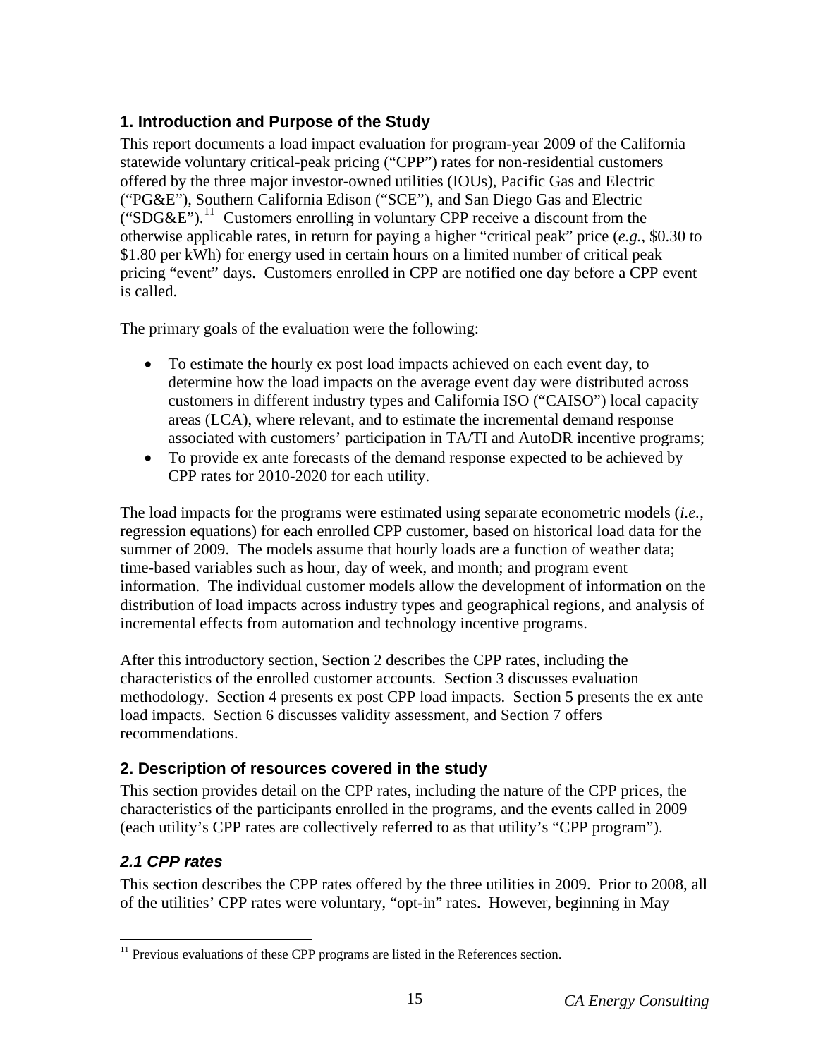## 1. Introduction and Purpose of the Study

This report documents a load impact evaluation for program-year 2009 of the California statewide voluntary critical-peak pricing ("CPP") rates for non-residential customers offered by the three major investor-owned utilities (IOUs), Pacific Gas and Electric ("PG&E"), Southern California Edison ("SCE"), and San Diego Gas and Electric ("SDG&E").[11] Customers enrolling in voluntary CPP receive a discount from the otherwise applicable rates, in return for paying a higher "critical peak" price (*e.g.*, \$0.30 to \$1.80 per kWh) for energy used in certain hours on a limited number of critical peak pricing "event" days. Customers enrolled in CPP are notified one day before a CPP event is called.

The primary goals of the evaluation were the following:

- To estimate the hourly ex post load impacts achieved on each event day, to determine how the load impacts on the average event day were distributed across customers in different industry types and California ISO ("CAISO") local capacity areas (LCA), where relevant, and to estimate the incremental demand response associated with customers' participation in TA/TI and AutoDR incentive programs;
- To provide ex ante forecasts of the demand response expected to be achieved by CPP rates for 2010-2020 for each utility.

The load impacts for the programs were estimated using separate econometric models (*i.e.*, regression equations) for each enrolled CPP customer, based on historical load data for the summer of 2009. The models assume that hourly loads are a function of weather data; time-based variables such as hour, day of week, and month; and program event information. The individual customer models allow the development of information on the distribution of load impacts across industry types and geographical regions, and analysis of incremental effects from automation and technology incentive programs.

After this introductory section, Section 2 describes the CPP rates, including the characteristics of the enrolled customer accounts. Section 3 discusses evaluation methodology. Section 4 presents ex post CPP load impacts. Section 5 presents the ex ante load impacts. Section 6 discusses validity assessment, and Section 7 offers recommendations.

## 2. Description of resources covered in the study

This section provides detail on the CPP rates, including the nature of the CPP prices, the characteristics of the participants enrolled in the programs, and the events called in 2009 (each utility's CPP rates are collectively referred to as that utility's "CPP program").

### *2.1 CPP rates*

This section describes the CPP rates offered by the three utilities in 2009. Prior to 2008, all of the utilities' CPP rates were voluntary, "opt-in" rates. However, beginning in May

[11] Previous evaluations of these CPP programs are listed in the References section.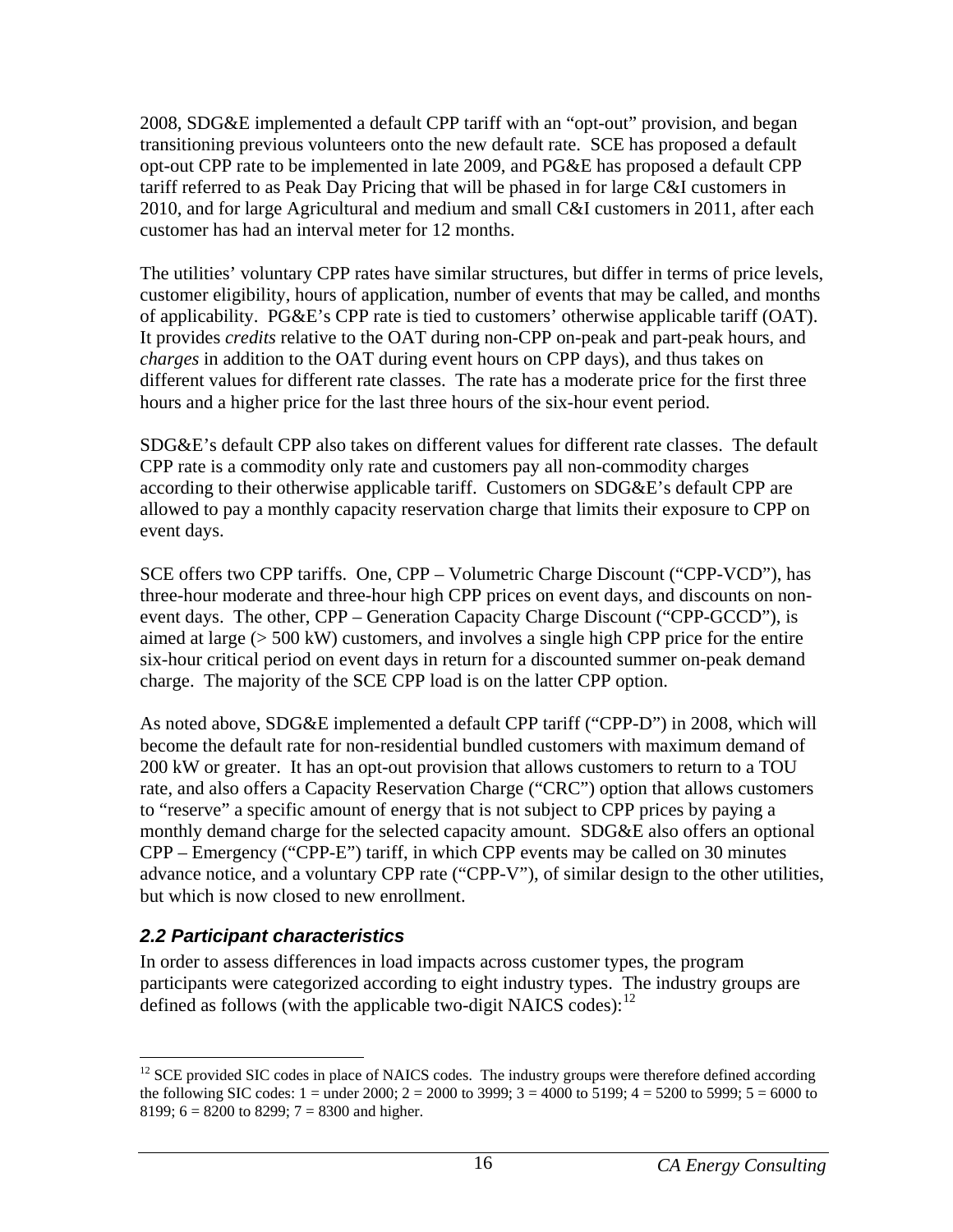2008, SDG&E implemented a default CPP tariff with an "opt-out" provision, and began transitioning previous volunteers onto the new default rate. SCE has proposed a default opt-out CPP rate to be implemented in late 2009, and PG&E has proposed a default CPP tariff referred to as Peak Day Pricing that will be phased in for large C&I customers in 2010, and for large Agricultural and medium and small C&I customers in 2011, after each customer has had an interval meter for 12 months.

The utilities' voluntary CPP rates have similar structures, but differ in terms of price levels, customer eligibility, hours of application, number of events that may be called, and months of applicability. PG&E's CPP rate is tied to customers' otherwise applicable tariff (OAT). It provides *credits* relative to the OAT during non-CPP on-peak and part-peak hours, and *charges* in addition to the OAT during event hours on CPP days), and thus takes on different values for different rate classes. The rate has a moderate price for the first three hours and a higher price for the last three hours of the six-hour event period.

SDG&E's default CPP also takes on different values for different rate classes. The default CPP rate is a commodity only rate and customers pay all non-commodity charges according to their otherwise applicable tariff. Customers on SDG&E's default CPP are allowed to pay a monthly capacity reservation charge that limits their exposure to CPP on event days.

SCE offers two CPP tariffs. One, CPP – Volumetric Charge Discount ("CPP-VCD"), has three-hour moderate and three-hour high CPP prices on event days, and discounts on non-event days. The other, CPP – Generation Capacity Charge Discount ("CPP-GCCD"), is aimed at large (> 500 kW) customers, and involves a single high CPP price for the entire six-hour critical period on event days in return for a discounted summer on-peak demand charge. The majority of the SCE CPP load is on the latter CPP option.

As noted above, SDG&E implemented a default CPP tariff ("CPP-D") in 2008, which will become the default rate for non-residential bundled customers with maximum demand of 200 kW or greater. It has an opt-out provision that allows customers to return to a TOU rate, and also offers a Capacity Reservation Charge ("CRC") option that allows customers to "reserve" a specific amount of energy that is not subject to CPP prices by paying a monthly demand charge for the selected capacity amount. SDG&E also offers an optional CPP – Emergency ("CPP-E") tariff, in which CPP events may be called on 30 minutes advance notice, and a voluntary CPP rate ("CPP-V"), of similar design to the other utilities, but which is now closed to new enrollment.

### *2.2 Participant characteristics*

In order to assess differences in load impacts across customer types, the program participants were categorized according to eight industry types. The industry groups are defined as follows (with the applicable two-digit NAICS codes):[12]

[12] SCE provided SIC codes in place of NAICS codes. The industry groups were therefore defined according the following SIC codes: 1 = under 2000; 2 = 2000 to 3999; 3 = 4000 to 5199; 4 = 5200 to 5999; 5 = 6000 to 8199; 6 = 8200 to 8299; 7 = 8300 and higher.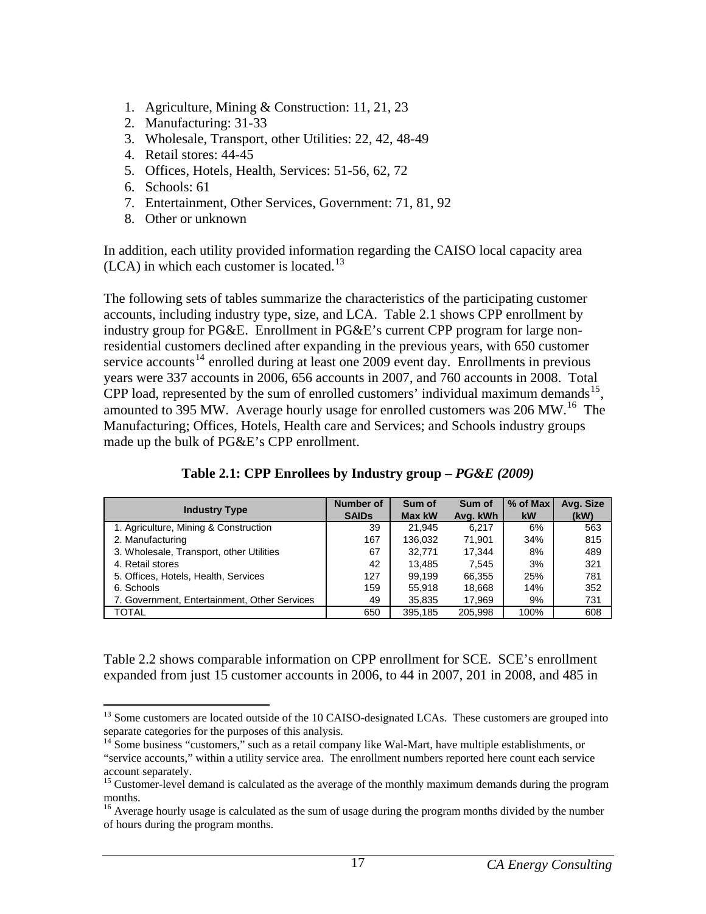1. Agriculture, Mining & Construction: 11, 21, 23
2. Manufacturing: 31-33
3. Wholesale, Transport, other Utilities: 22, 42, 48-49
4. Retail stores: 44-45
5. Offices, Hotels, Health, Services: 51-56, 62, 72
6. Schools: 61
7. Entertainment, Other Services, Government: 71, 81, 92
8. Other or unknown

In addition, each utility provided information regarding the CAISO local capacity area (LCA) in which each customer is located.[13]

The following sets of tables summarize the characteristics of the participating customer accounts, including industry type, size, and LCA. Table 2.1 shows CPP enrollment by industry group for PG&E. Enrollment in PG&E's current CPP program for large non-residential customers declined after expanding in the previous years, with 650 customer service accounts[14] enrolled during at least one 2009 event day. Enrollments in previous years were 337 accounts in 2006, 656 accounts in 2007, and 760 accounts in 2008. Total CPP load, represented by the sum of enrolled customers' individual maximum demands[15], amounted to 395 MW. Average hourly usage for enrolled customers was 206 MW.[16] The Manufacturing; Offices, Hotels, Health care and Services; and Schools industry groups made up the bulk of PG&E's CPP enrollment.

**Table 2.1: CPP Enrollees by Industry group – *PG&E (2009)***

| Industry Type | Number of SAIDs | Sum of Max kW | Sum of Avg. kWh | % of Max kW | Avg. Size (kW) |
|---|---|---|---|---|---|
| 1. Agriculture, Mining & Construction | 39 | 21,945 | 6,217 | 6% | 563 |
| 2. Manufacturing | 167 | 136,032 | 71,901 | 34% | 815 |
| 3. Wholesale, Transport, other Utilities | 67 | 32,771 | 17,344 | 8% | 489 |
| 4. Retail stores | 42 | 13,485 | 7,545 | 3% | 321 |
| 5. Offices, Hotels, Health, Services | 127 | 99,199 | 66,355 | 25% | 781 |
| 6. Schools | 159 | 55,918 | 18,668 | 14% | 352 |
| 7. Government, Entertainment, Other Services | 49 | 35,835 | 17,969 | 9% | 731 |
| TOTAL | 650 | 395,185 | 205,998 | 100% | 608 |

Table 2.2 shows comparable information on CPP enrollment for SCE. SCE's enrollment expanded from just 15 customer accounts in 2006, to 44 in 2007, 201 in 2008, and 485 in

---

[13] Some customers are located outside of the 10 CAISO-designated LCAs. These customers are grouped into separate categories for the purposes of this analysis.

[14] Some business "customers," such as a retail company like Wal-Mart, have multiple establishments, or "service accounts," within a utility service area. The enrollment numbers reported here count each service account separately.

[15] Customer-level demand is calculated as the average of the monthly maximum demands during the program months.

[16] Average hourly usage is calculated as the sum of usage during the program months divided by the number of hours during the program months.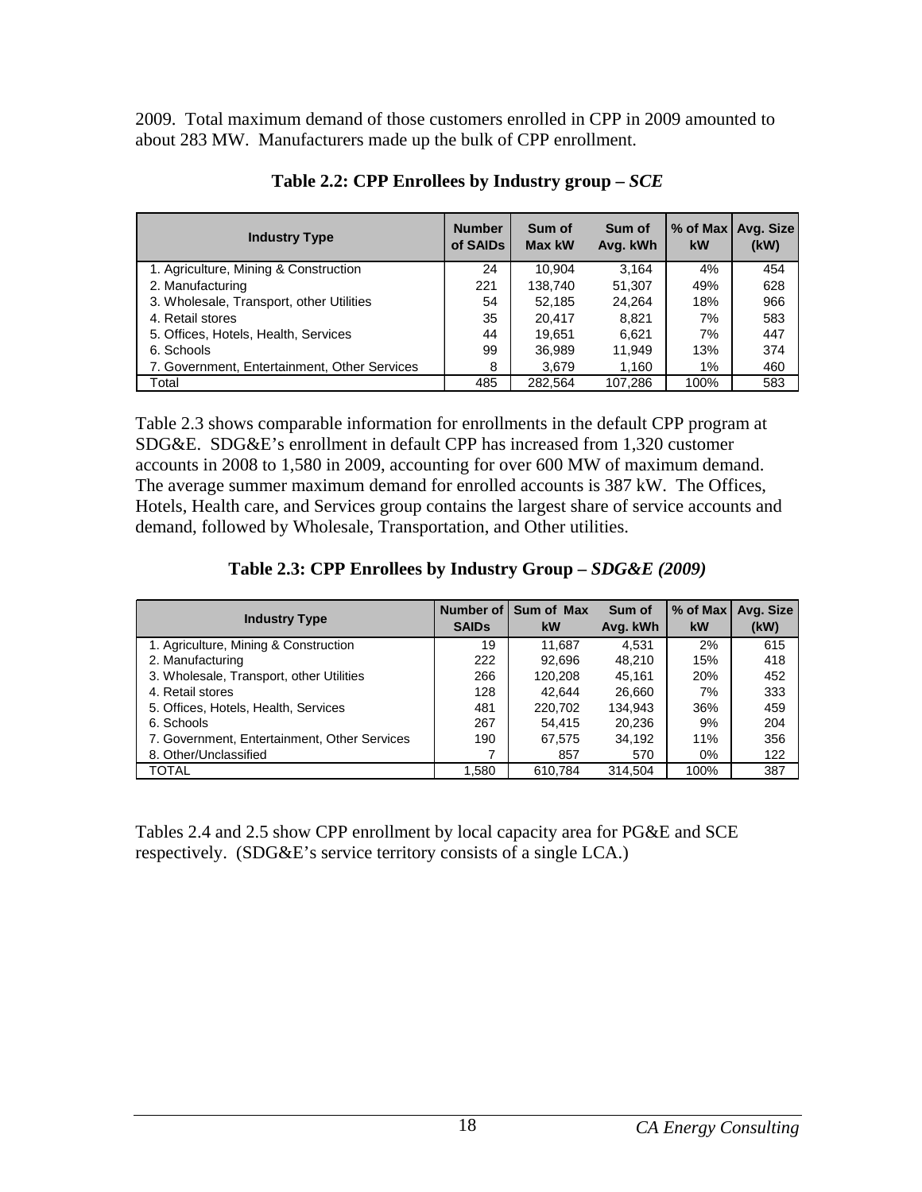2009. Total maximum demand of those customers enrolled in CPP in 2009 amounted to about 283 MW. Manufacturers made up the bulk of CPP enrollment.

**Table 2.2: CPP Enrollees by Industry group – *SCE***

| Industry Type | Number of SAIDs | Sum of Max kW | Sum of Avg. kWh | % of Max kW | Avg. Size (kW) |
|---|---|---|---|---|---|
| 1. Agriculture, Mining & Construction | 24 | 10,904 | 3,164 | 4% | 454 |
| 2. Manufacturing | 221 | 138,740 | 51,307 | 49% | 628 |
| 3. Wholesale, Transport, other Utilities | 54 | 52,185 | 24,264 | 18% | 966 |
| 4. Retail stores | 35 | 20,417 | 8,821 | 7% | 583 |
| 5. Offices, Hotels, Health, Services | 44 | 19,651 | 6,621 | 7% | 447 |
| 6. Schools | 99 | 36,989 | 11,949 | 13% | 374 |
| 7. Government, Entertainment, Other Services | 8 | 3,679 | 1,160 | 1% | 460 |
| Total | 485 | 282,564 | 107,286 | 100% | 583 |

Table 2.3 shows comparable information for enrollments in the default CPP program at SDG&E. SDG&E's enrollment in default CPP has increased from 1,320 customer accounts in 2008 to 1,580 in 2009, accounting for over 600 MW of maximum demand. The average summer maximum demand for enrolled accounts is 387 kW. The Offices, Hotels, Health care, and Services group contains the largest share of service accounts and demand, followed by Wholesale, Transportation, and Other utilities.

**Table 2.3: CPP Enrollees by Industry Group – *SDG&E (2009)***

| Industry Type | Number of SAIDs | Sum of Max kW | Sum of Avg. kWh | % of Max kW | Avg. Size (kW) |
|---|---|---|---|---|---|
| 1. Agriculture, Mining & Construction | 19 | 11,687 | 4,531 | 2% | 615 |
| 2. Manufacturing | 222 | 92,696 | 48,210 | 15% | 418 |
| 3. Wholesale, Transport, other Utilities | 266 | 120,208 | 45,161 | 20% | 452 |
| 4. Retail stores | 128 | 42,644 | 26,660 | 7% | 333 |
| 5. Offices, Hotels, Health, Services | 481 | 220,702 | 134,943 | 36% | 459 |
| 6. Schools | 267 | 54,415 | 20,236 | 9% | 204 |
| 7. Government, Entertainment, Other Services | 190 | 67,575 | 34,192 | 11% | 356 |
| 8. Other/Unclassified | 7 | 857 | 570 | 0% | 122 |
| TOTAL | 1,580 | 610,784 | 314,504 | 100% | 387 |

Tables 2.4 and 2.5 show CPP enrollment by local capacity area for PG&E and SCE respectively. (SDG&E's service territory consists of a single LCA.)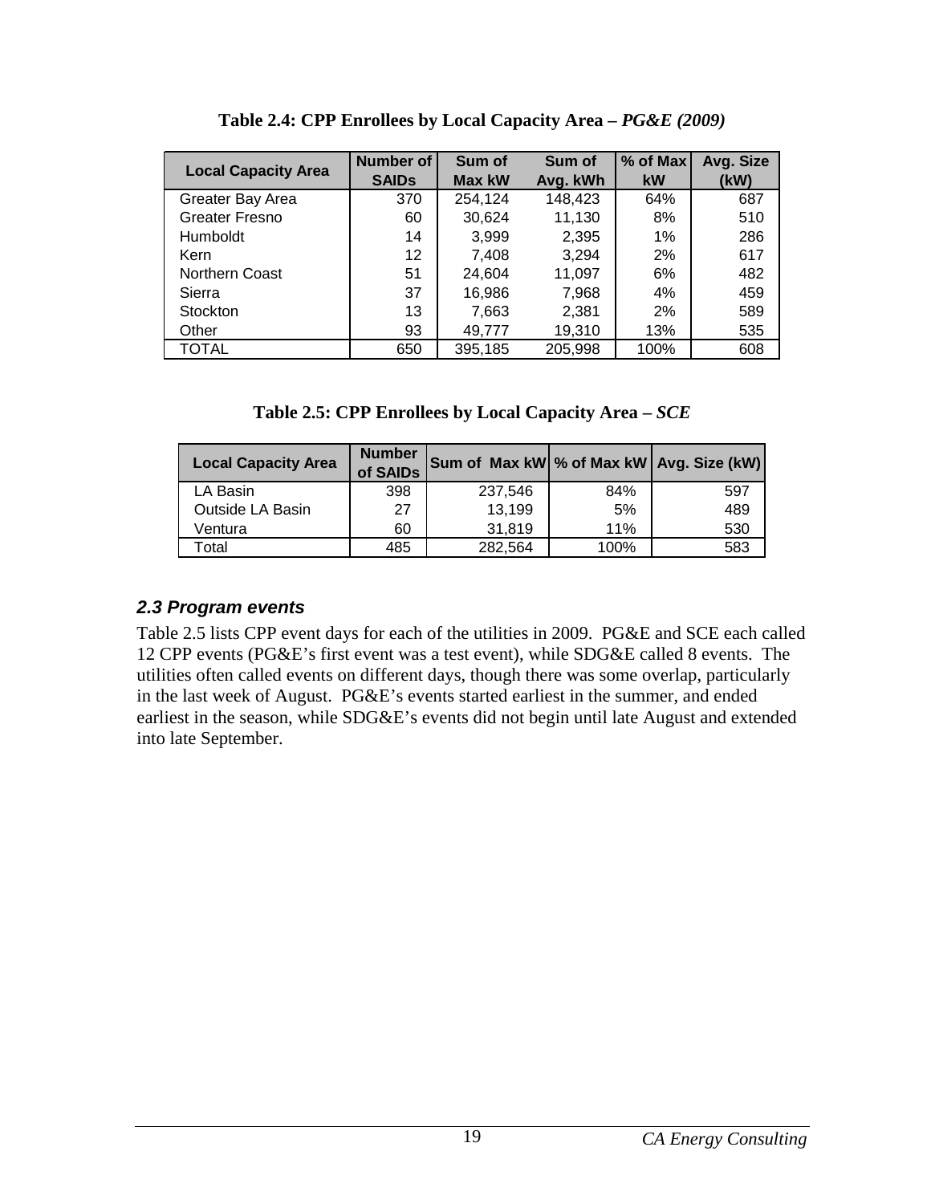**Table 2.4: CPP Enrollees by Local Capacity Area –** ***PG&E (2009)***

| Local Capacity Area | Number of SAIDs | Sum of Max kW | Sum of Avg. kWh | % of Max kW | Avg. Size (kW) |
|---|---|---|---|---|---|
| Greater Bay Area | 370 | 254,124 | 148,423 | 64% | 687 |
| Greater Fresno | 60 | 30,624 | 11,130 | 8% | 510 |
| Humboldt | 14 | 3,999 | 2,395 | 1% | 286 |
| Kern | 12 | 7,408 | 3,294 | 2% | 617 |
| Northern Coast | 51 | 24,604 | 11,097 | 6% | 482 |
| Sierra | 37 | 16,986 | 7,968 | 4% | 459 |
| Stockton | 13 | 7,663 | 2,381 | 2% | 589 |
| Other | 93 | 49,777 | 19,310 | 13% | 535 |
| TOTAL | 650 | 395,185 | 205,998 | 100% | 608 |

**Table 2.5: CPP Enrollees by Local Capacity Area –** ***SCE***

| Local Capacity Area | Number of SAIDs | Sum of Max kW | % of Max kW | Avg. Size (kW) |
|---|---|---|---|---|
| LA Basin | 398 | 237,546 | 84% | 597 |
| Outside LA Basin | 27 | 13,199 | 5% | 489 |
| Ventura | 60 | 31,819 | 11% | 530 |
| Total | 485 | 282,564 | 100% | 583 |

### *2.3 Program events*

Table 2.5 lists CPP event days for each of the utilities in 2009. PG&E and SCE each called 12 CPP events (PG&E's first event was a test event), while SDG&E called 8 events. The utilities often called events on different days, though there was some overlap, particularly in the last week of August. PG&E's events started earliest in the summer, and ended earliest in the season, while SDG&E's events did not begin until late August and extended into late September.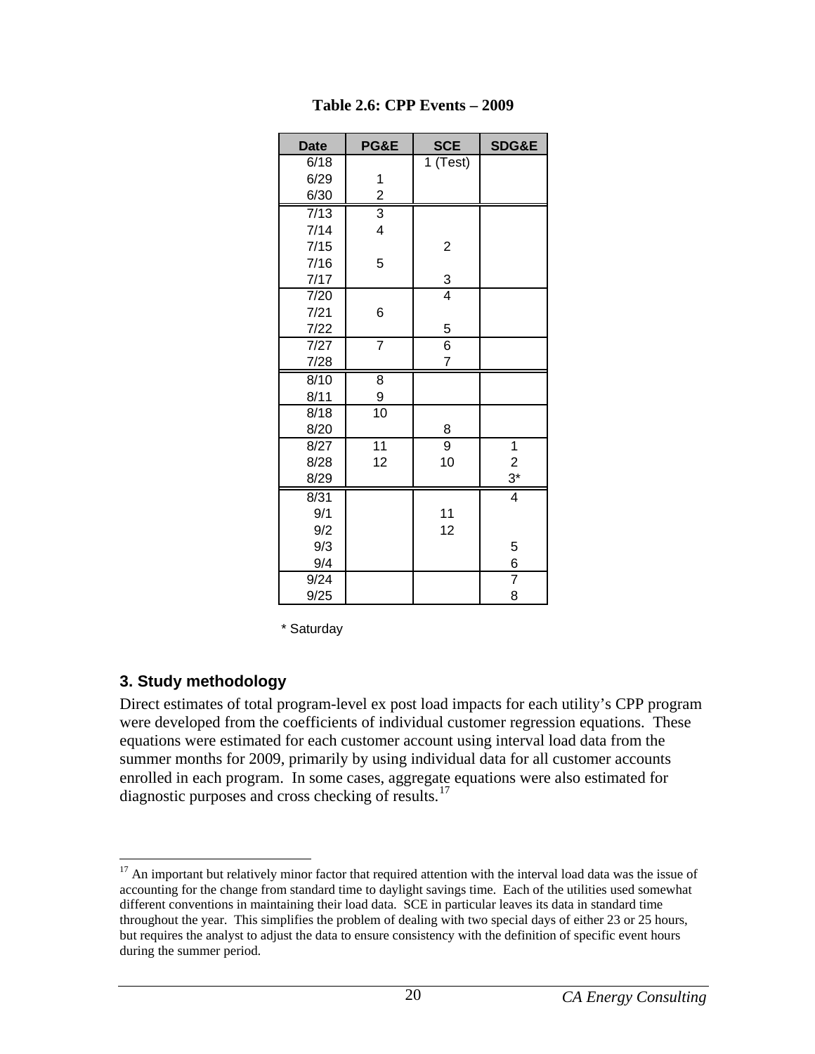**Table 2.6: CPP Events – 2009**

| Date | PG&E | SCE | SDG&E |
|---|---|---|---|
| 6/18 | | 1 (Test) | |
| 6/29 | 1 | | |
| 6/30 | 2 | | |
| 7/13 | 3 | | |
| 7/14 | 4 | | |
| 7/15 | | 2 | |
| 7/16 | 5 | | |
| 7/17 | | 3 | |
| 7/20 | | 4 | |
| 7/21 | 6 | | |
| 7/22 | | 5 | |
| 7/27 | 7 | 6 | |
| 7/28 | | 7 | |
| 8/10 | 8 | | |
| 8/11 | 9 | | |
| 8/18 | 10 | | |
| 8/20 | | 8 | |
| 8/27 | 11 | 9 | 1 |
| 8/28 | 12 | 10 | 2 |
| 8/29 | | | 3* |
| 8/31 | | | 4 |
| 9/1 | | 11 | |
| 9/2 | | 12 | |
| 9/3 | | | 5 |
| 9/4 | | | 6 |
| 9/24 | | | 7 |
| 9/25 | | | 8 |

\* Saturday

## 3. Study methodology

Direct estimates of total program-level ex post load impacts for each utility's CPP program were developed from the coefficients of individual customer regression equations. These equations were estimated for each customer account using interval load data from the summer months for 2009, primarily by using individual data for all customer accounts enrolled in each program. In some cases, aggregate equations were also estimated for diagnostic purposes and cross checking of results.[17]

[17] An important but relatively minor factor that required attention with the interval load data was the issue of accounting for the change from standard time to daylight savings time. Each of the utilities used somewhat different conventions in maintaining their load data. SCE in particular leaves its data in standard time throughout the year. This simplifies the problem of dealing with two special days of either 23 or 25 hours, but requires the analyst to adjust the data to ensure consistency with the definition of specific event hours during the summer period.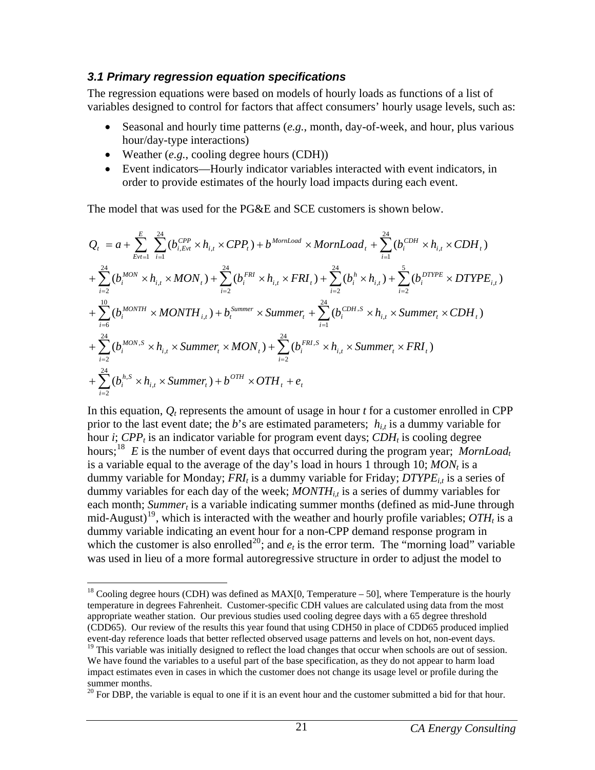### *3.1 Primary regression equation specifications*

The regression equations were based on models of hourly loads as functions of a list of variables designed to control for factors that affect consumers' hourly usage levels, such as:

- Seasonal and hourly time patterns (*e.g.*, month, day-of-week, and hour, plus various hour/day-type interactions)
- Weather (*e.g.,* cooling degree hours (CDH))
- Event indicators—Hourly indicator variables interacted with event indicators, in order to provide estimates of the hourly load impacts during each event.

The model that was used for the PG&E and SCE customers is shown below.

$$
\begin{aligned}
Q_t &= a + \sum_{Evt=1}^{E} \sum_{i=1}^{24} (b_{i,Evt}^{CPP} \times h_{i,t} \times CPP_t) + b^{MornLoad} \times MornLoad_t + \sum_{i=1}^{24} (b_i^{CDH} \times h_{i,t} \times CDH_t) \\
&+ \sum_{i=2}^{24} (b_i^{MON} \times h_{i,t} \times MON_t) + \sum_{i=2}^{24} (b_i^{FRI} \times h_{i,t} \times FRI_t) + \sum_{i=2}^{24} (b_i^{h} \times h_{i,t}) + \sum_{i=2}^{5} (b_i^{DTYPE} \times DTYPE_{i,t}) \\
&+ \sum_{i=6}^{10} (b_i^{MONTH} \times MONTH_{i,t}) + b_t^{Summer} \times Summer_t + \sum_{i=1}^{24} (b_i^{CDH,S} \times h_{i,t} \times Summer_t \times CDH_t) \\
&+ \sum_{i=2}^{24} (b_i^{MON,S} \times h_{i,t} \times Summer_t \times MON_t) + \sum_{i=2}^{24} (b_i^{FRI,S} \times h_{i,t} \times Summer_t \times FRI_t) \\
&+ \sum_{i=2}^{24} (b_i^{h,S} \times h_{i,t} \times Summer_t) + b^{OTH} \times OTH_t + e_t
\end{aligned}
$$

In this equation, $Q_t$ represents the amount of usage in hour $t$ for a customer enrolled in CPP prior to the last event date; the $b$'s are estimated parameters; $h_{i,t}$ is a dummy variable for hour $i$; $CPP_t$ is an indicator variable for program event days; $CDH_t$ is cooling degree hours;[18] $E$ is the number of event days that occurred during the program year; $MornLoad_t$ is a variable equal to the average of the day's load in hours 1 through 10; $MON_t$ is a dummy variable for Monday; $FRI_t$ is a dummy variable for Friday; $DTYPE_{i,t}$ is a series of dummy variables for each day of the week; $MONTH_{i,t}$ is a series of dummy variables for each month; $Summer_t$ is a variable indicating summer months (defined as mid-June through mid-August)[19], which is interacted with the weather and hourly profile variables; $OTH_t$ is a dummy variable indicating an event hour for a non-CPP demand response program in which the customer is also enrolled[20]; and $e_t$ is the error term. The "morning load" variable was used in lieu of a more formal autoregressive structure in order to adjust the model to

[18] Cooling degree hours (CDH) was defined as MAX[0, Temperature – 50], where Temperature is the hourly temperature in degrees Fahrenheit. Customer-specific CDH values are calculated using data from the most appropriate weather station. Our previous studies used cooling degree days with a 65 degree threshold (CDD65). Our review of the results this year found that using CDH50 in place of CDD65 produced implied event-day reference loads that better reflected observed usage patterns and levels on hot, non-event days.

[19] This variable was initially designed to reflect the load changes that occur when schools are out of session. We have found the variables to a useful part of the base specification, as they do not appear to harm load impact estimates even in cases in which the customer does not change its usage level or profile during the summer months.

[20] For DBP, the variable is equal to one if it is an event hour and the customer submitted a bid for that hour.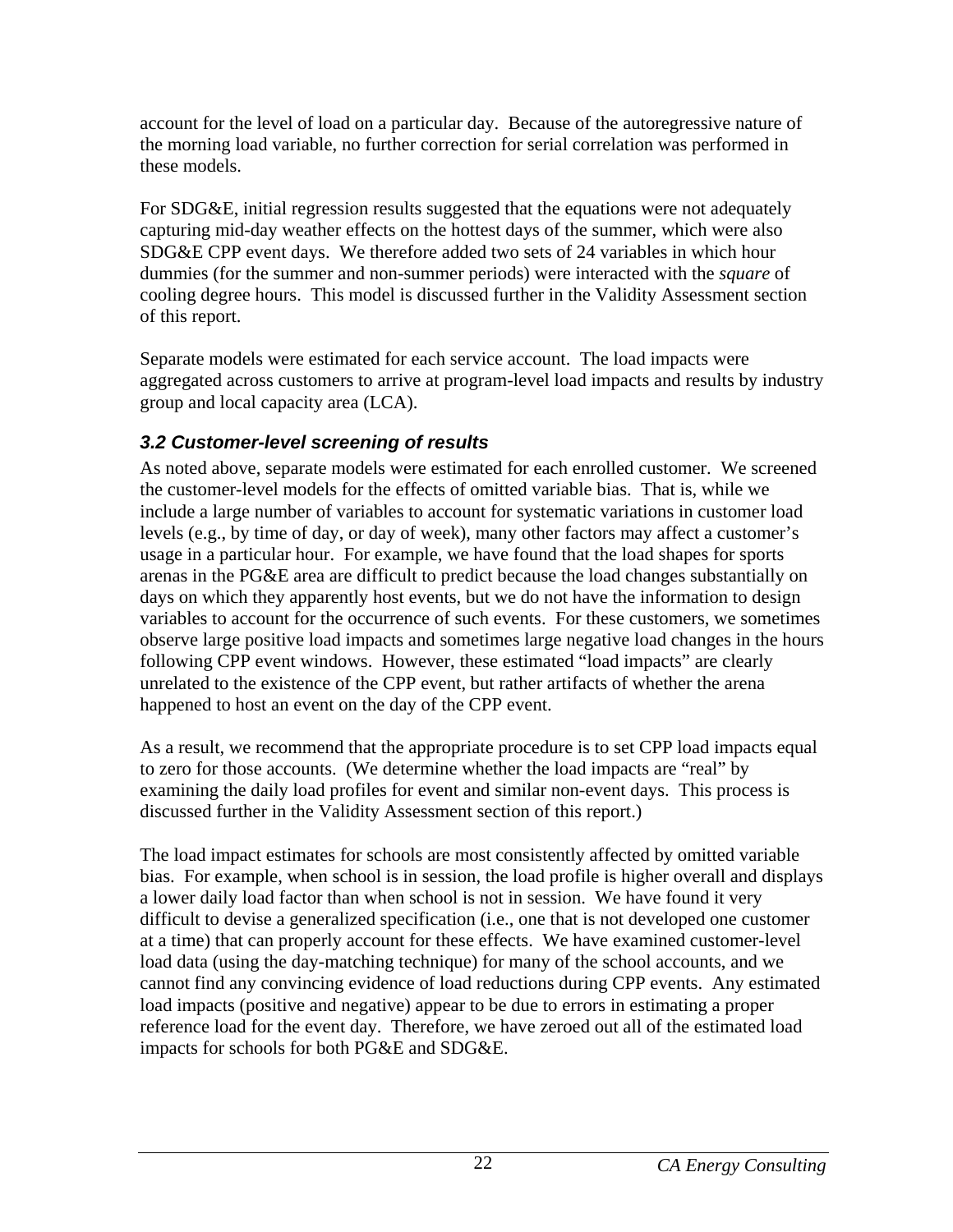account for the level of load on a particular day. Because of the autoregressive nature of the morning load variable, no further correction for serial correlation was performed in these models.

For SDG&E, initial regression results suggested that the equations were not adequately capturing mid-day weather effects on the hottest days of the summer, which were also SDG&E CPP event days. We therefore added two sets of 24 variables in which hour dummies (for the summer and non-summer periods) were interacted with the *square* of cooling degree hours. This model is discussed further in the Validity Assessment section of this report.

Separate models were estimated for each service account. The load impacts were aggregated across customers to arrive at program-level load impacts and results by industry group and local capacity area (LCA).

### *3.2 Customer-level screening of results*

As noted above, separate models were estimated for each enrolled customer. We screened the customer-level models for the effects of omitted variable bias. That is, while we include a large number of variables to account for systematic variations in customer load levels (e.g., by time of day, or day of week), many other factors may affect a customer's usage in a particular hour. For example, we have found that the load shapes for sports arenas in the PG&E area are difficult to predict because the load changes substantially on days on which they apparently host events, but we do not have the information to design variables to account for the occurrence of such events. For these customers, we sometimes observe large positive load impacts and sometimes large negative load changes in the hours following CPP event windows. However, these estimated "load impacts" are clearly unrelated to the existence of the CPP event, but rather artifacts of whether the arena happened to host an event on the day of the CPP event.

As a result, we recommend that the appropriate procedure is to set CPP load impacts equal to zero for those accounts. (We determine whether the load impacts are "real" by examining the daily load profiles for event and similar non-event days. This process is discussed further in the Validity Assessment section of this report.)

The load impact estimates for schools are most consistently affected by omitted variable bias. For example, when school is in session, the load profile is higher overall and displays a lower daily load factor than when school is not in session. We have found it very difficult to devise a generalized specification (i.e., one that is not developed one customer at a time) that can properly account for these effects. We have examined customer-level load data (using the day-matching technique) for many of the school accounts, and we cannot find any convincing evidence of load reductions during CPP events. Any estimated load impacts (positive and negative) appear to be due to errors in estimating a proper reference load for the event day. Therefore, we have zeroed out all of the estimated load impacts for schools for both PG&E and SDG&E.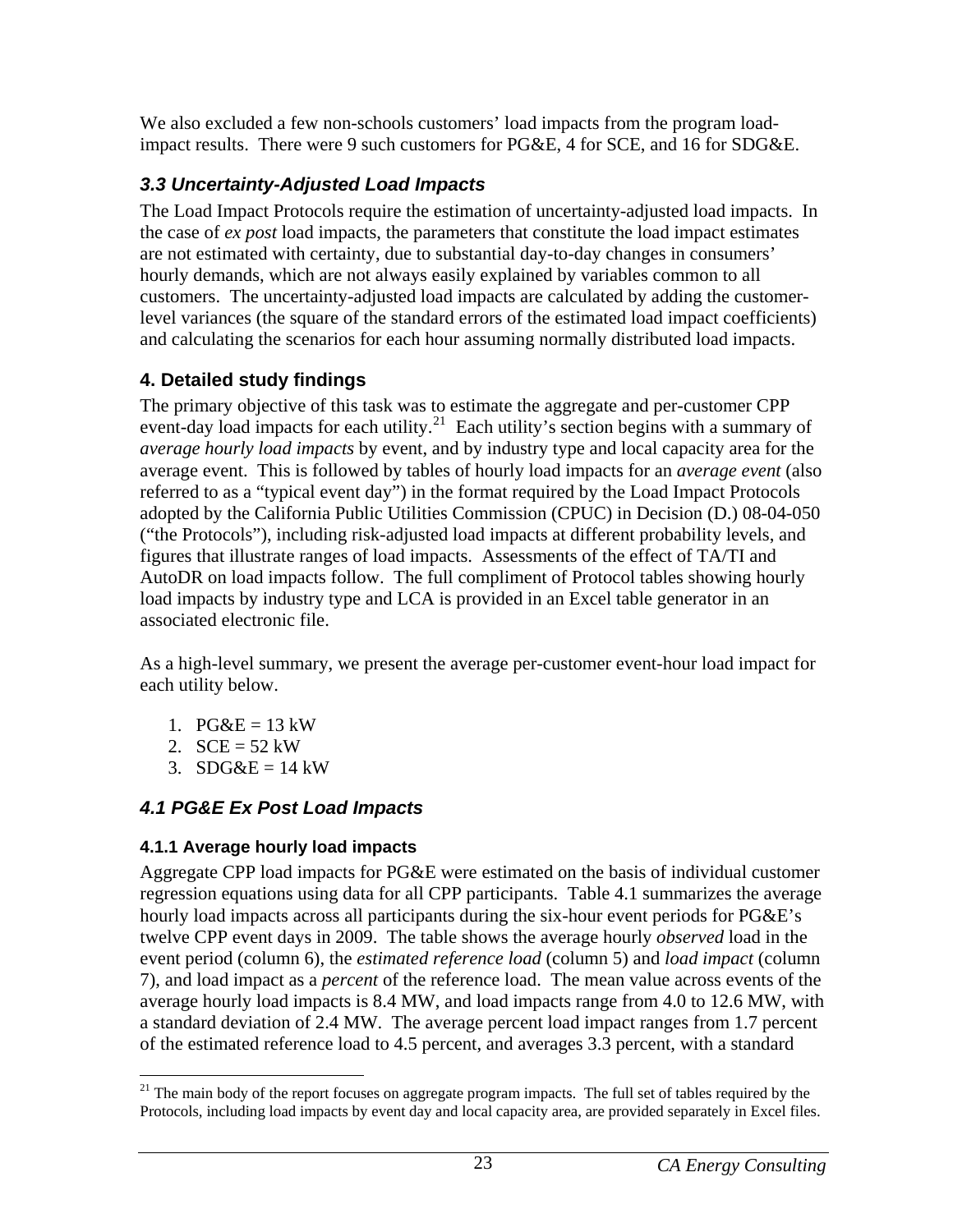We also excluded a few non-schools customers' load impacts from the program load-impact results. There were 9 such customers for PG&E, 4 for SCE, and 16 for SDG&E.

### *3.3 Uncertainty-Adjusted Load Impacts*

The Load Impact Protocols require the estimation of uncertainty-adjusted load impacts. In the case of *ex post* load impacts, the parameters that constitute the load impact estimates are not estimated with certainty, due to substantial day-to-day changes in consumers' hourly demands, which are not always easily explained by variables common to all customers. The uncertainty-adjusted load impacts are calculated by adding the customer-level variances (the square of the standard errors of the estimated load impact coefficients) and calculating the scenarios for each hour assuming normally distributed load impacts.

## 4. Detailed study findings

The primary objective of this task was to estimate the aggregate and per-customer CPP event-day load impacts for each utility.[21] Each utility's section begins with a summary of *average hourly load impacts* by event, and by industry type and local capacity area for the average event. This is followed by tables of hourly load impacts for an *average event* (also referred to as a "typical event day") in the format required by the Load Impact Protocols adopted by the California Public Utilities Commission (CPUC) in Decision (D.) 08-04-050 ("the Protocols"), including risk-adjusted load impacts at different probability levels, and figures that illustrate ranges of load impacts. Assessments of the effect of TA/TI and AutoDR on load impacts follow. The full compliment of Protocol tables showing hourly load impacts by industry type and LCA is provided in an Excel table generator in an associated electronic file.

As a high-level summary, we present the average per-customer event-hour load impact for each utility below.

1. PG&E = 13 kW
2. SCE = 52 kW
3. SDG&E = 14 kW

### *4.1 PG&E Ex Post Load Impacts*

#### 4.1.1 Average hourly load impacts

Aggregate CPP load impacts for PG&E were estimated on the basis of individual customer regression equations using data for all CPP participants. Table 4.1 summarizes the average hourly load impacts across all participants during the six-hour event periods for PG&E's twelve CPP event days in 2009. The table shows the average hourly *observed* load in the event period (column 6), the *estimated reference load* (column 5) and *load impact* (column 7), and load impact as a *percent* of the reference load. The mean value across events of the average hourly load impacts is 8.4 MW, and load impacts range from 4.0 to 12.6 MW, with a standard deviation of 2.4 MW. The average percent load impact ranges from 1.7 percent of the estimated reference load to 4.5 percent, and averages 3.3 percent, with a standard

---

[21] The main body of the report focuses on aggregate program impacts. The full set of tables required by the Protocols, including load impacts by event day and local capacity area, are provided separately in Excel files.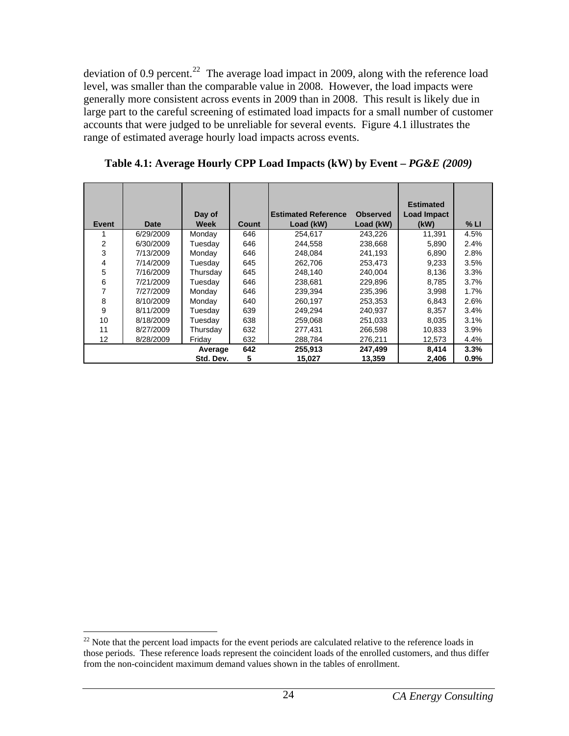deviation of 0.9 percent.[22] The average load impact in 2009, along with the reference load level, was smaller than the comparable value in 2008. However, the load impacts were generally more consistent across events in 2009 than in 2008. This result is likely due in large part to the careful screening of estimated load impacts for a small number of customer accounts that were judged to be unreliable for several events. Figure 4.1 illustrates the range of estimated average hourly load impacts across events.

**Table 4.1: Average Hourly CPP Load Impacts (kW) by Event – *PG&E (2009)***

| Event | Date | Day of Week | Count | Estimated Reference Load (kW) | Observed Load (kW) | Estimated Load Impact (kW) | % LI |
|---|---|---|---|---|---|---|---|
| 1 | 6/29/2009 | Monday | 646 | 254,617 | 243,226 | 11,391 | 4.5% |
| 2 | 6/30/2009 | Tuesday | 646 | 244,558 | 238,668 | 5,890 | 2.4% |
| 3 | 7/13/2009 | Monday | 646 | 248,084 | 241,193 | 6,890 | 2.8% |
| 4 | 7/14/2009 | Tuesday | 645 | 262,706 | 253,473 | 9,233 | 3.5% |
| 5 | 7/16/2009 | Thursday | 645 | 248,140 | 240,004 | 8,136 | 3.3% |
| 6 | 7/21/2009 | Tuesday | 646 | 238,681 | 229,896 | 8,785 | 3.7% |
| 7 | 7/27/2009 | Monday | 646 | 239,394 | 235,396 | 3,998 | 1.7% |
| 8 | 8/10/2009 | Monday | 640 | 260,197 | 253,353 | 6,843 | 2.6% |
| 9 | 8/11/2009 | Tuesday | 639 | 249,294 | 240,937 | 8,357 | 3.4% |
| 10 | 8/18/2009 | Tuesday | 638 | 259,068 | 251,033 | 8,035 | 3.1% |
| 11 | 8/27/2009 | Thursday | 632 | 277,431 | 266,598 | 10,833 | 3.9% |
| 12 | 8/28/2009 | Friday | 632 | 288,784 | 276,211 | 12,573 | 4.4% |
| | | **Average** | **642** | **255,913** | **247,499** | **8,414** | **3.3%** |
| | | **Std. Dev.** | **5** | **15,027** | **13,359** | **2,406** | **0.9%** |

[22] Note that the percent load impacts for the event periods are calculated relative to the reference loads in those periods. These reference loads represent the coincident loads of the enrolled customers, and thus differ from the non-coincident maximum demand values shown in the tables of enrollment.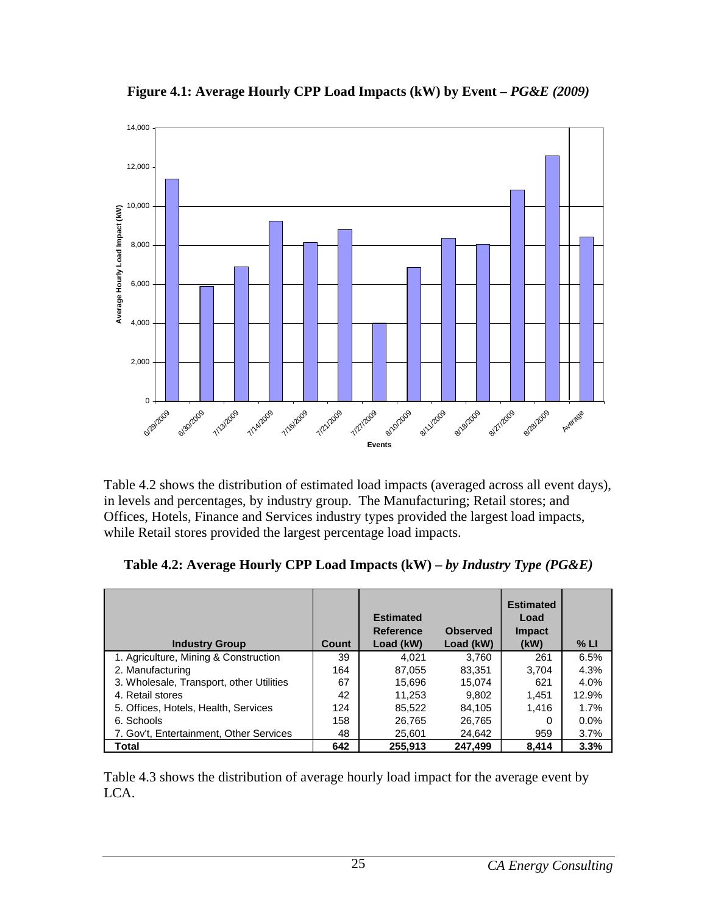**Figure 4.1: Average Hourly CPP Load Impacts (kW) by Event – *PG&E (2009)***

Table 4.2 shows the distribution of estimated load impacts (averaged across all event days), in levels and percentages, by industry group. The Manufacturing; Retail stores; and Offices, Hotels, Finance and Services industry types provided the largest load impacts, while Retail stores provided the largest percentage load impacts.

**Table 4.2: Average Hourly CPP Load Impacts (kW) – *by Industry Type (PG&E)***

| Industry Group | Count | Estimated Reference Load (kW) | Observed Load (kW) | Estimated Load Impact (kW) | % LI |
|---|---|---|---|---|---|
| 1. Agriculture, Mining & Construction | 39 | 4,021 | 3,760 | 261 | 6.5% |
| 2. Manufacturing | 164 | 87,055 | 83,351 | 3,704 | 4.3% |
| 3. Wholesale, Transport, other Utilities | 67 | 15,696 | 15,074 | 621 | 4.0% |
| 4. Retail stores | 42 | 11,253 | 9,802 | 1,451 | 12.9% |
| 5. Offices, Hotels, Health, Services | 124 | 85,522 | 84,105 | 1,416 | 1.7% |
| 6. Schools | 158 | 26,765 | 26,765 | 0 | 0.0% |
| 7. Gov't, Entertainment, Other Services | 48 | 25,601 | 24,642 | 959 | 3.7% |
| **Total** | **642** | **255,913** | **247,499** | **8,414** | **3.3%** |

Table 4.3 shows the distribution of average hourly load impact for the average event by LCA.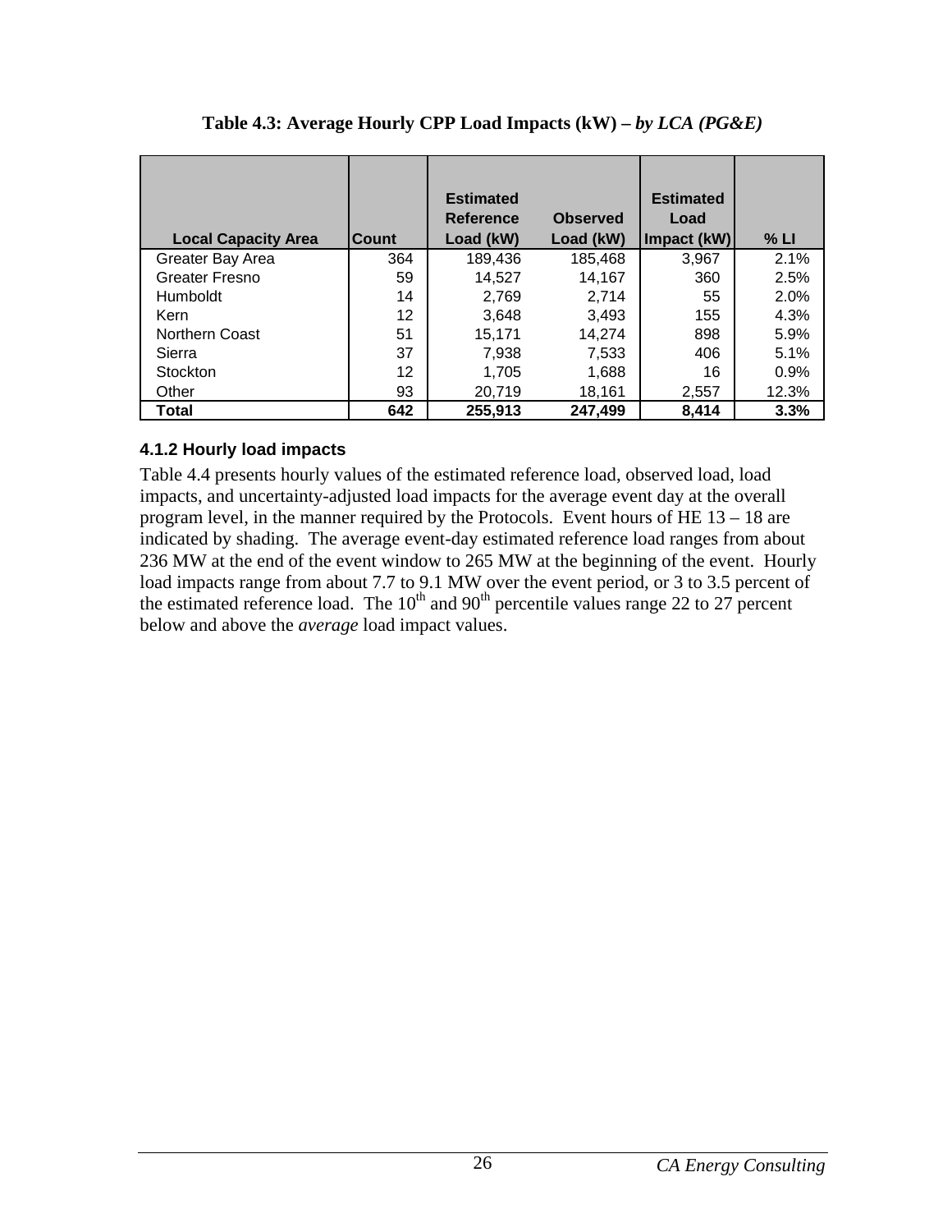**Table 4.3: Average Hourly CPP Load Impacts (kW) –** ***by LCA (PG&E)***

| Local Capacity Area | Count | Estimated Reference Load (kW) | Observed Load (kW) | Estimated Load Impact (kW) | % LI |
|---|---|---|---|---|---|
| Greater Bay Area | 364 | 189,436 | 185,468 | 3,967 | 2.1% |
| Greater Fresno | 59 | 14,527 | 14,167 | 360 | 2.5% |
| Humboldt | 14 | 2,769 | 2,714 | 55 | 2.0% |
| Kern | 12 | 3,648 | 3,493 | 155 | 4.3% |
| Northern Coast | 51 | 15,171 | 14,274 | 898 | 5.9% |
| Sierra | 37 | 7,938 | 7,533 | 406 | 5.1% |
| Stockton | 12 | 1,705 | 1,688 | 16 | 0.9% |
| Other | 93 | 20,719 | 18,161 | 2,557 | 12.3% |
| **Total** | **642** | **255,913** | **247,499** | **8,414** | **3.3%** |

### 4.1.2 Hourly load impacts

Table 4.4 presents hourly values of the estimated reference load, observed load, load impacts, and uncertainty-adjusted load impacts for the average event day at the overall program level, in the manner required by the Protocols. Event hours of HE 13 – 18 are indicated by shading. The average event-day estimated reference load ranges from about 236 MW at the end of the event window to 265 MW at the beginning of the event. Hourly load impacts range from about 7.7 to 9.1 MW over the event period, or 3 to 3.5 percent of the estimated reference load. The $10^{th}$ and $90^{th}$ percentile values range 22 to 27 percent below and above the *average* load impact values.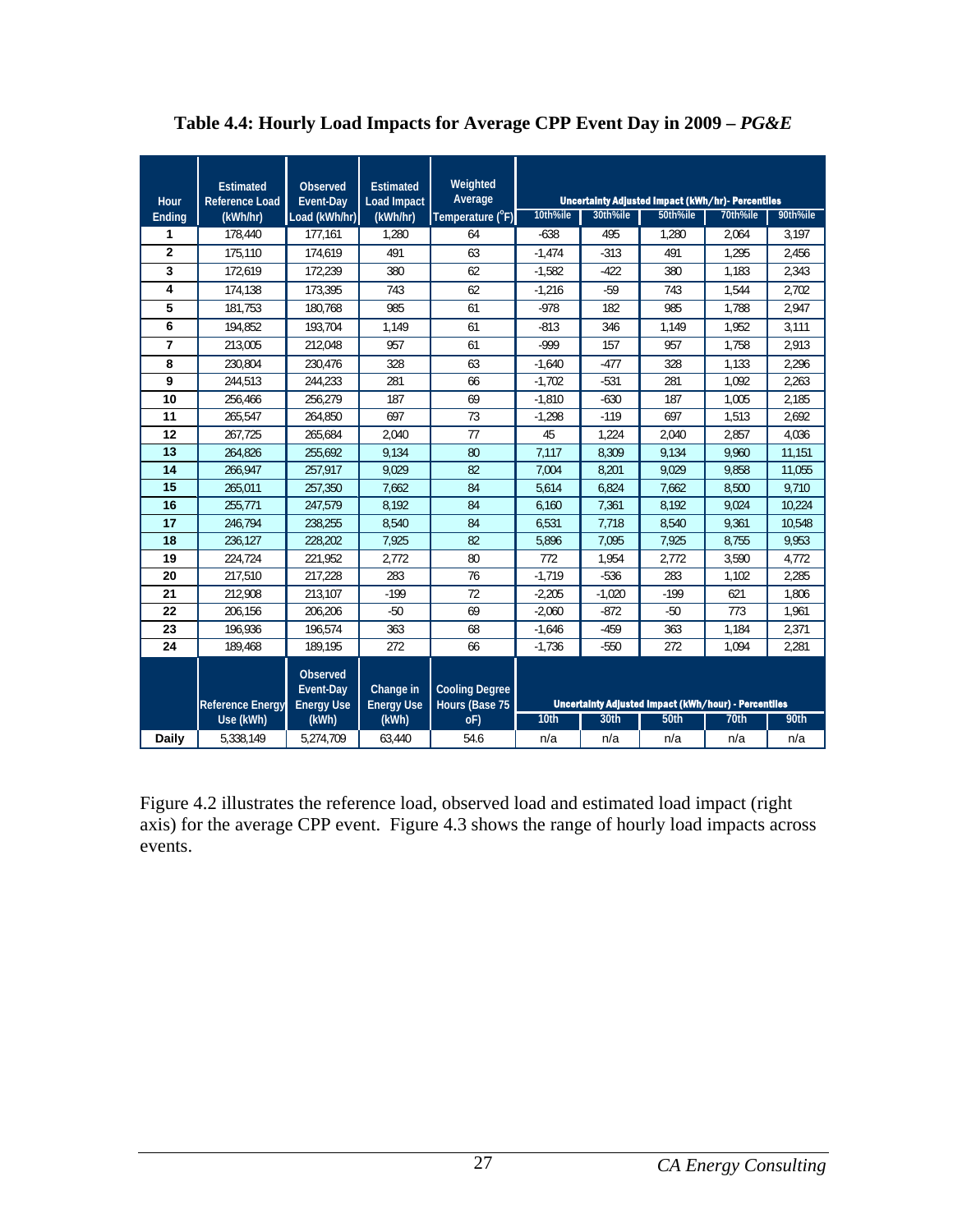**Table 4.4: Hourly Load Impacts for Average CPP Event Day in 2009 – *PG&E***

| Hour Ending | Estimated Reference Load (kWh/hr) | Observed Event-Day Load (kWh/hr) | Estimated Load Impact (kWh/hr) | Weighted Average Temperature (°F) | Uncertainty Adjusted Impact (kWh/hr)- Percentiles | | | | |
|---|---|---|---|---|---|---|---|---|---|
| | | | | | 10th%ile | 30th%ile | 50th%ile | 70th%ile | 90th%ile |
| 1 | 178,440 | 177,161 | 1,280 | 64 | -638 | 495 | 1,280 | 2,064 | 3,197 |
| 2 | 175,110 | 174,619 | 491 | 63 | -1,474 | -313 | 491 | 1,295 | 2,456 |
| 3 | 172,619 | 172,239 | 380 | 62 | -1,582 | -422 | 380 | 1,183 | 2,343 |
| 4 | 174,138 | 173,395 | 743 | 62 | -1,216 | -59 | 743 | 1,544 | 2,702 |
| 5 | 181,753 | 180,768 | 985 | 61 | -978 | 182 | 985 | 1,788 | 2,947 |
| 6 | 194,852 | 193,704 | 1,149 | 61 | -813 | 346 | 1,149 | 1,952 | 3,111 |
| 7 | 213,005 | 212,048 | 957 | 61 | -999 | 157 | 957 | 1,758 | 2,913 |
| 8 | 230,804 | 230,476 | 328 | 63 | -1,640 | -477 | 328 | 1,133 | 2,296 |
| 9 | 244,513 | 244,233 | 281 | 66 | -1,702 | -531 | 281 | 1,092 | 2,263 |
| 10 | 256,466 | 256,279 | 187 | 69 | -1,810 | -630 | 187 | 1,005 | 2,185 |
| 11 | 265,547 | 264,850 | 697 | 73 | -1,298 | -119 | 697 | 1,513 | 2,692 |
| 12 | 267,725 | 265,684 | 2,040 | 77 | 45 | 1,224 | 2,040 | 2,857 | 4,036 |
| 13 | 264,826 | 255,692 | 9,134 | 80 | 7,117 | 8,309 | 9,134 | 9,960 | 11,151 |
| 14 | 266,947 | 257,917 | 9,029 | 82 | 7,004 | 8,201 | 9,029 | 9,858 | 11,055 |
| 15 | 265,011 | 257,350 | 7,662 | 84 | 5,614 | 6,824 | 7,662 | 8,500 | 9,710 |
| 16 | 255,771 | 247,579 | 8,192 | 84 | 6,160 | 7,361 | 8,192 | 9,024 | 10,224 |
| 17 | 246,794 | 238,255 | 8,540 | 84 | 6,531 | 7,718 | 8,540 | 9,361 | 10,548 |
| 18 | 236,127 | 228,202 | 7,925 | 82 | 5,896 | 7,095 | 7,925 | 8,755 | 9,953 |
| 19 | 224,724 | 221,952 | 2,772 | 80 | 772 | 1,954 | 2,772 | 3,590 | 4,772 |
| 20 | 217,510 | 217,228 | 283 | 76 | -1,719 | -536 | 283 | 1,102 | 2,285 |
| 21 | 212,908 | 213,107 | -199 | 72 | -2,205 | -1,020 | -199 | 621 | 1,806 |
| 22 | 206,156 | 206,206 | -50 | 69 | -2,060 | -872 | -50 | 773 | 1,961 |
| 23 | 196,936 | 196,574 | 363 | 68 | -1,646 | -459 | 363 | 1,184 | 2,371 |
| 24 | 189,468 | 189,195 | 272 | 66 | -1,736 | -550 | 272 | 1,094 | 2,281 |
| | Reference Energy Use (kWh) | Observed Event-Day Energy Use (kWh) | Change in Energy Use (kWh) | Cooling Degree Hours (Base 75 oF) | Uncertainty Adjusted Impact (kWh/hour) - Percentiles | | | | |
| | | | | | 10th | 30th | 50th | 70th | 90th |
| Daily | 5,338,149 | 5,274,709 | 63,440 | 54.6 | n/a | n/a | n/a | n/a | n/a |

Figure 4.2 illustrates the reference load, observed load and estimated load impact (right axis) for the average CPP event. Figure 4.3 shows the range of hourly load impacts across events.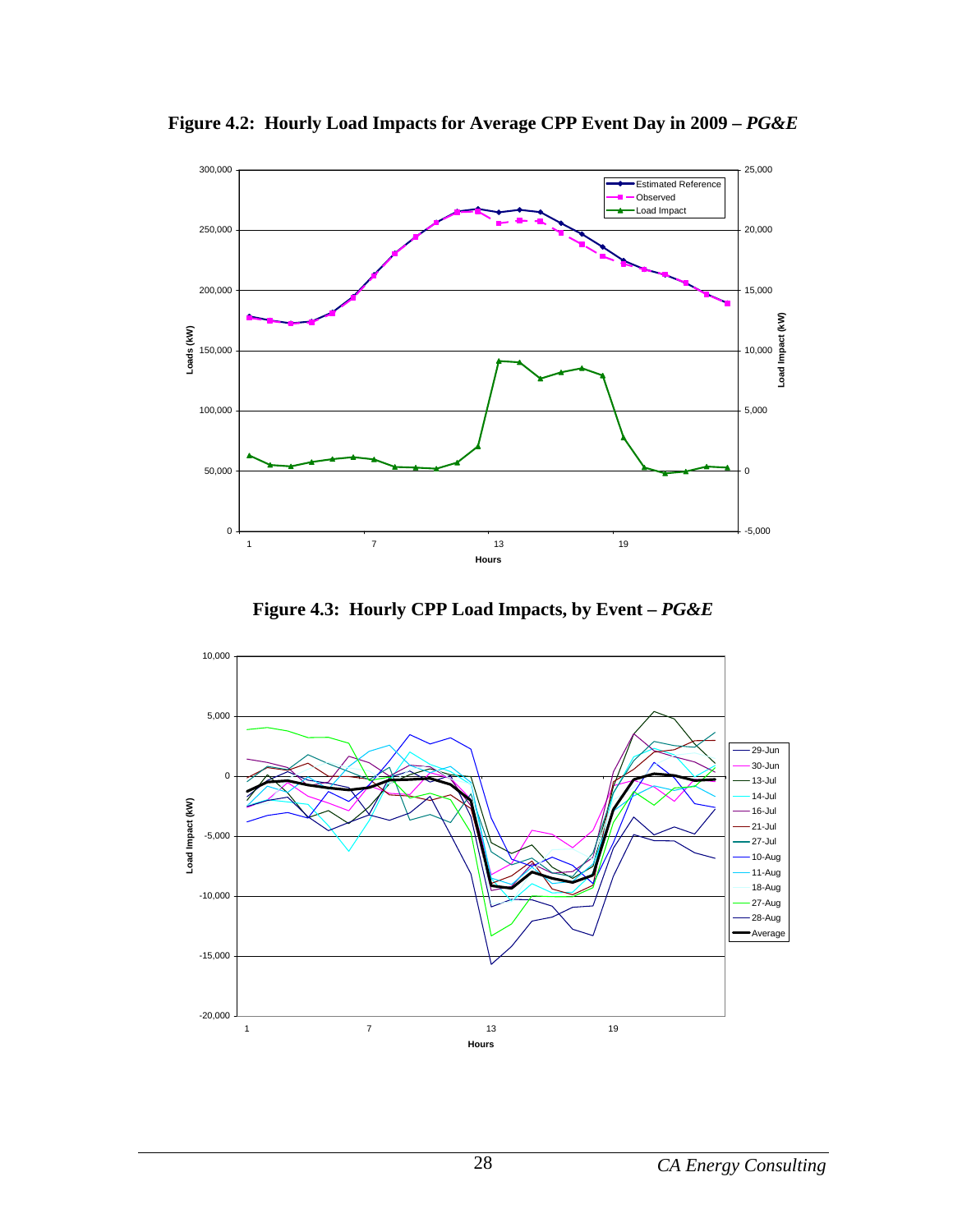**Figure 4.2: Hourly Load Impacts for Average CPP Event Day in 2009 – *PG&E***

**Figure 4.3: Hourly CPP Load Impacts, by Event – *PG&E***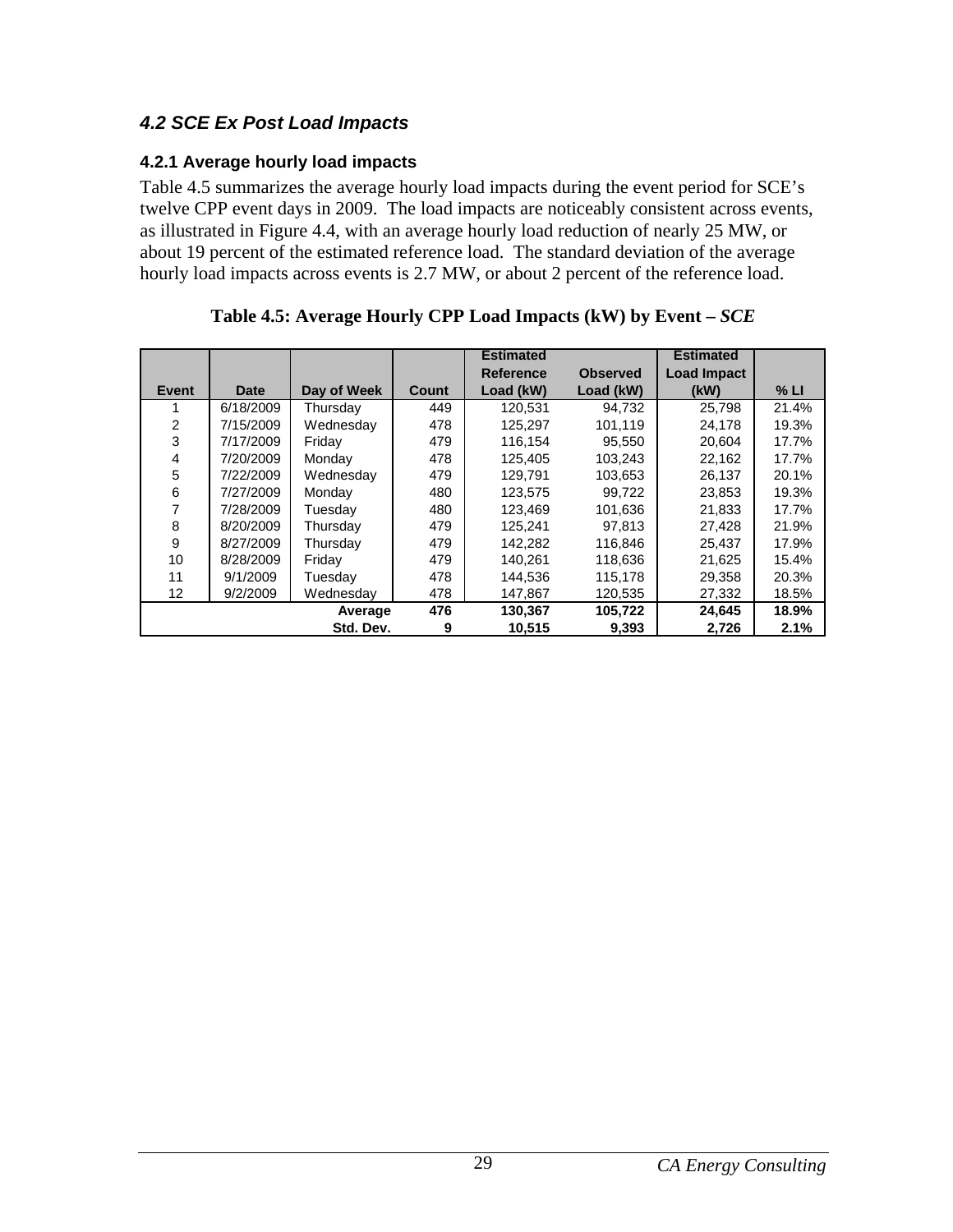## *4.2 SCE Ex Post Load Impacts*

### 4.2.1 Average hourly load impacts

Table 4.5 summarizes the average hourly load impacts during the event period for SCE's twelve CPP event days in 2009. The load impacts are noticeably consistent across events, as illustrated in Figure 4.4, with an average hourly load reduction of nearly 25 MW, or about 19 percent of the estimated reference load. The standard deviation of the average hourly load impacts across events is 2.7 MW, or about 2 percent of the reference load.

**Table 4.5: Average Hourly CPP Load Impacts (kW) by Event – *SCE***

| Event | Date | Day of Week | Count | Estimated Reference Load (kW) | Observed Load (kW) | Estimated Load Impact (kW) | % LI |
|---|---|---|---|---|---|---|---|
| 1 | 6/18/2009 | Thursday | 449 | 120,531 | 94,732 | 25,798 | 21.4% |
| 2 | 7/15/2009 | Wednesday | 478 | 125,297 | 101,119 | 24,178 | 19.3% |
| 3 | 7/17/2009 | Friday | 479 | 116,154 | 95,550 | 20,604 | 17.7% |
| 4 | 7/20/2009 | Monday | 478 | 125,405 | 103,243 | 22,162 | 17.7% |
| 5 | 7/22/2009 | Wednesday | 479 | 129,791 | 103,653 | 26,137 | 20.1% |
| 6 | 7/27/2009 | Monday | 480 | 123,575 | 99,722 | 23,853 | 19.3% |
| 7 | 7/28/2009 | Tuesday | 480 | 123,469 | 101,636 | 21,833 | 17.7% |
| 8 | 8/20/2009 | Thursday | 479 | 125,241 | 97,813 | 27,428 | 21.9% |
| 9 | 8/27/2009 | Thursday | 479 | 142,282 | 116,846 | 25,437 | 17.9% |
| 10 | 8/28/2009 | Friday | 479 | 140,261 | 118,636 | 21,625 | 15.4% |
| 11 | 9/1/2009 | Tuesday | 478 | 144,536 | 115,178 | 29,358 | 20.3% |
| 12 | 9/2/2009 | Wednesday | 478 | 147,867 | 120,535 | 27,332 | 18.5% |
| | | **Average** | **476** | **130,367** | **105,722** | **24,645** | **18.9%** |
| | | **Std. Dev.** | **9** | **10,515** | **9,393** | **2,726** | **2.1%** |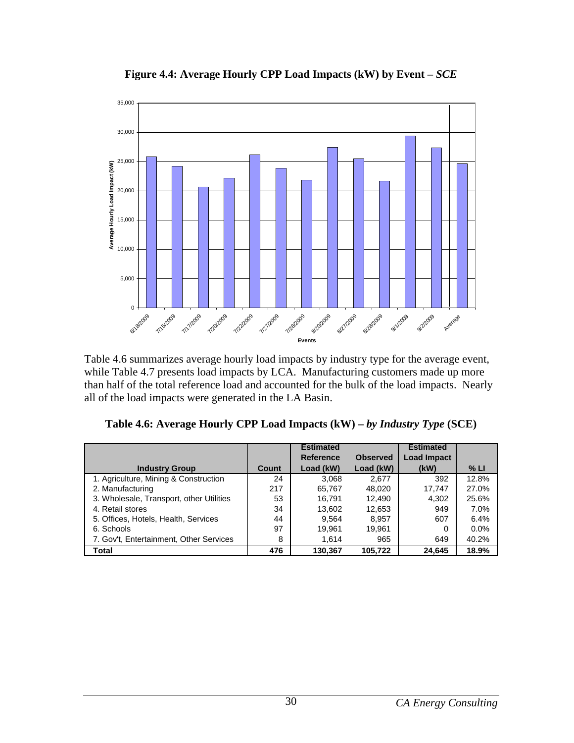**Figure 4.4: Average Hourly CPP Load Impacts (kW) by Event – *SCE***

Table 4.6 summarizes average hourly load impacts by industry type for the average event, while Table 4.7 presents load impacts by LCA. Manufacturing customers made up more than half of the total reference load and accounted for the bulk of the load impacts. Nearly all of the load impacts were generated in the LA Basin.

**Table 4.6: Average Hourly CPP Load Impacts (kW) – *by Industry Type* (SCE)**

| Industry Group | Count | Estimated Reference Load (kW) | Observed Load (kW) | Estimated Load Impact (kW) | % LI |
|---|---|---|---|---|---|
| 1. Agriculture, Mining & Construction | 24 | 3,068 | 2,677 | 392 | 12.8% |
| 2. Manufacturing | 217 | 65,767 | 48,020 | 17,747 | 27.0% |
| 3. Wholesale, Transport, other Utilities | 53 | 16,791 | 12,490 | 4,302 | 25.6% |
| 4. Retail stores | 34 | 13,602 | 12,653 | 949 | 7.0% |
| 5. Offices, Hotels, Health, Services | 44 | 9,564 | 8,957 | 607 | 6.4% |
| 6. Schools | 97 | 19,961 | 19,961 | 0 | 0.0% |
| 7. Gov't, Entertainment, Other Services | 8 | 1,614 | 965 | 649 | 40.2% |
| **Total** | **476** | **130,367** | **105,722** | **24,645** | **18.9%** |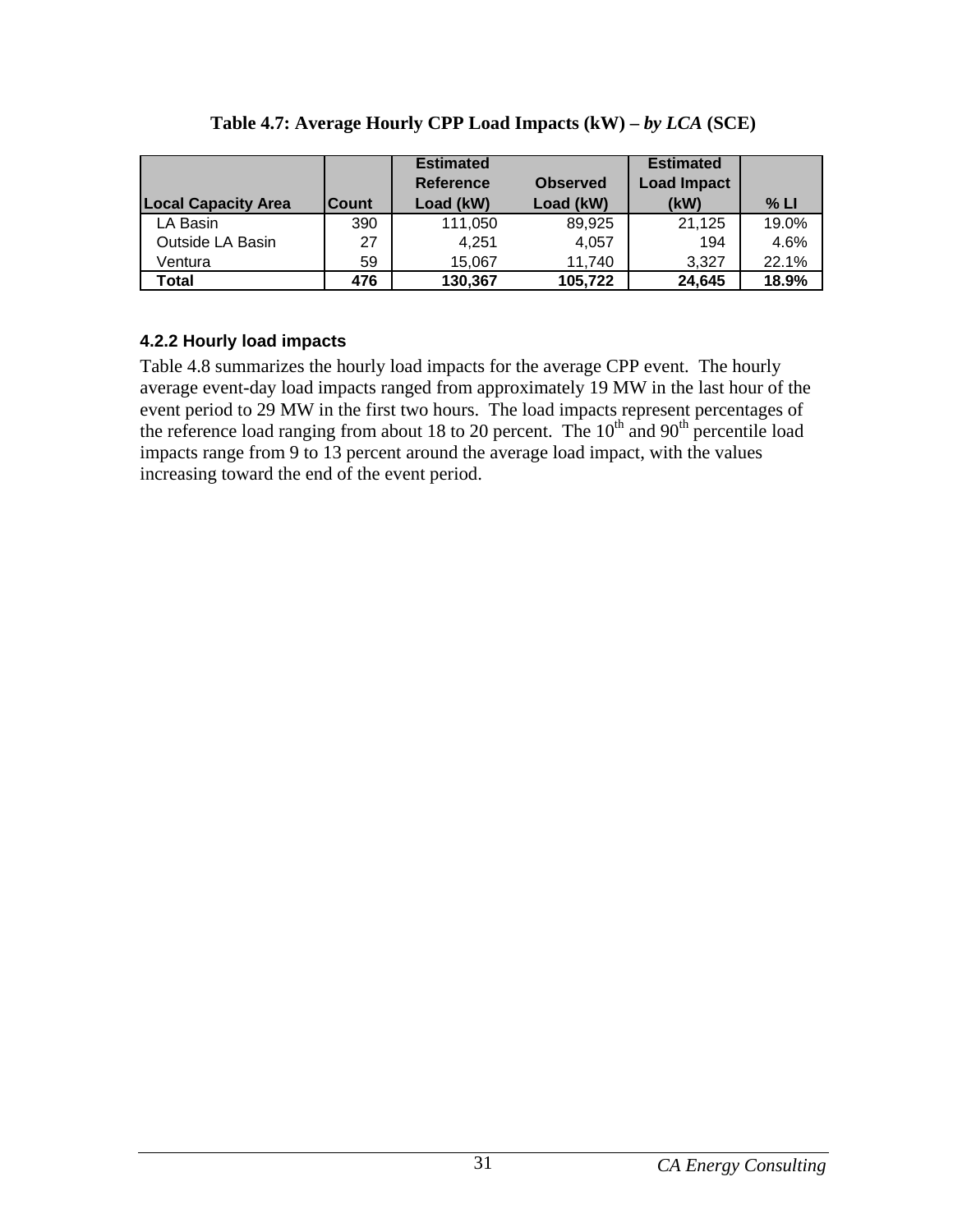**Table 4.7: Average Hourly CPP Load Impacts (kW) – *by LCA* (SCE)**

| Local Capacity Area | Count | Estimated Reference Load (kW) | Observed Load (kW) | Estimated Load Impact (kW) | % LI |
|---|---|---|---|---|---|
| LA Basin | 390 | 111,050 | 89,925 | 21,125 | 19.0% |
| Outside LA Basin | 27 | 4,251 | 4,057 | 194 | 4.6% |
| Ventura | 59 | 15,067 | 11,740 | 3,327 | 22.1% |
| **Total** | **476** | **130,367** | **105,722** | **24,645** | **18.9%** |

### 4.2.2 Hourly load impacts

Table 4.8 summarizes the hourly load impacts for the average CPP event. The hourly average event-day load impacts ranged from approximately 19 MW in the last hour of the event period to 29 MW in the first two hours. The load impacts represent percentages of the reference load ranging from about 18 to 20 percent. The 10th and 90th percentile load impacts range from 9 to 13 percent around the average load impact, with the values increasing toward the end of the event period.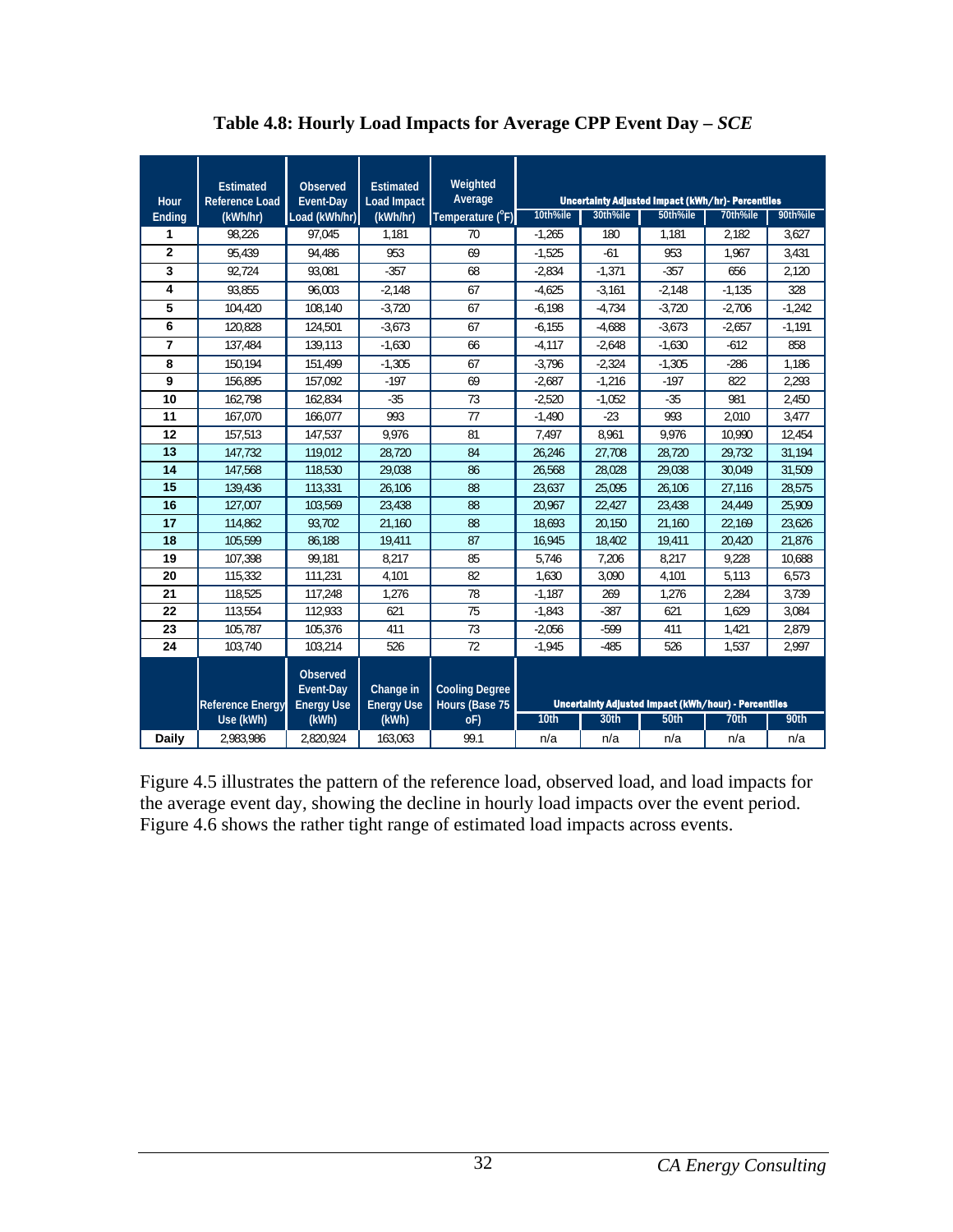**Table 4.8: Hourly Load Impacts for Average CPP Event Day – *SCE***

| Hour Ending | Estimated Reference Load (kWh/hr) | Observed Event-Day Load (kWh/hr) | Estimated Load Impact (kWh/hr) | Weighted Average Temperature (°F) | Uncertainty Adjusted Impact (kWh/hr)- Percentiles | | | | |
|---|---|---|---|---|---|---|---|---|---|
| | | | | | 10th%ile | 30th%ile | 50th%ile | 70th%ile | 90th%ile |
| 1 | 98,226 | 97,045 | 1,181 | 70 | -1,265 | 180 | 1,181 | 2,182 | 3,627 |
| 2 | 95,439 | 94,486 | 953 | 69 | -1,525 | -61 | 953 | 1,967 | 3,431 |
| 3 | 92,724 | 93,081 | -357 | 68 | -2,834 | -1,371 | -357 | 656 | 2,120 |
| 4 | 93,855 | 96,003 | -2,148 | 67 | -4,625 | -3,161 | -2,148 | -1,135 | 328 |
| 5 | 104,420 | 108,140 | -3,720 | 67 | -6,198 | -4,734 | -3,720 | -2,706 | -1,242 |
| 6 | 120,828 | 124,501 | -3,673 | 67 | -6,155 | -4,688 | -3,673 | -2,657 | -1,191 |
| 7 | 137,484 | 139,113 | -1,630 | 66 | -4,117 | -2,648 | -1,630 | -612 | 858 |
| 8 | 150,194 | 151,499 | -1,305 | 67 | -3,796 | -2,324 | -1,305 | -286 | 1,186 |
| 9 | 156,895 | 157,092 | -197 | 69 | -2,687 | -1,216 | -197 | 822 | 2,293 |
| 10 | 162,798 | 162,834 | -35 | 73 | -2,520 | -1,052 | -35 | 981 | 2,450 |
| 11 | 167,070 | 166,077 | 993 | 77 | -1,490 | -23 | 993 | 2,010 | 3,477 |
| 12 | 157,513 | 147,537 | 9,976 | 81 | 7,497 | 8,961 | 9,976 | 10,990 | 12,454 |
| 13 | 147,732 | 119,012 | 28,720 | 84 | 26,246 | 27,708 | 28,720 | 29,732 | 31,194 |
| 14 | 147,568 | 118,530 | 29,038 | 86 | 26,568 | 28,028 | 29,038 | 30,049 | 31,509 |
| 15 | 139,436 | 113,331 | 26,106 | 88 | 23,637 | 25,095 | 26,106 | 27,116 | 28,575 |
| 16 | 127,007 | 103,569 | 23,438 | 88 | 20,967 | 22,427 | 23,438 | 24,449 | 25,909 |
| 17 | 114,862 | 93,702 | 21,160 | 88 | 18,693 | 20,150 | 21,160 | 22,169 | 23,626 |
| 18 | 105,599 | 86,188 | 19,411 | 87 | 16,945 | 18,402 | 19,411 | 20,420 | 21,876 |
| 19 | 107,398 | 99,181 | 8,217 | 85 | 5,746 | 7,206 | 8,217 | 9,228 | 10,688 |
| 20 | 115,332 | 111,231 | 4,101 | 82 | 1,630 | 3,090 | 4,101 | 5,113 | 6,573 |
| 21 | 118,525 | 117,248 | 1,276 | 78 | -1,187 | 269 | 1,276 | 2,284 | 3,739 |
| 22 | 113,554 | 112,933 | 621 | 75 | -1,843 | -387 | 621 | 1,629 | 3,084 |
| 23 | 105,787 | 105,376 | 411 | 73 | -2,056 | -599 | 411 | 1,421 | 2,879 |
| 24 | 103,740 | 103,214 | 526 | 72 | -1,945 | -485 | 526 | 1,537 | 2,997 |
| | Reference Energy Use (kWh) | Observed Event-Day Energy Use (kWh) | Change in Energy Use (kWh) | Cooling Degree Hours (Base 75 oF) | Uncertainty Adjusted Impact (kWh/hour) - Percentiles | | | | |
| | | | | | 10th | 30th | 50th | 70th | 90th |
| Daily | 2,983,986 | 2,820,924 | 163,063 | 99.1 | n/a | n/a | n/a | n/a | n/a |

Figure 4.5 illustrates the pattern of the reference load, observed load, and load impacts for the average event day, showing the decline in hourly load impacts over the event period. Figure 4.6 shows the rather tight range of estimated load impacts across events.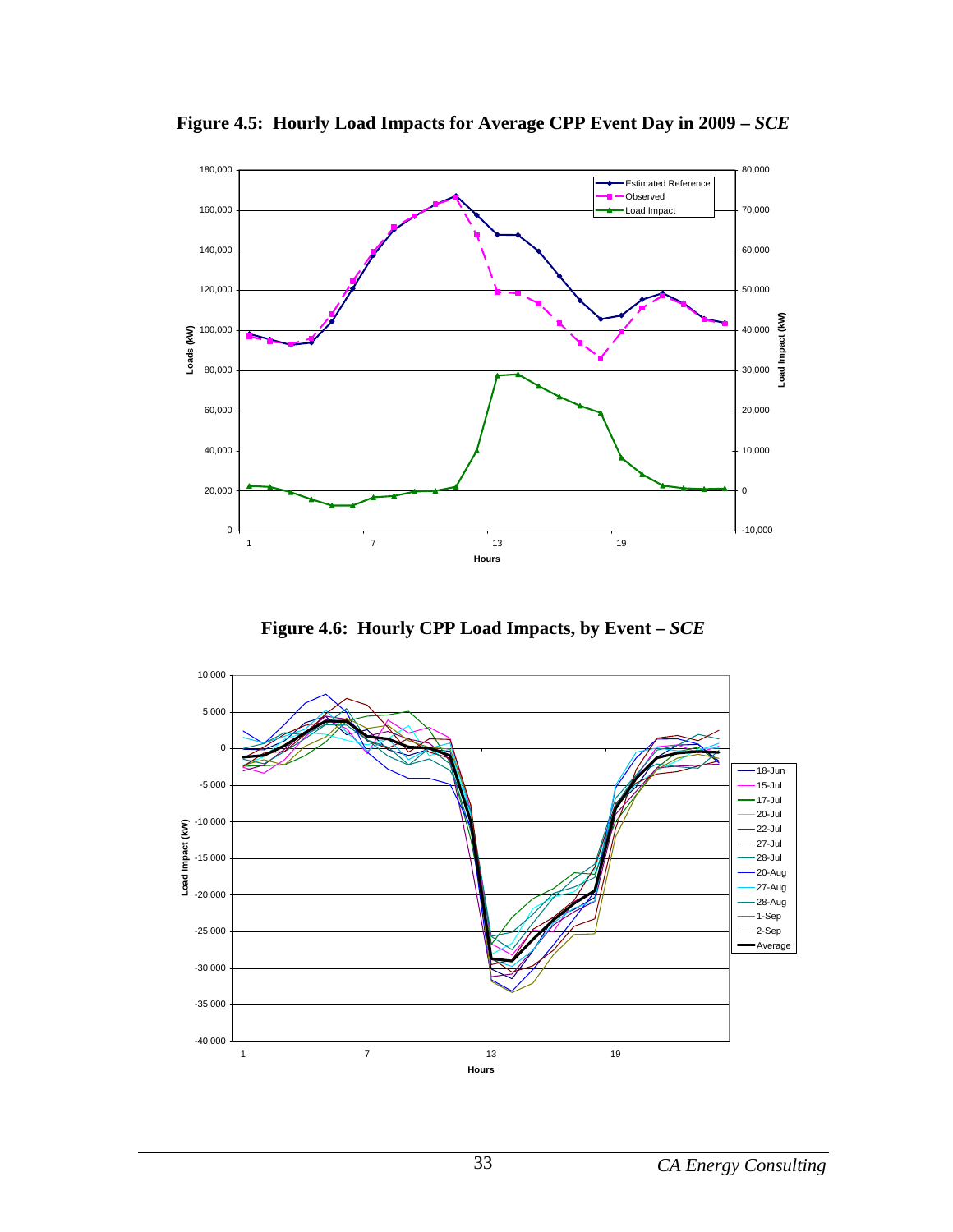**Figure 4.5: Hourly Load Impacts for Average CPP Event Day in 2009 – *SCE***

**Figure 4.6: Hourly CPP Load Impacts, by Event – *SCE***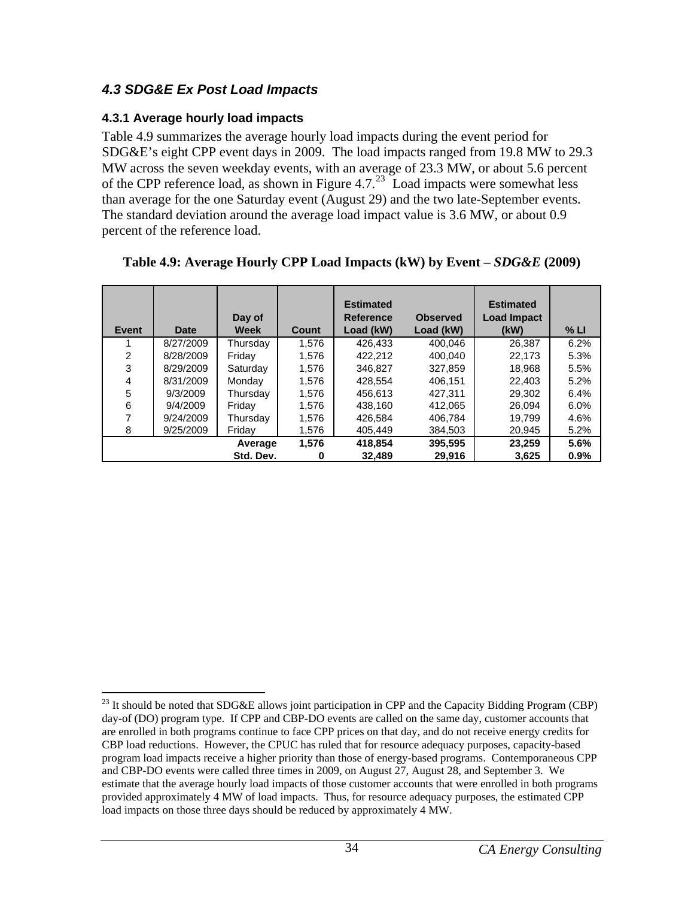### *4.3 SDG&E Ex Post Load Impacts*

#### 4.3.1 Average hourly load impacts

Table 4.9 summarizes the average hourly load impacts during the event period for SDG&E's eight CPP event days in 2009. The load impacts ranged from 19.8 MW to 29.3 MW across the seven weekday events, with an average of 23.3 MW, or about 5.6 percent of the CPP reference load, as shown in Figure 4.7.[23] Load impacts were somewhat less than average for the one Saturday event (August 29) and the two late-September events. The standard deviation around the average load impact value is 3.6 MW, or about 0.9 percent of the reference load.

**Table 4.9: Average Hourly CPP Load Impacts (kW) by Event – *SDG&E* (2009)**

| Event | Date | Day of Week | Count | Estimated Reference Load (kW) | Observed Load (kW) | Estimated Load Impact (kW) | % LI |
|---|---|---|---|---|---|---|---|
| 1 | 8/27/2009 | Thursday | 1,576 | 426,433 | 400,046 | 26,387 | 6.2% |
| 2 | 8/28/2009 | Friday | 1,576 | 422,212 | 400,040 | 22,173 | 5.3% |
| 3 | 8/29/2009 | Saturday | 1,576 | 346,827 | 327,859 | 18,968 | 5.5% |
| 4 | 8/31/2009 | Monday | 1,576 | 428,554 | 406,151 | 22,403 | 5.2% |
| 5 | 9/3/2009 | Thursday | 1,576 | 456,613 | 427,311 | 29,302 | 6.4% |
| 6 | 9/4/2009 | Friday | 1,576 | 438,160 | 412,065 | 26,094 | 6.0% |
| 7 | 9/24/2009 | Thursday | 1,576 | 426,584 | 406,784 | 19,799 | 4.6% |
| 8 | 9/25/2009 | Friday | 1,576 | 405,449 | 384,503 | 20,945 | 5.2% |
| | | **Average** | **1,576** | **418,854** | **395,595** | **23,259** | **5.6%** |
| | | **Std. Dev.** | **0** | **32,489** | **29,916** | **3,625** | **0.9%** |

[23] It should be noted that SDG&E allows joint participation in CPP and the Capacity Bidding Program (CBP) day-of (DO) program type. If CPP and CBP-DO events are called on the same day, customer accounts that are enrolled in both programs continue to face CPP prices on that day, and do not receive energy credits for CBP load reductions. However, the CPUC has ruled that for resource adequacy purposes, capacity-based program load impacts receive a higher priority than those of energy-based programs. Contemporaneous CPP and CBP-DO events were called three times in 2009, on August 27, August 28, and September 3. We estimate that the average hourly load impacts of those customer accounts that were enrolled in both programs provided approximately 4 MW of load impacts. Thus, for resource adequacy purposes, the estimated CPP load impacts on those three days should be reduced by approximately 4 MW.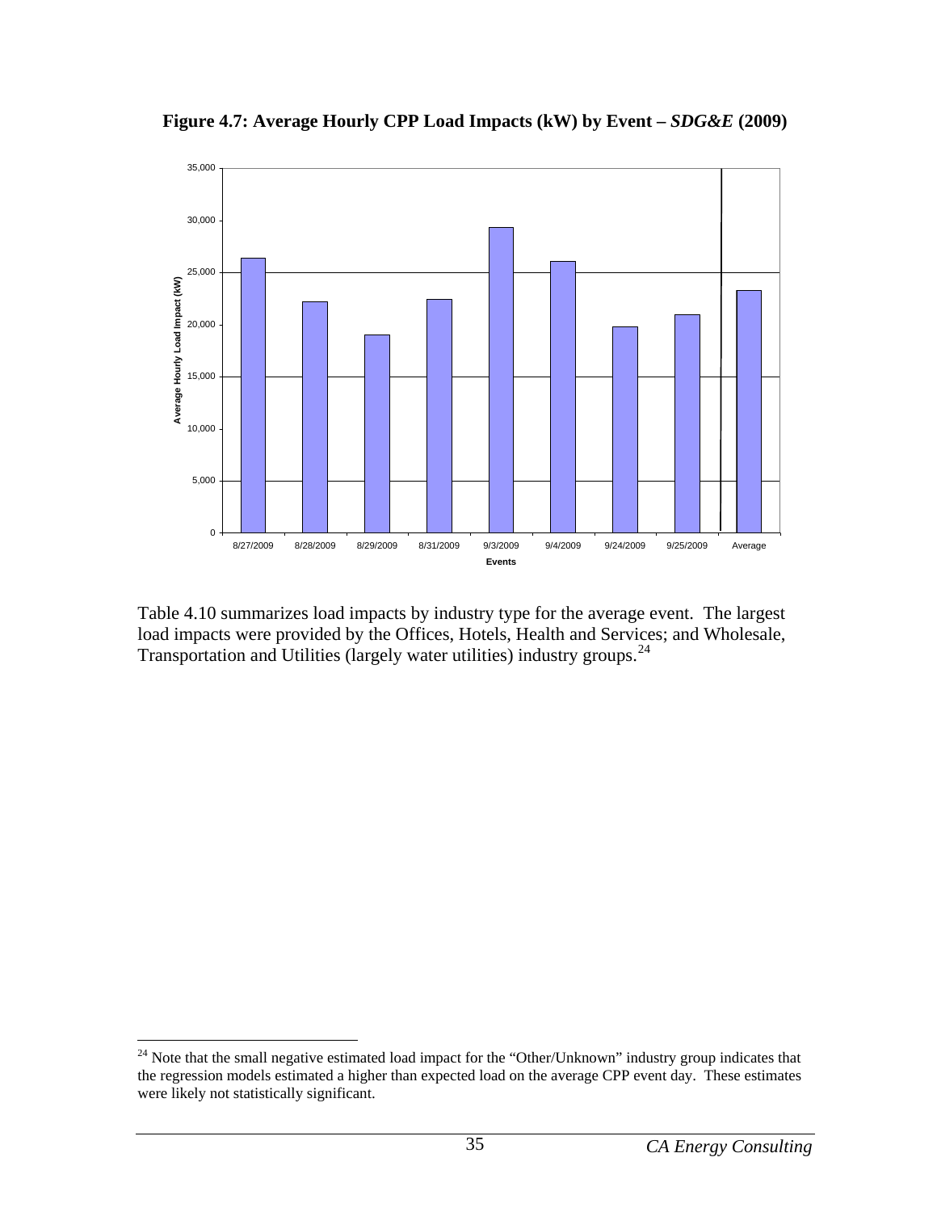**Figure 4.7: Average Hourly CPP Load Impacts (kW) by Event – *SDG&E* (2009)**

Table 4.10 summarizes load impacts by industry type for the average event. The largest load impacts were provided by the Offices, Hotels, Health and Services; and Wholesale, Transportation and Utilities (largely water utilities) industry groups.[24]

[24] Note that the small negative estimated load impact for the "Other/Unknown" industry group indicates that the regression models estimated a higher than expected load on the average CPP event day. These estimates were likely not statistically significant.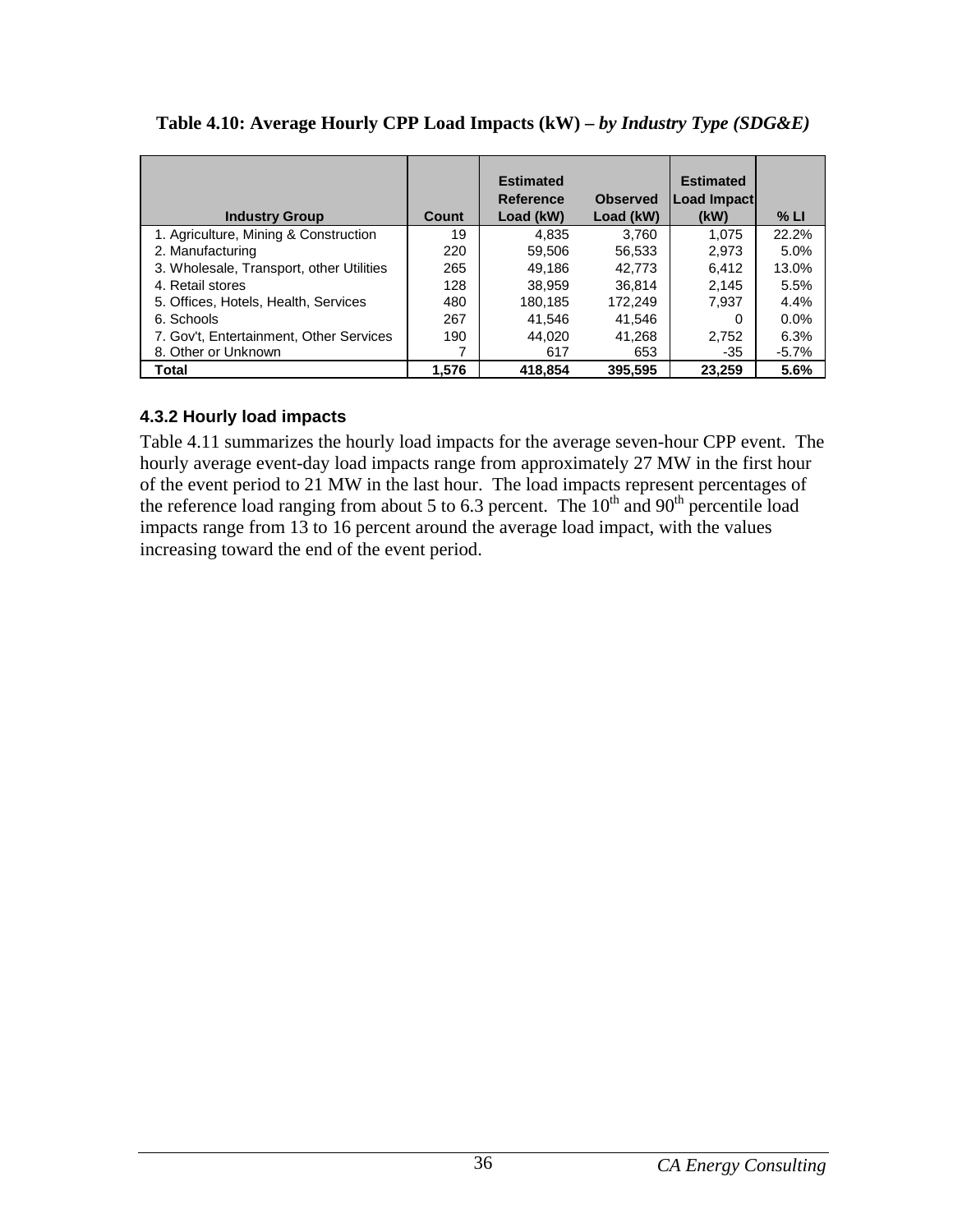**Table 4.10: Average Hourly CPP Load Impacts (kW) – *by Industry Type (SDG&E)***

| Industry Group | Count | Estimated Reference Load (kW) | Observed Load (kW) | Estimated Load Impact (kW) | % LI |
|---|---|---|---|---|---|
| 1. Agriculture, Mining & Construction | 19 | 4,835 | 3,760 | 1,075 | 22.2% |
| 2. Manufacturing | 220 | 59,506 | 56,533 | 2,973 | 5.0% |
| 3. Wholesale, Transport, other Utilities | 265 | 49,186 | 42,773 | 6,412 | 13.0% |
| 4. Retail stores | 128 | 38,959 | 36,814 | 2,145 | 5.5% |
| 5. Offices, Hotels, Health, Services | 480 | 180,185 | 172,249 | 7,937 | 4.4% |
| 6. Schools | 267 | 41,546 | 41,546 | 0 | 0.0% |
| 7. Gov't, Entertainment, Other Services | 190 | 44,020 | 41,268 | 2,752 | 6.3% |
| 8. Other or Unknown | 7 | 617 | 653 | -35 | -5.7% |
| **Total** | **1,576** | **418,854** | **395,595** | **23,259** | **5.6%** |

### 4.3.2 Hourly load impacts

Table 4.11 summarizes the hourly load impacts for the average seven-hour CPP event. The hourly average event-day load impacts range from approximately 27 MW in the first hour of the event period to 21 MW in the last hour. The load impacts represent percentages of the reference load ranging from about 5 to 6.3 percent. The 10$^{th}$ and 90$^{th}$ percentile load impacts range from 13 to 16 percent around the average load impact, with the values increasing toward the end of the event period.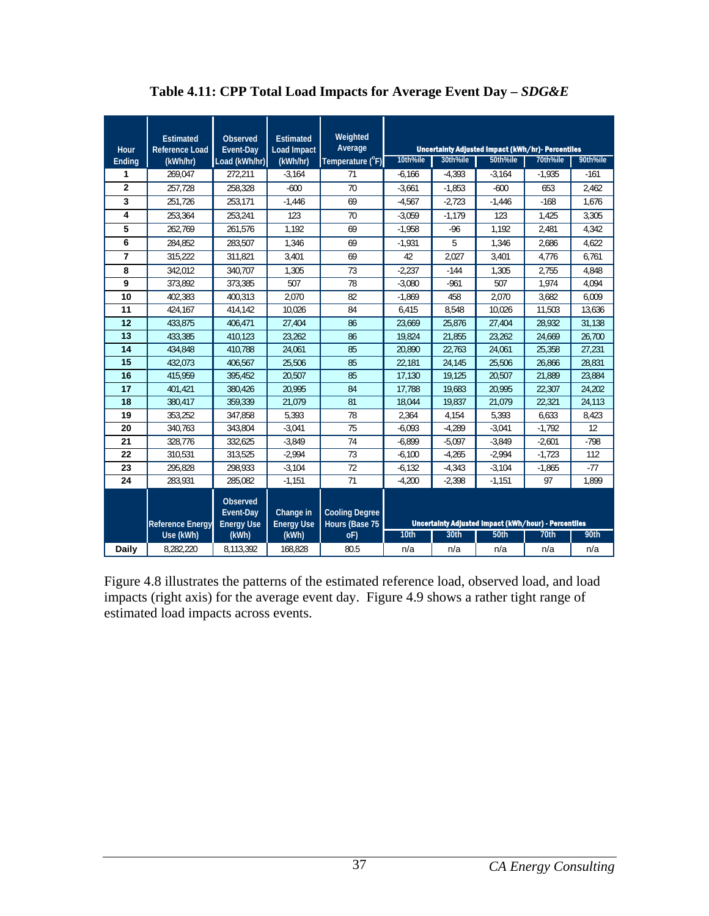**Table 4.11: CPP Total Load Impacts for Average Event Day – *SDG&E***

| Hour Ending | Estimated Reference Load (kWh/hr) | Observed Event-Day Load (kWh/hr) | Estimated Load Impact (kWh/hr) | Weighted Average Temperature (°F) | Uncertainty Adjusted Impact (kWh/hr)- Percentiles 10th%ile | 30th%ile | 50th%ile | 70th%ile | 90th%ile |
|---|---|---|---|---|---|---|---|---|---|
| 1 | 269,047 | 272,211 | -3,164 | 71 | -6,166 | -4,393 | -3,164 | -1,935 | -161 |
| 2 | 257,728 | 258,328 | -600 | 70 | -3,661 | -1,853 | -600 | 653 | 2,462 |
| 3 | 251,726 | 253,171 | -1,446 | 69 | -4,567 | -2,723 | -1,446 | -168 | 1,676 |
| 4 | 253,364 | 253,241 | 123 | 70 | -3,059 | -1,179 | 123 | 1,425 | 3,305 |
| 5 | 262,769 | 261,576 | 1,192 | 69 | -1,958 | -96 | 1,192 | 2,481 | 4,342 |
| 6 | 284,852 | 283,507 | 1,346 | 69 | -1,931 | 5 | 1,346 | 2,686 | 4,622 |
| 7 | 315,222 | 311,821 | 3,401 | 69 | 42 | 2,027 | 3,401 | 4,776 | 6,761 |
| 8 | 342,012 | 340,707 | 1,305 | 73 | -2,237 | -144 | 1,305 | 2,755 | 4,848 |
| 9 | 373,892 | 373,385 | 507 | 78 | -3,080 | -961 | 507 | 1,974 | 4,094 |
| 10 | 402,383 | 400,313 | 2,070 | 82 | -1,869 | 458 | 2,070 | 3,682 | 6,009 |
| 11 | 424,167 | 414,142 | 10,026 | 84 | 6,415 | 8,548 | 10,026 | 11,503 | 13,636 |
| 12 | 433,875 | 406,471 | 27,404 | 86 | 23,669 | 25,876 | 27,404 | 28,932 | 31,138 |
| 13 | 433,385 | 410,123 | 23,262 | 86 | 19,824 | 21,855 | 23,262 | 24,669 | 26,700 |
| 14 | 434,848 | 410,788 | 24,061 | 85 | 20,890 | 22,763 | 24,061 | 25,358 | 27,231 |
| 15 | 432,073 | 406,567 | 25,506 | 85 | 22,181 | 24,145 | 25,506 | 26,866 | 28,831 |
| 16 | 415,959 | 395,452 | 20,507 | 85 | 17,130 | 19,125 | 20,507 | 21,889 | 23,884 |
| 17 | 401,421 | 380,426 | 20,995 | 84 | 17,788 | 19,683 | 20,995 | 22,307 | 24,202 |
| 18 | 380,417 | 359,339 | 21,079 | 81 | 18,044 | 19,837 | 21,079 | 22,321 | 24,113 |
| 19 | 353,252 | 347,858 | 5,393 | 78 | 2,364 | 4,154 | 5,393 | 6,633 | 8,423 |
| 20 | 340,763 | 343,804 | -3,041 | 75 | -6,093 | -4,289 | -3,041 | -1,792 | 12 |
| 21 | 328,776 | 332,625 | -3,849 | 74 | -6,899 | -5,097 | -3,849 | -2,601 | -798 |
| 22 | 310,531 | 313,525 | -2,994 | 73 | -6,100 | -4,265 | -2,994 | -1,723 | 112 |
| 23 | 295,828 | 298,933 | -3,104 | 72 | -6,132 | -4,343 | -3,104 | -1,865 | -77 |
| 24 | 283,931 | 285,082 | -1,151 | 71 | -4,200 | -2,398 | -1,151 | 97 | 1,899 |
| | **Reference Energy Use (kWh)** | **Observed Event-Day Energy Use (kWh)** | **Change in Energy Use (kWh)** | **Cooling Degree Hours (Base 75 oF)** | **Uncertainty Adjusted Impact (kWh/hour) - Percentiles 10th** | **30th** | **50th** | **70th** | **90th** |
| Daily | 8,282,220 | 8,113,392 | 168,828 | 80.5 | n/a | n/a | n/a | n/a | n/a |

Figure 4.8 illustrates the patterns of the estimated reference load, observed load, and load impacts (right axis) for the average event day. Figure 4.9 shows a rather tight range of estimated load impacts across events.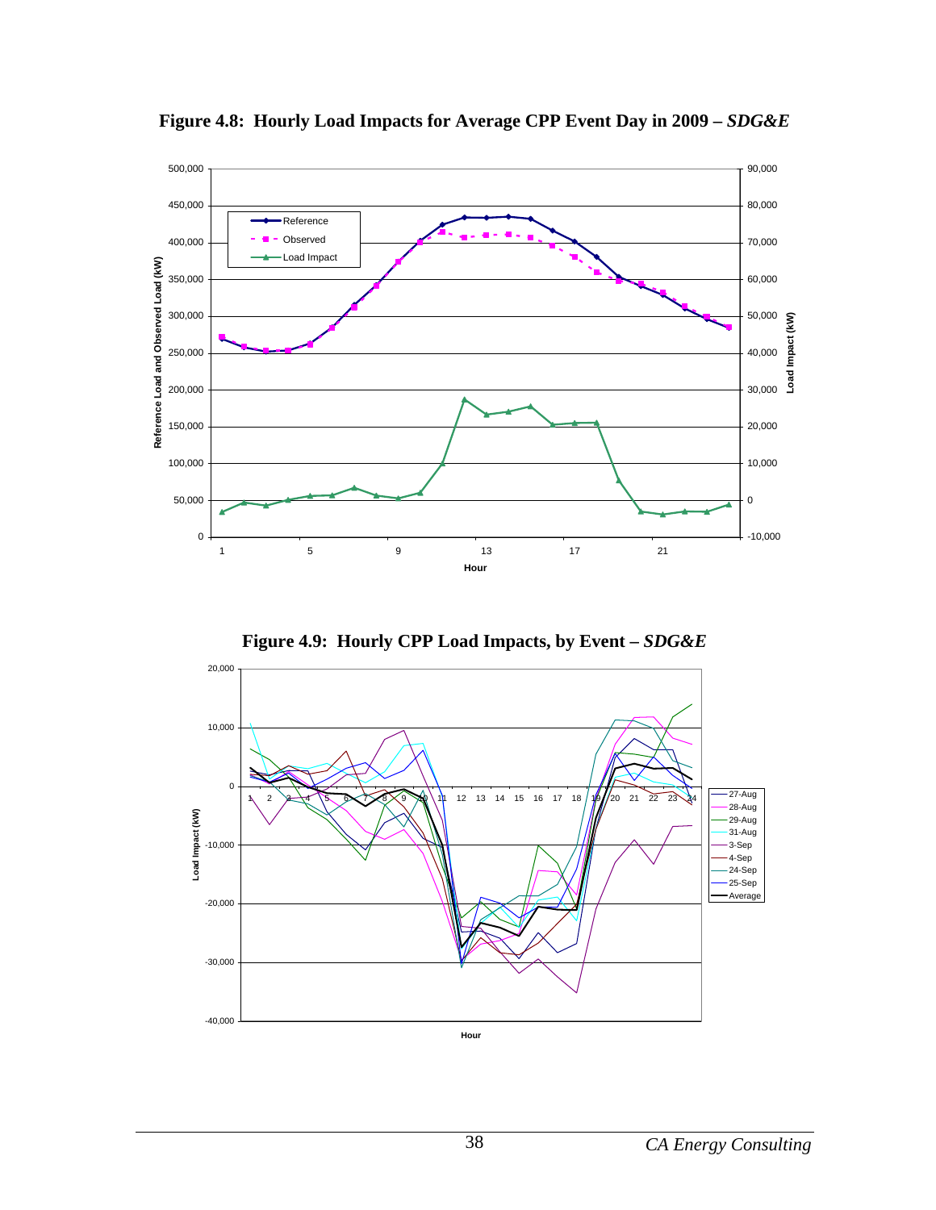**Figure 4.8: Hourly Load Impacts for Average CPP Event Day in 2009 –** ***SDG&E***

**Figure 4.9: Hourly CPP Load Impacts, by Event –** ***SDG&E***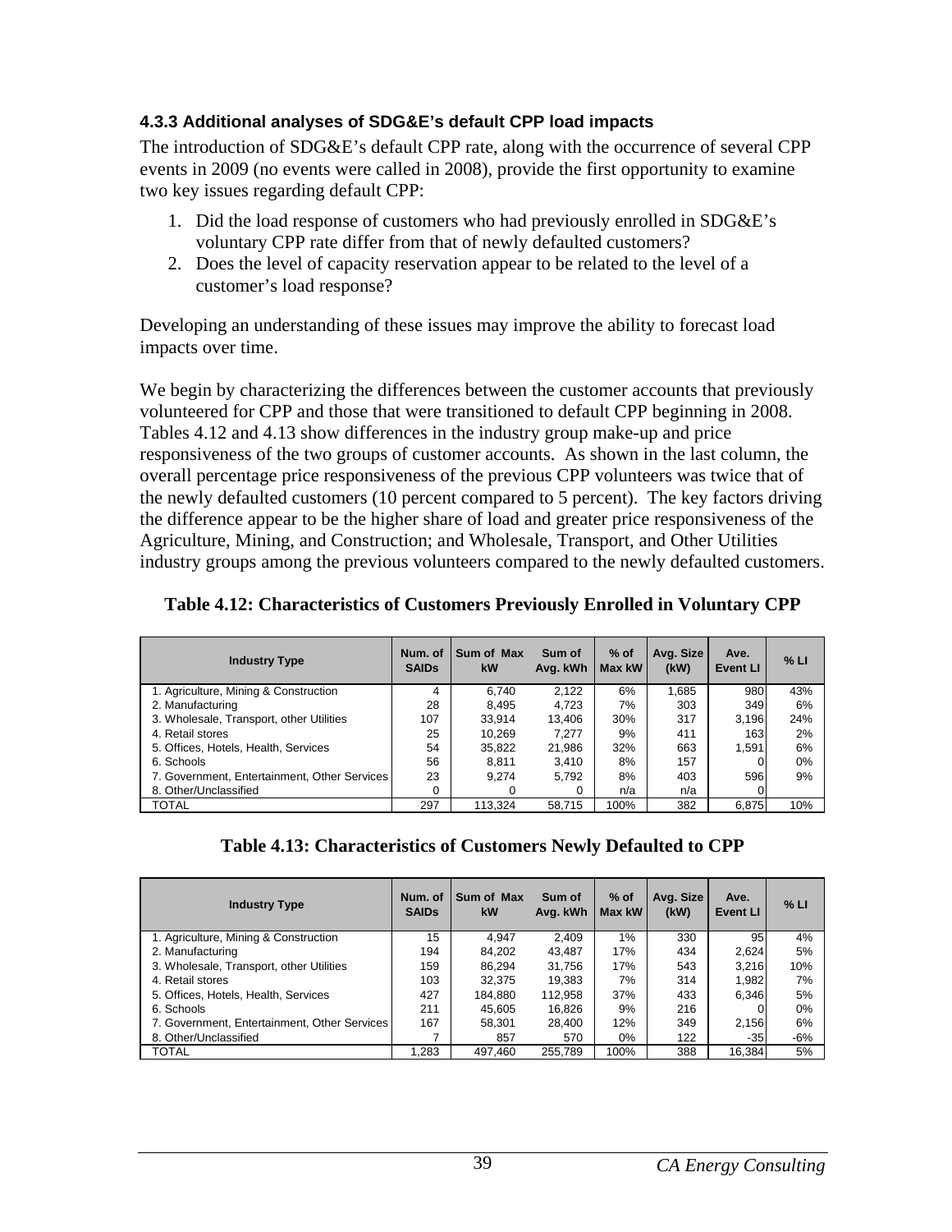### 4.3.3 Additional analyses of SDG&E's default CPP load impacts

The introduction of SDG&E's default CPP rate, along with the occurrence of several CPP events in 2009 (no events were called in 2008), provide the first opportunity to examine two key issues regarding default CPP:

1. Did the load response of customers who had previously enrolled in SDG&E's voluntary CPP rate differ from that of newly defaulted customers?
2. Does the level of capacity reservation appear to be related to the level of a customer's load response?

Developing an understanding of these issues may improve the ability to forecast load impacts over time.

We begin by characterizing the differences between the customer accounts that previously volunteered for CPP and those that were transitioned to default CPP beginning in 2008. Tables 4.12 and 4.13 show differences in the industry group make-up and price responsiveness of the two groups of customer accounts. As shown in the last column, the overall percentage price responsiveness of the previous CPP volunteers was twice that of the newly defaulted customers (10 percent compared to 5 percent). The key factors driving the difference appear to be the higher share of load and greater price responsiveness of the Agriculture, Mining, and Construction; and Wholesale, Transport, and Other Utilities industry groups among the previous volunteers compared to the newly defaulted customers.

**Table 4.12: Characteristics of Customers Previously Enrolled in Voluntary CPP**

| Industry Type | Num. of SAIDs | Sum of Max kW | Sum of Avg. kWh | % of Max kW | Avg. Size (kW) | Ave. Event LI | % LI |
|---|---|---|---|---|---|---|---|
| 1. Agriculture, Mining & Construction | 4 | 6,740 | 2,122 | 6% | 1,685 | 980 | 43% |
| 2. Manufacturing | 28 | 8,495 | 4,723 | 7% | 303 | 349 | 6% |
| 3. Wholesale, Transport, other Utilities | 107 | 33,914 | 13,406 | 30% | 317 | 3,196 | 24% |
| 4. Retail stores | 25 | 10,269 | 7,277 | 9% | 411 | 163 | 2% |
| 5. Offices, Hotels, Health, Services | 54 | 35,822 | 21,986 | 32% | 663 | 1,591 | 6% |
| 6. Schools | 56 | 8,811 | 3,410 | 8% | 157 | 0 | 0% |
| 7. Government, Entertainment, Other Services | 23 | 9,274 | 5,792 | 8% | 403 | 596 | 9% |
| 8. Other/Unclassified | 0 | 0 | 0 | n/a | n/a | 0 | |
| TOTAL | 297 | 113,324 | 58,715 | 100% | 382 | 6,875 | 10% |

**Table 4.13: Characteristics of Customers Newly Defaulted to CPP**

| Industry Type | Num. of SAIDs | Sum of Max kW | Sum of Avg. kWh | % of Max kW | Avg. Size (kW) | Ave. Event LI | % LI |
|---|---|---|---|---|---|---|---|
| 1. Agriculture, Mining & Construction | 15 | 4,947 | 2,409 | 1% | 330 | 95 | 4% |
| 2. Manufacturing | 194 | 84,202 | 43,487 | 17% | 434 | 2,624 | 5% |
| 3. Wholesale, Transport, other Utilities | 159 | 86,294 | 31,756 | 17% | 543 | 3,216 | 10% |
| 4. Retail stores | 103 | 32,375 | 19,383 | 7% | 314 | 1,982 | 7% |
| 5. Offices, Hotels, Health, Services | 427 | 184,880 | 112,958 | 37% | 433 | 6,346 | 5% |
| 6. Schools | 211 | 45,605 | 16,826 | 9% | 216 | 0 | 0% |
| 7. Government, Entertainment, Other Services | 167 | 58,301 | 28,400 | 12% | 349 | 2,156 | 6% |
| 8. Other/Unclassified | 7 | 857 | 570 | 0% | 122 | -35 | -6% |
| TOTAL | 1,283 | 497,460 | 255,789 | 100% | 388 | 16,384 | 5% |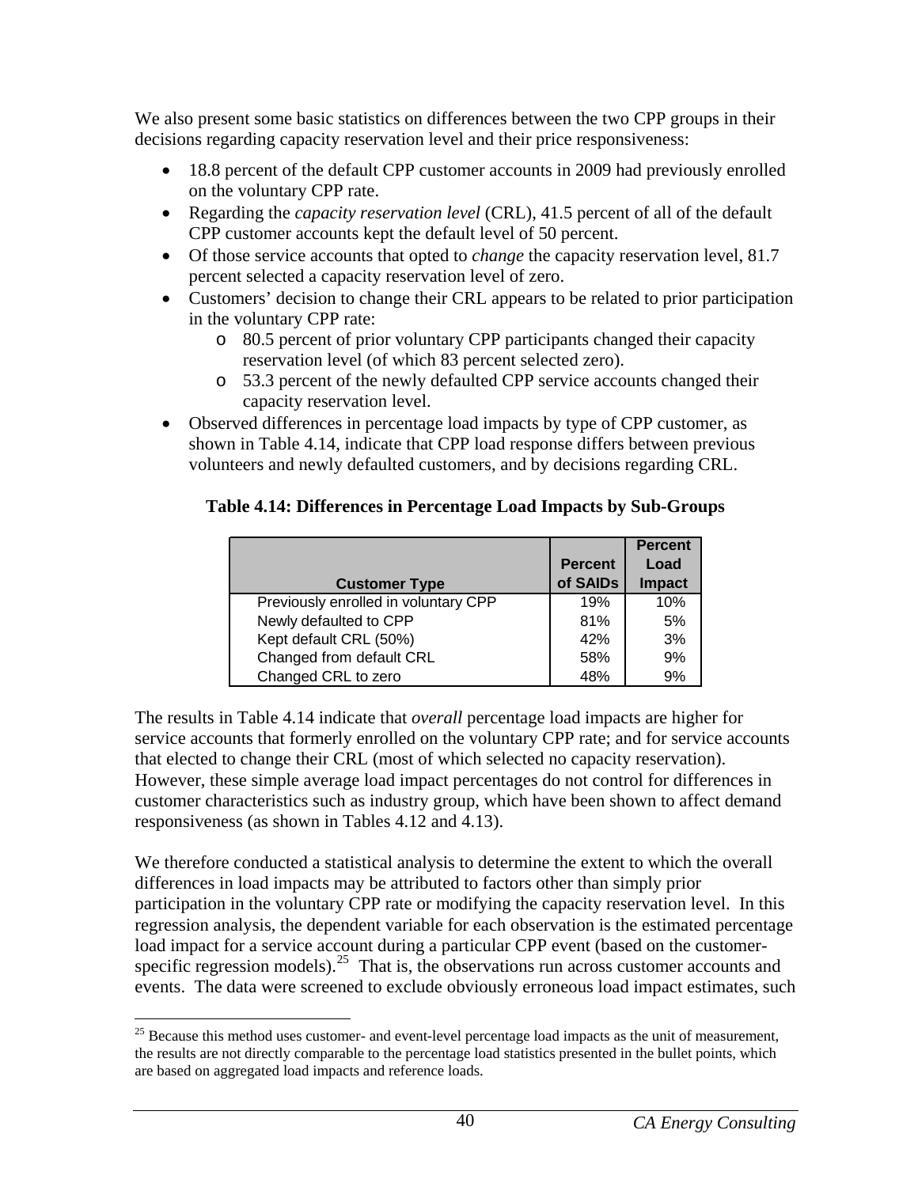We also present some basic statistics on differences between the two CPP groups in their decisions regarding capacity reservation level and their price responsiveness:

- 18.8 percent of the default CPP customer accounts in 2009 had previously enrolled on the voluntary CPP rate.
- Regarding the *capacity reservation level* (CRL), 41.5 percent of all of the default CPP customer accounts kept the default level of 50 percent.
- Of those service accounts that opted to *change* the capacity reservation level, 81.7 percent selected a capacity reservation level of zero.
- Customers' decision to change their CRL appears to be related to prior participation in the voluntary CPP rate:
  - 80.5 percent of prior voluntary CPP participants changed their capacity reservation level (of which 83 percent selected zero).
  - 53.3 percent of the newly defaulted CPP service accounts changed their capacity reservation level.
- Observed differences in percentage load impacts by type of CPP customer, as shown in Table 4.14, indicate that CPP load response differs between previous volunteers and newly defaulted customers, and by decisions regarding CRL.

**Table 4.14: Differences in Percentage Load Impacts by Sub-Groups**

| Customer Type | Percent of SAIDs | Percent Load Impact |
|---|---|---|
| Previously enrolled in voluntary CPP | 19% | 10% |
| Newly defaulted to CPP | 81% | 5% |
| Kept default CRL (50%) | 42% | 3% |
| Changed from default CRL | 58% | 9% |
| Changed CRL to zero | 48% | 9% |

The results in Table 4.14 indicate that *overall* percentage load impacts are higher for service accounts that formerly enrolled on the voluntary CPP rate; and for service accounts that elected to change their CRL (most of which selected no capacity reservation). However, these simple average load impact percentages do not control for differences in customer characteristics such as industry group, which have been shown to affect demand responsiveness (as shown in Tables 4.12 and 4.13).

We therefore conducted a statistical analysis to determine the extent to which the overall differences in load impacts may be attributed to factors other than simply prior participation in the voluntary CPP rate or modifying the capacity reservation level. In this regression analysis, the dependent variable for each observation is the estimated percentage load impact for a service account during a particular CPP event (based on the customer-specific regression models).[25] That is, the observations run across customer accounts and events. The data were screened to exclude obviously erroneous load impact estimates, such

[25] Because this method uses customer- and event-level percentage load impacts as the unit of measurement, the results are not directly comparable to the percentage load statistics presented in the bullet points, which are based on aggregated load impacts and reference loads.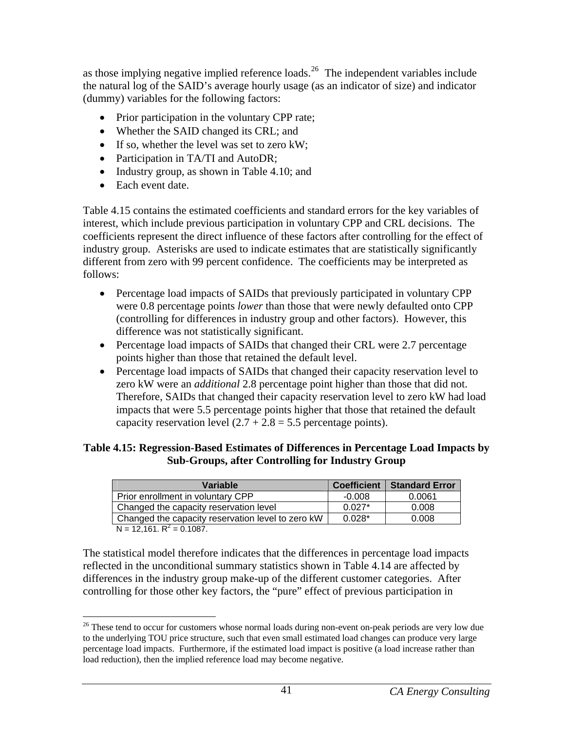as those implying negative implied reference loads.[26] The independent variables include the natural log of the SAID's average hourly usage (as an indicator of size) and indicator (dummy) variables for the following factors:

- Prior participation in the voluntary CPP rate;
- Whether the SAID changed its CRL; and
- If so, whether the level was set to zero kW;
- Participation in TA/TI and AutoDR;
- Industry group, as shown in Table 4.10; and
- Each event date.

Table 4.15 contains the estimated coefficients and standard errors for the key variables of interest, which include previous participation in voluntary CPP and CRL decisions. The coefficients represent the direct influence of these factors after controlling for the effect of industry group. Asterisks are used to indicate estimates that are statistically significantly different from zero with 99 percent confidence. The coefficients may be interpreted as follows:

- Percentage load impacts of SAIDs that previously participated in voluntary CPP were 0.8 percentage points *lower* than those that were newly defaulted onto CPP (controlling for differences in industry group and other factors). However, this difference was not statistically significant.
- Percentage load impacts of SAIDs that changed their CRL were 2.7 percentage points higher than those that retained the default level.
- Percentage load impacts of SAIDs that changed their capacity reservation level to zero kW were an *additional* 2.8 percentage point higher than those that did not. Therefore, SAIDs that changed their capacity reservation level to zero kW had load impacts that were 5.5 percentage points higher that those that retained the default capacity reservation level (2.7 + 2.8 = 5.5 percentage points).

**Table 4.15: Regression-Based Estimates of Differences in Percentage Load Impacts by Sub-Groups, after Controlling for Industry Group**

| Variable | Coefficient | Standard Error |
|---|---|---|
| Prior enrollment in voluntary CPP | -0.008 | 0.0061 |
| Changed the capacity reservation level | 0.027* | 0.008 |
| Changed the capacity reservation level to zero kW | 0.028* | 0.008 |

N = 12,161. $R^2$ = 0.1087.

The statistical model therefore indicates that the differences in percentage load impacts reflected in the unconditional summary statistics shown in Table 4.14 are affected by differences in the industry group make-up of the different customer categories. After controlling for those other key factors, the "pure" effect of previous participation in

[26] These tend to occur for customers whose normal loads during non-event on-peak periods are very low due to the underlying TOU price structure, such that even small estimated load changes can produce very large percentage load impacts. Furthermore, if the estimated load impact is positive (a load increase rather than load reduction), then the implied reference load may become negative.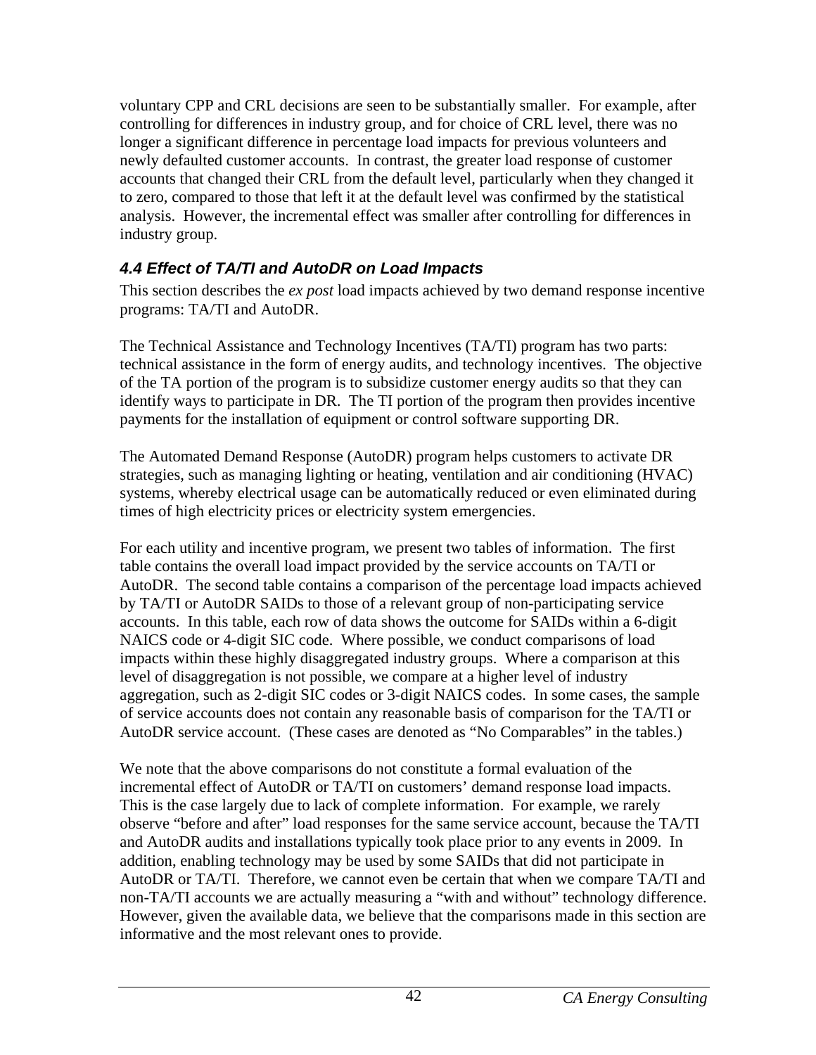voluntary CPP and CRL decisions are seen to be substantially smaller. For example, after controlling for differences in industry group, and for choice of CRL level, there was no longer a significant difference in percentage load impacts for previous volunteers and newly defaulted customer accounts. In contrast, the greater load response of customer accounts that changed their CRL from the default level, particularly when they changed it to zero, compared to those that left it at the default level was confirmed by the statistical analysis. However, the incremental effect was smaller after controlling for differences in industry group.

### 4.4 Effect of TA/TI and AutoDR on Load Impacts

This section describes the *ex post* load impacts achieved by two demand response incentive programs: TA/TI and AutoDR.

The Technical Assistance and Technology Incentives (TA/TI) program has two parts: technical assistance in the form of energy audits, and technology incentives. The objective of the TA portion of the program is to subsidize customer energy audits so that they can identify ways to participate in DR. The TI portion of the program then provides incentive payments for the installation of equipment or control software supporting DR.

The Automated Demand Response (AutoDR) program helps customers to activate DR strategies, such as managing lighting or heating, ventilation and air conditioning (HVAC) systems, whereby electrical usage can be automatically reduced or even eliminated during times of high electricity prices or electricity system emergencies.

For each utility and incentive program, we present two tables of information. The first table contains the overall load impact provided by the service accounts on TA/TI or AutoDR. The second table contains a comparison of the percentage load impacts achieved by TA/TI or AutoDR SAIDs to those of a relevant group of non-participating service accounts. In this table, each row of data shows the outcome for SAIDs within a 6-digit NAICS code or 4-digit SIC code. Where possible, we conduct comparisons of load impacts within these highly disaggregated industry groups. Where a comparison at this level of disaggregation is not possible, we compare at a higher level of industry aggregation, such as 2-digit SIC codes or 3-digit NAICS codes. In some cases, the sample of service accounts does not contain any reasonable basis of comparison for the TA/TI or AutoDR service account. (These cases are denoted as "No Comparables" in the tables.)

We note that the above comparisons do not constitute a formal evaluation of the incremental effect of AutoDR or TA/TI on customers' demand response load impacts. This is the case largely due to lack of complete information. For example, we rarely observe "before and after" load responses for the same service account, because the TA/TI and AutoDR audits and installations typically took place prior to any events in 2009. In addition, enabling technology may be used by some SAIDs that did not participate in AutoDR or TA/TI. Therefore, we cannot even be certain that when we compare TA/TI and non-TA/TI accounts we are actually measuring a "with and without" technology difference. However, given the available data, we believe that the comparisons made in this section are informative and the most relevant ones to provide.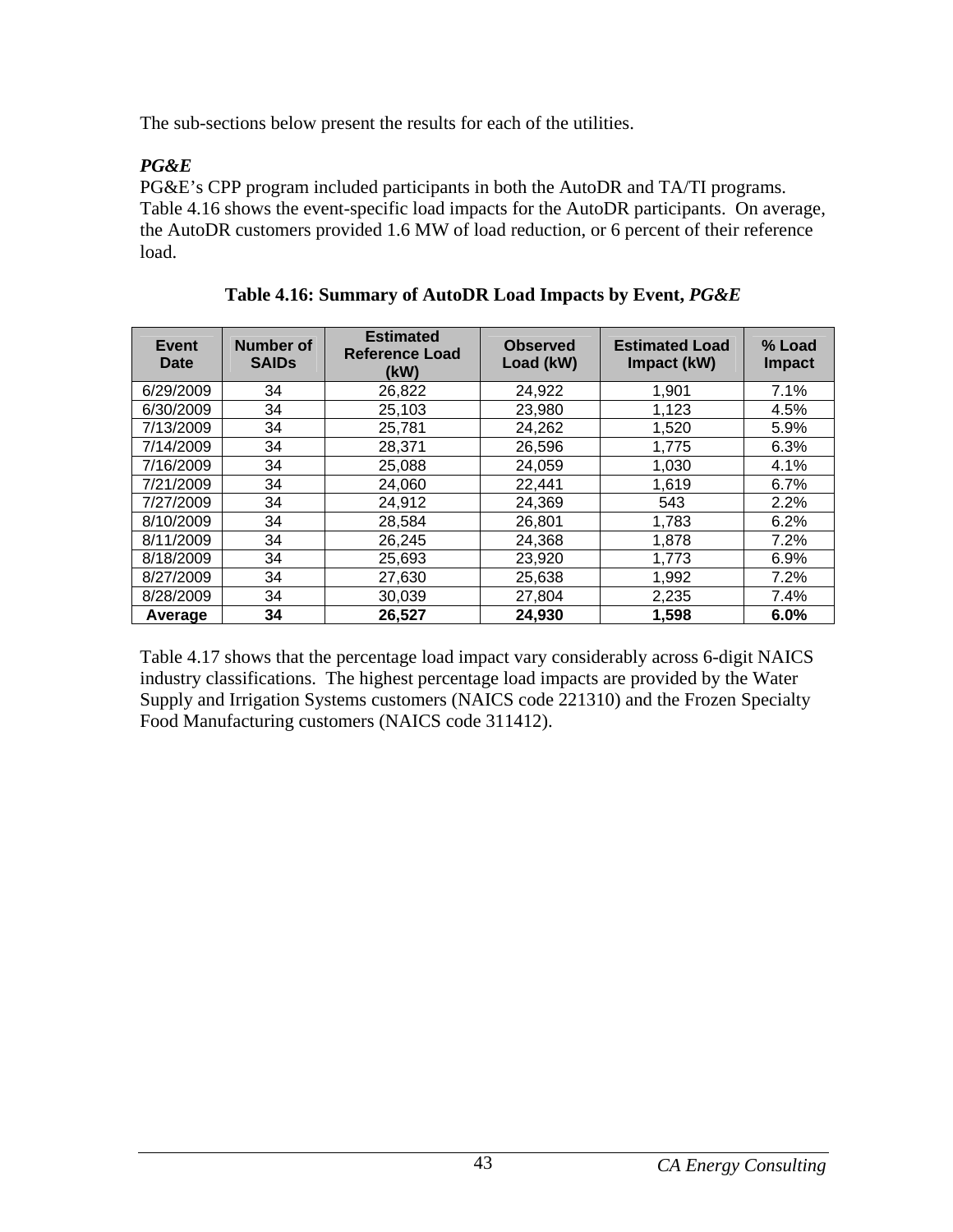The sub-sections below present the results for each of the utilities.

***PG&E***

PG&E's CPP program included participants in both the AutoDR and TA/TI programs. Table 4.16 shows the event-specific load impacts for the AutoDR participants. On average, the AutoDR customers provided 1.6 MW of load reduction, or 6 percent of their reference load.

**Table 4.16: Summary of AutoDR Load Impacts by Event, *PG&E***

| Event Date | Number of SAIDs | Estimated Reference Load (kW) | Observed Load (kW) | Estimated Load Impact (kW) | % Load Impact |
|---|---|---|---|---|---|
| 6/29/2009 | 34 | 26,822 | 24,922 | 1,901 | 7.1% |
| 6/30/2009 | 34 | 25,103 | 23,980 | 1,123 | 4.5% |
| 7/13/2009 | 34 | 25,781 | 24,262 | 1,520 | 5.9% |
| 7/14/2009 | 34 | 28,371 | 26,596 | 1,775 | 6.3% |
| 7/16/2009 | 34 | 25,088 | 24,059 | 1,030 | 4.1% |
| 7/21/2009 | 34 | 24,060 | 22,441 | 1,619 | 6.7% |
| 7/27/2009 | 34 | 24,912 | 24,369 | 543 | 2.2% |
| 8/10/2009 | 34 | 28,584 | 26,801 | 1,783 | 6.2% |
| 8/11/2009 | 34 | 26,245 | 24,368 | 1,878 | 7.2% |
| 8/18/2009 | 34 | 25,693 | 23,920 | 1,773 | 6.9% |
| 8/27/2009 | 34 | 27,630 | 25,638 | 1,992 | 7.2% |
| 8/28/2009 | 34 | 30,039 | 27,804 | 2,235 | 7.4% |
| **Average** | **34** | **26,527** | **24,930** | **1,598** | **6.0%** |

Table 4.17 shows that the percentage load impact vary considerably across 6-digit NAICS industry classifications. The highest percentage load impacts are provided by the Water Supply and Irrigation Systems customers (NAICS code 221310) and the Frozen Specialty Food Manufacturing customers (NAICS code 311412).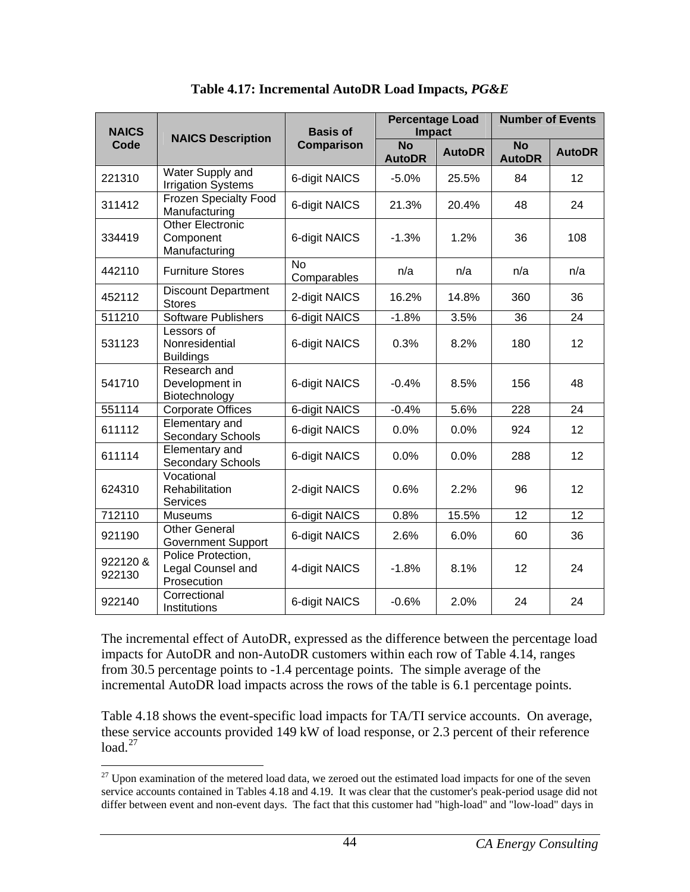**Table 4.17: Incremental AutoDR Load Impacts, *PG&E***

| NAICS Code | NAICS Description | Basis of Comparison | Percentage Load Impact | | Number of Events | |
|---|---|---|---|---|---|---|
| | | | No AutoDR | AutoDR | No AutoDR | AutoDR |
| 221310 | Water Supply and Irrigation Systems | 6-digit NAICS | -5.0% | 25.5% | 84 | 12 |
| 311412 | Frozen Specialty Food Manufacturing | 6-digit NAICS | 21.3% | 20.4% | 48 | 24 |
| 334419 | Other Electronic Component Manufacturing | 6-digit NAICS | -1.3% | 1.2% | 36 | 108 |
| 442110 | Furniture Stores | No Comparables | n/a | n/a | n/a | n/a |
| 452112 | Discount Department Stores | 2-digit NAICS | 16.2% | 14.8% | 360 | 36 |
| 511210 | Software Publishers | 6-digit NAICS | -1.8% | 3.5% | 36 | 24 |
| 531123 | Lessors of Nonresidential Buildings | 6-digit NAICS | 0.3% | 8.2% | 180 | 12 |
| 541710 | Research and Development in Biotechnology | 6-digit NAICS | -0.4% | 8.5% | 156 | 48 |
| 551114 | Corporate Offices | 6-digit NAICS | -0.4% | 5.6% | 228 | 24 |
| 611112 | Elementary and Secondary Schools | 6-digit NAICS | 0.0% | 0.0% | 924 | 12 |
| 611114 | Elementary and Secondary Schools | 6-digit NAICS | 0.0% | 0.0% | 288 | 12 |
| 624310 | Vocational Rehabilitation Services | 2-digit NAICS | 0.6% | 2.2% | 96 | 12 |
| 712110 | Museums | 6-digit NAICS | 0.8% | 15.5% | 12 | 12 |
| 921190 | Other General Government Support | 6-digit NAICS | 2.6% | 6.0% | 60 | 36 |
| 922120 & 922130 | Police Protection, Legal Counsel and Prosecution | 4-digit NAICS | -1.8% | 8.1% | 12 | 24 |
| 922140 | Correctional Institutions | 6-digit NAICS | -0.6% | 2.0% | 24 | 24 |

The incremental effect of AutoDR, expressed as the difference between the percentage load impacts for AutoDR and non-AutoDR customers within each row of Table 4.14, ranges from 30.5 percentage points to -1.4 percentage points. The simple average of the incremental AutoDR load impacts across the rows of the table is 6.1 percentage points.

Table 4.18 shows the event-specific load impacts for TA/TI service accounts. On average, these service accounts provided 149 kW of load response, or 2.3 percent of their reference load.[27]

[27] Upon examination of the metered load data, we zeroed out the estimated load impacts for one of the seven service accounts contained in Tables 4.18 and 4.19. It was clear that the customer's peak-period usage did not differ between event and non-event days. The fact that this customer had "high-load" and "low-load" days in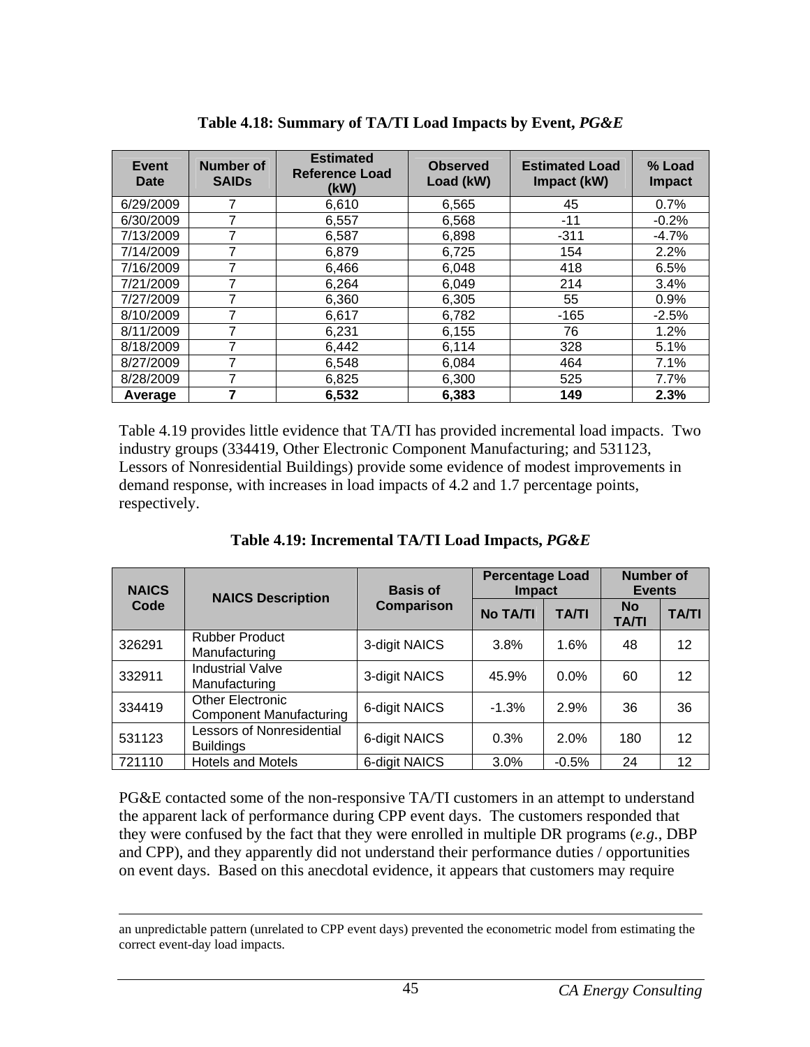**Table 4.18: Summary of TA/TI Load Impacts by Event, *PG&E***

| Event Date | Number of SAIDs | Estimated Reference Load (kW) | Observed Load (kW) | Estimated Load Impact (kW) | % Load Impact |
|---|---|---|---|---|---|
| 6/29/2009 | 7 | 6,610 | 6,565 | 45 | 0.7% |
| 6/30/2009 | 7 | 6,557 | 6,568 | -11 | -0.2% |
| 7/13/2009 | 7 | 6,587 | 6,898 | -311 | -4.7% |
| 7/14/2009 | 7 | 6,879 | 6,725 | 154 | 2.2% |
| 7/16/2009 | 7 | 6,466 | 6,048 | 418 | 6.5% |
| 7/21/2009 | 7 | 6,264 | 6,049 | 214 | 3.4% |
| 7/27/2009 | 7 | 6,360 | 6,305 | 55 | 0.9% |
| 8/10/2009 | 7 | 6,617 | 6,782 | -165 | -2.5% |
| 8/11/2009 | 7 | 6,231 | 6,155 | 76 | 1.2% |
| 8/18/2009 | 7 | 6,442 | 6,114 | 328 | 5.1% |
| 8/27/2009 | 7 | 6,548 | 6,084 | 464 | 7.1% |
| 8/28/2009 | 7 | 6,825 | 6,300 | 525 | 7.7% |
| **Average** | **7** | **6,532** | **6,383** | **149** | **2.3%** |

Table 4.19 provides little evidence that TA/TI has provided incremental load impacts. Two industry groups (334419, Other Electronic Component Manufacturing; and 531123, Lessors of Nonresidential Buildings) provide some evidence of modest improvements in demand response, with increases in load impacts of 4.2 and 1.7 percentage points, respectively.

**Table 4.19: Incremental TA/TI Load Impacts, *PG&E***

| NAICS Code | NAICS Description | Basis of Comparison | Percentage Load Impact | | Number of Events | |
|---|---|---|---|---|---|---|
| | | | No TA/TI | TA/TI | No TA/TI | TA/TI |
| 326291 | Rubber Product Manufacturing | 3-digit NAICS | 3.8% | 1.6% | 48 | 12 |
| 332911 | Industrial Valve Manufacturing | 3-digit NAICS | 45.9% | 0.0% | 60 | 12 |
| 334419 | Other Electronic Component Manufacturing | 6-digit NAICS | -1.3% | 2.9% | 36 | 36 |
| 531123 | Lessors of Nonresidential Buildings | 6-digit NAICS | 0.3% | 2.0% | 180 | 12 |
| 721110 | Hotels and Motels | 6-digit NAICS | 3.0% | -0.5% | 24 | 12 |

PG&E contacted some of the non-responsive TA/TI customers in an attempt to understand the apparent lack of performance during CPP event days. The customers responded that they were confused by the fact that they were enrolled in multiple DR programs (*e.g.*, DBP and CPP), and they apparently did not understand their performance duties / opportunities on event days. Based on this anecdotal evidence, it appears that customers may require

an unpredictable pattern (unrelated to CPP event days) prevented the econometric model from estimating the correct event-day load impacts.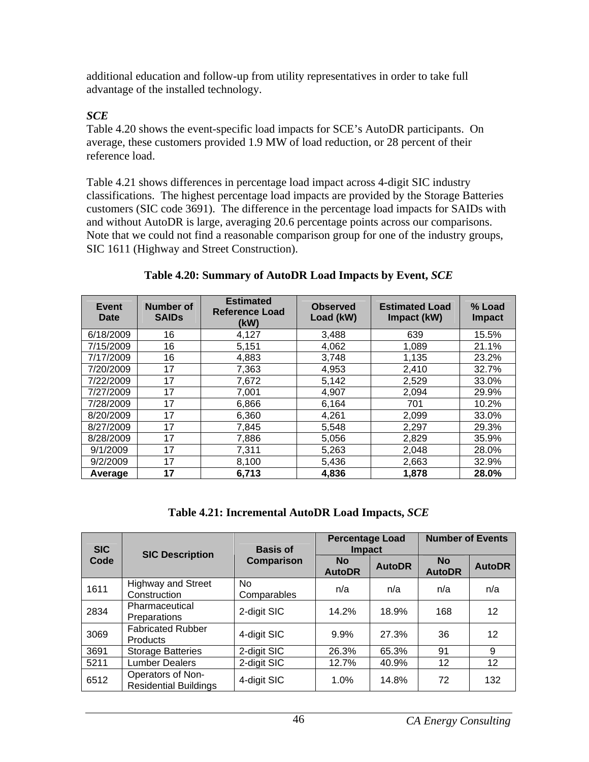additional education and follow-up from utility representatives in order to take full advantage of the installed technology.

***SCE***

Table 4.20 shows the event-specific load impacts for SCE's AutoDR participants. On average, these customers provided 1.9 MW of load reduction, or 28 percent of their reference load.

Table 4.21 shows differences in percentage load impact across 4-digit SIC industry classifications. The highest percentage load impacts are provided by the Storage Batteries customers (SIC code 3691). The difference in the percentage load impacts for SAIDs with and without AutoDR is large, averaging 20.6 percentage points across our comparisons. Note that we could not find a reasonable comparison group for one of the industry groups, SIC 1611 (Highway and Street Construction).

**Table 4.20: Summary of AutoDR Load Impacts by Event, *SCE***

| Event Date | Number of SAIDs | Estimated Reference Load (kW) | Observed Load (kW) | Estimated Load Impact (kW) | % Load Impact |
|---|---|---|---|---|---|
| 6/18/2009 | 16 | 4,127 | 3,488 | 639 | 15.5% |
| 7/15/2009 | 16 | 5,151 | 4,062 | 1,089 | 21.1% |
| 7/17/2009 | 16 | 4,883 | 3,748 | 1,135 | 23.2% |
| 7/20/2009 | 17 | 7,363 | 4,953 | 2,410 | 32.7% |
| 7/22/2009 | 17 | 7,672 | 5,142 | 2,529 | 33.0% |
| 7/27/2009 | 17 | 7,001 | 4,907 | 2,094 | 29.9% |
| 7/28/2009 | 17 | 6,866 | 6,164 | 701 | 10.2% |
| 8/20/2009 | 17 | 6,360 | 4,261 | 2,099 | 33.0% |
| 8/27/2009 | 17 | 7,845 | 5,548 | 2,297 | 29.3% |
| 8/28/2009 | 17 | 7,886 | 5,056 | 2,829 | 35.9% |
| 9/1/2009 | 17 | 7,311 | 5,263 | 2,048 | 28.0% |
| 9/2/2009 | 17 | 8,100 | 5,436 | 2,663 | 32.9% |
| **Average** | **17** | **6,713** | **4,836** | **1,878** | **28.0%** |

**Table 4.21: Incremental AutoDR Load Impacts, *SCE***

| SIC Code | SIC Description | Basis of Comparison | Percentage Load Impact | | Number of Events | |
|---|---|---|---|---|---|---|
| | | | No AutoDR | AutoDR | No AutoDR | AutoDR |
| 1611 | Highway and Street Construction | No Comparables | n/a | n/a | n/a | n/a |
| 2834 | Pharmaceutical Preparations | 2-digit SIC | 14.2% | 18.9% | 168 | 12 |
| 3069 | Fabricated Rubber Products | 4-digit SIC | 9.9% | 27.3% | 36 | 12 |
| 3691 | Storage Batteries | 2-digit SIC | 26.3% | 65.3% | 91 | 9 |
| 5211 | Lumber Dealers | 2-digit SIC | 12.7% | 40.9% | 12 | 12 |
| 6512 | Operators of Non-Residential Buildings | 4-digit SIC | 1.0% | 14.8% | 72 | 132 |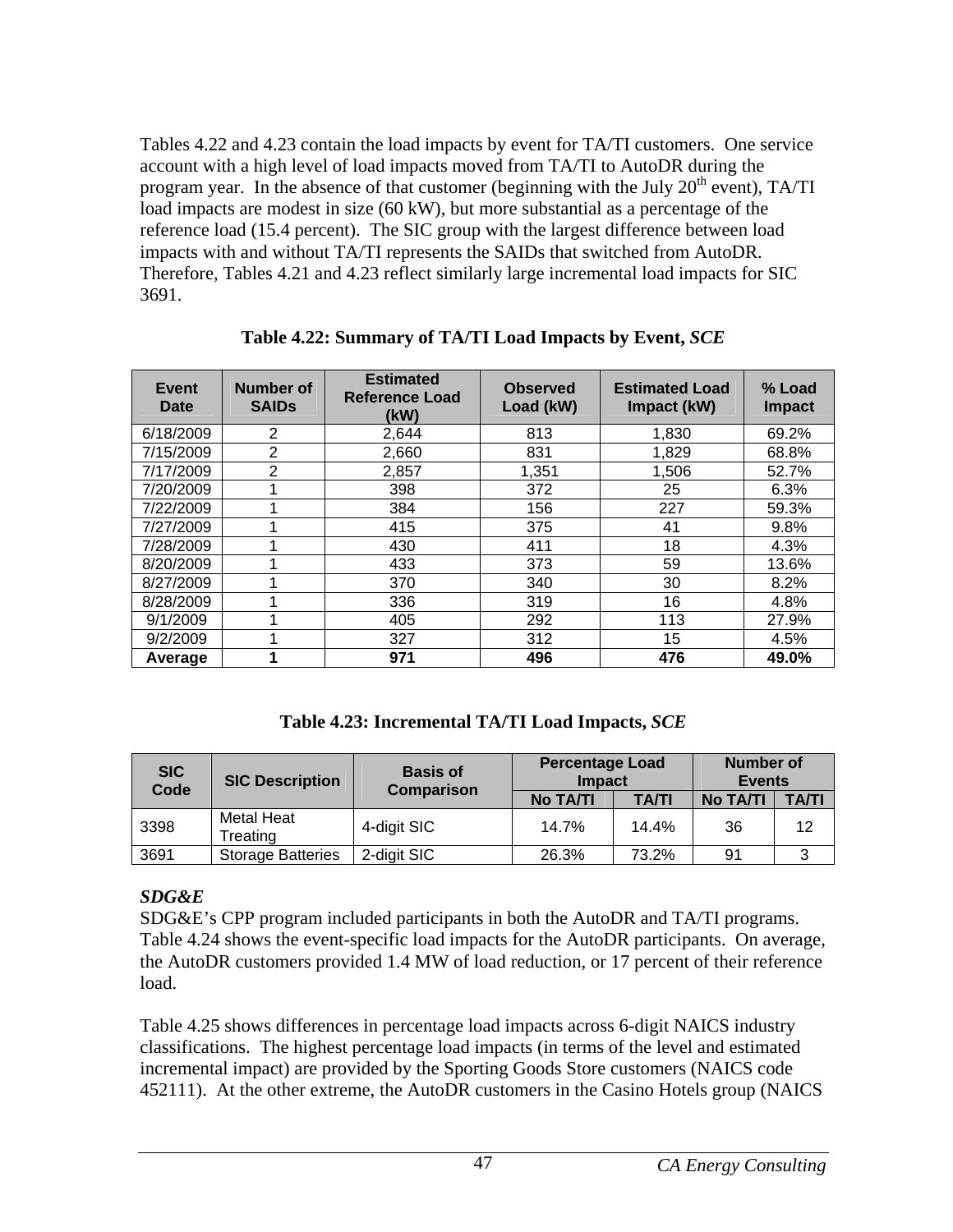Tables 4.22 and 4.23 contain the load impacts by event for TA/TI customers. One service account with a high level of load impacts moved from TA/TI to AutoDR during the program year. In the absence of that customer (beginning with the July 20th event), TA/TI load impacts are modest in size (60 kW), but more substantial as a percentage of the reference load (15.4 percent). The SIC group with the largest difference between load impacts with and without TA/TI represents the SAIDs that switched from AutoDR. Therefore, Tables 4.21 and 4.23 reflect similarly large incremental load impacts for SIC 3691.

**Table 4.22: Summary of TA/TI Load Impacts by Event, *SCE***

| Event Date | Number of SAIDs | Estimated Reference Load (kW) | Observed Load (kW) | Estimated Load Impact (kW) | % Load Impact |
|---|---|---|---|---|---|
| 6/18/2009 | 2 | 2,644 | 813 | 1,830 | 69.2% |
| 7/15/2009 | 2 | 2,660 | 831 | 1,829 | 68.8% |
| 7/17/2009 | 2 | 2,857 | 1,351 | 1,506 | 52.7% |
| 7/20/2009 | 1 | 398 | 372 | 25 | 6.3% |
| 7/22/2009 | 1 | 384 | 156 | 227 | 59.3% |
| 7/27/2009 | 1 | 415 | 375 | 41 | 9.8% |
| 7/28/2009 | 1 | 430 | 411 | 18 | 4.3% |
| 8/20/2009 | 1 | 433 | 373 | 59 | 13.6% |
| 8/27/2009 | 1 | 370 | 340 | 30 | 8.2% |
| 8/28/2009 | 1 | 336 | 319 | 16 | 4.8% |
| 9/1/2009 | 1 | 405 | 292 | 113 | 27.9% |
| 9/2/2009 | 1 | 327 | 312 | 15 | 4.5% |
| **Average** | **1** | **971** | **496** | **476** | **49.0%** |

**Table 4.23: Incremental TA/TI Load Impacts, *SCE***

| SIC Code | SIC Description | Basis of Comparison | Percentage Load Impact | | Number of Events | |
|---|---|---|---|---|---|---|
| | | | No TA/TI | TA/TI | No TA/TI | TA/TI |
| 3398 | Metal Heat Treating | 4-digit SIC | 14.7% | 14.4% | 36 | 12 |
| 3691 | Storage Batteries | 2-digit SIC | 26.3% | 73.2% | 91 | 3 |

### *SDG&E*

SDG&E's CPP program included participants in both the AutoDR and TA/TI programs. Table 4.24 shows the event-specific load impacts for the AutoDR participants. On average, the AutoDR customers provided 1.4 MW of load reduction, or 17 percent of their reference load.

Table 4.25 shows differences in percentage load impacts across 6-digit NAICS industry classifications. The highest percentage load impacts (in terms of the level and estimated incremental impact) are provided by the Sporting Goods Store customers (NAICS code 452111). At the other extreme, the AutoDR customers in the Casino Hotels group (NAICS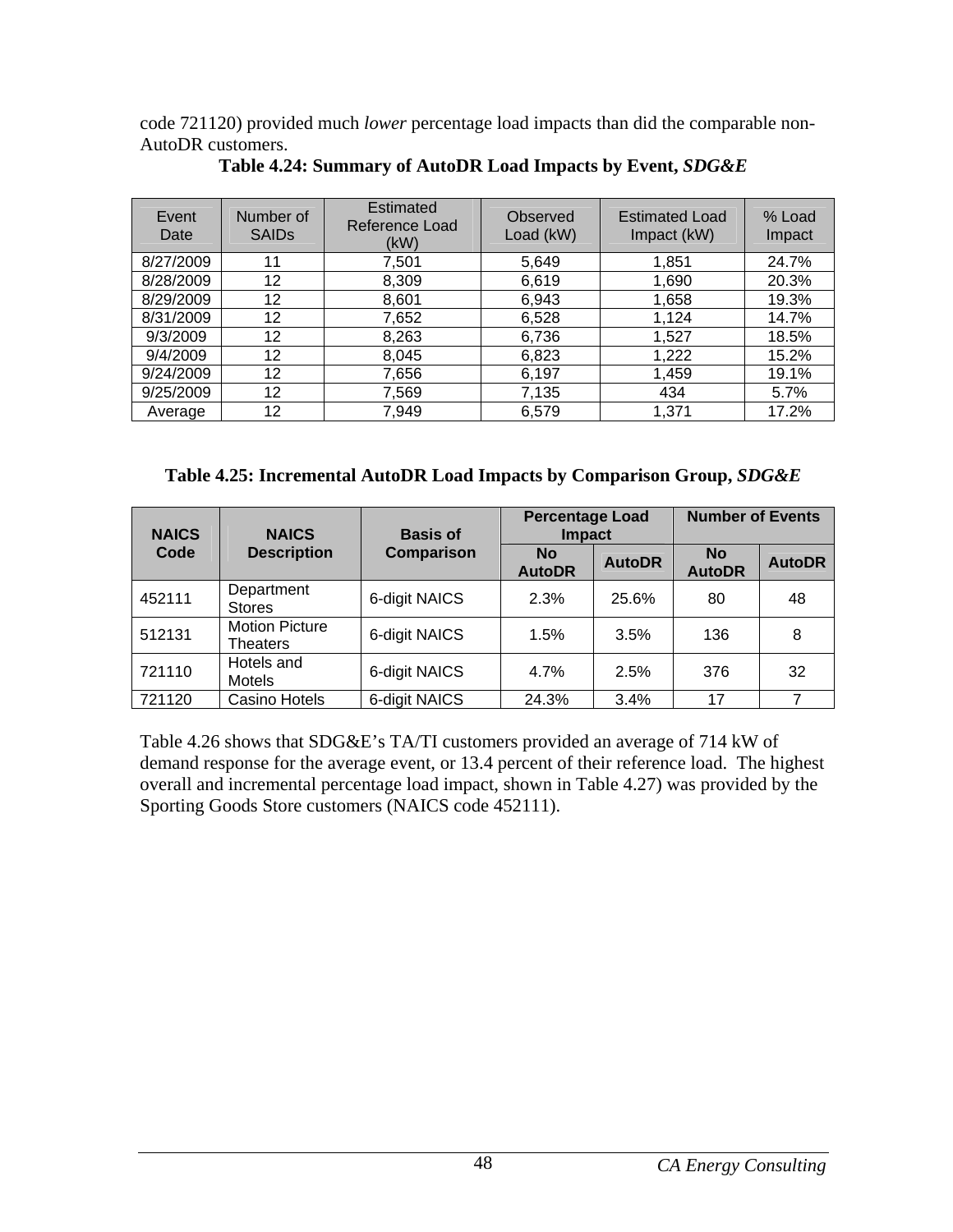code 721120) provided much *lower* percentage load impacts than did the comparable non-AutoDR customers.

**Table 4.24: Summary of AutoDR Load Impacts by Event, *SDG&E***

| Event Date | Number of SAIDs | Estimated Reference Load (kW) | Observed Load (kW) | Estimated Load Impact (kW) | % Load Impact |
|---|---|---|---|---|---|
| 8/27/2009 | 11 | 7,501 | 5,649 | 1,851 | 24.7% |
| 8/28/2009 | 12 | 8,309 | 6,619 | 1,690 | 20.3% |
| 8/29/2009 | 12 | 8,601 | 6,943 | 1,658 | 19.3% |
| 8/31/2009 | 12 | 7,652 | 6,528 | 1,124 | 14.7% |
| 9/3/2009 | 12 | 8,263 | 6,736 | 1,527 | 18.5% |
| 9/4/2009 | 12 | 8,045 | 6,823 | 1,222 | 15.2% |
| 9/24/2009 | 12 | 7,656 | 6,197 | 1,459 | 19.1% |
| 9/25/2009 | 12 | 7,569 | 7,135 | 434 | 5.7% |
| Average | 12 | 7,949 | 6,579 | 1,371 | 17.2% |

**Table 4.25: Incremental AutoDR Load Impacts by Comparison Group, *SDG&E***

| NAICS Code | NAICS Description | Basis of Comparison | Percentage Load Impact | | Number of Events | |
|---|---|---|---|---|---|---|
| | | | No AutoDR | AutoDR | No AutoDR | AutoDR |
| 452111 | Department Stores | 6-digit NAICS | 2.3% | 25.6% | 80 | 48 |
| 512131 | Motion Picture Theaters | 6-digit NAICS | 1.5% | 3.5% | 136 | 8 |
| 721110 | Hotels and Motels | 6-digit NAICS | 4.7% | 2.5% | 376 | 32 |
| 721120 | Casino Hotels | 6-digit NAICS | 24.3% | 3.4% | 17 | 7 |

Table 4.26 shows that SDG&E's TA/TI customers provided an average of 714 kW of demand response for the average event, or 13.4 percent of their reference load. The highest overall and incremental percentage load impact, shown in Table 4.27) was provided by the Sporting Goods Store customers (NAICS code 452111).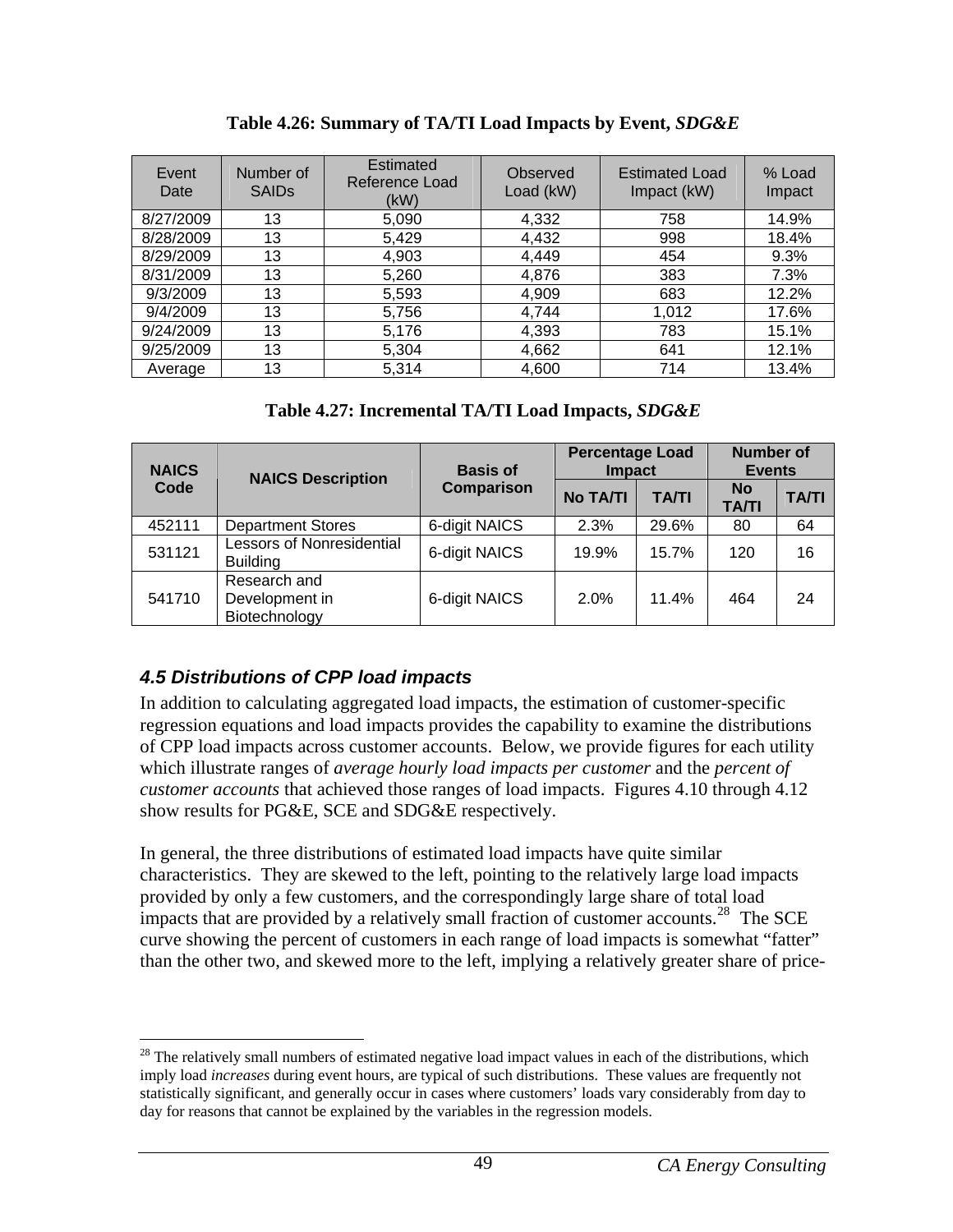**Table 4.26: Summary of TA/TI Load Impacts by Event, *SDG&E***

| Event Date | Number of SAIDs | Estimated Reference Load (kW) | Observed Load (kW) | Estimated Load Impact (kW) | % Load Impact |
|---|---|---|---|---|---|
| 8/27/2009 | 13 | 5,090 | 4,332 | 758 | 14.9% |
| 8/28/2009 | 13 | 5,429 | 4,432 | 998 | 18.4% |
| 8/29/2009 | 13 | 4,903 | 4,449 | 454 | 9.3% |
| 8/31/2009 | 13 | 5,260 | 4,876 | 383 | 7.3% |
| 9/3/2009 | 13 | 5,593 | 4,909 | 683 | 12.2% |
| 9/4/2009 | 13 | 5,756 | 4,744 | 1,012 | 17.6% |
| 9/24/2009 | 13 | 5,176 | 4,393 | 783 | 15.1% |
| 9/25/2009 | 13 | 5,304 | 4,662 | 641 | 12.1% |
| Average | 13 | 5,314 | 4,600 | 714 | 13.4% |

**Table 4.27: Incremental TA/TI Load Impacts, *SDG&E***

| NAICS Code | NAICS Description | Basis of Comparison | Percentage Load Impact | | Number of Events | |
|---|---|---|---|---|---|---|
| | | | No TA/TI | TA/TI | No TA/TI | TA/TI |
| 452111 | Department Stores | 6-digit NAICS | 2.3% | 29.6% | 80 | 64 |
| 531121 | Lessors of Nonresidential Building | 6-digit NAICS | 19.9% | 15.7% | 120 | 16 |
| 541710 | Research and Development in Biotechnology | 6-digit NAICS | 2.0% | 11.4% | 464 | 24 |

### *4.5 Distributions of CPP load impacts*

In addition to calculating aggregated load impacts, the estimation of customer-specific regression equations and load impacts provides the capability to examine the distributions of CPP load impacts across customer accounts. Below, we provide figures for each utility which illustrate ranges of *average hourly load impacts per customer* and the *percent of customer accounts* that achieved those ranges of load impacts. Figures 4.10 through 4.12 show results for PG&E, SCE and SDG&E respectively.

In general, the three distributions of estimated load impacts have quite similar characteristics. They are skewed to the left, pointing to the relatively large load impacts provided by only a few customers, and the correspondingly large share of total load impacts that are provided by a relatively small fraction of customer accounts.[28] The SCE curve showing the percent of customers in each range of load impacts is somewhat "fatter" than the other two, and skewed more to the left, implying a relatively greater share of price-

[28] The relatively small numbers of estimated negative load impact values in each of the distributions, which imply load *increases* during event hours, are typical of such distributions. These values are frequently not statistically significant, and generally occur in cases where customers' loads vary considerably from day to day for reasons that cannot be explained by the variables in the regression models.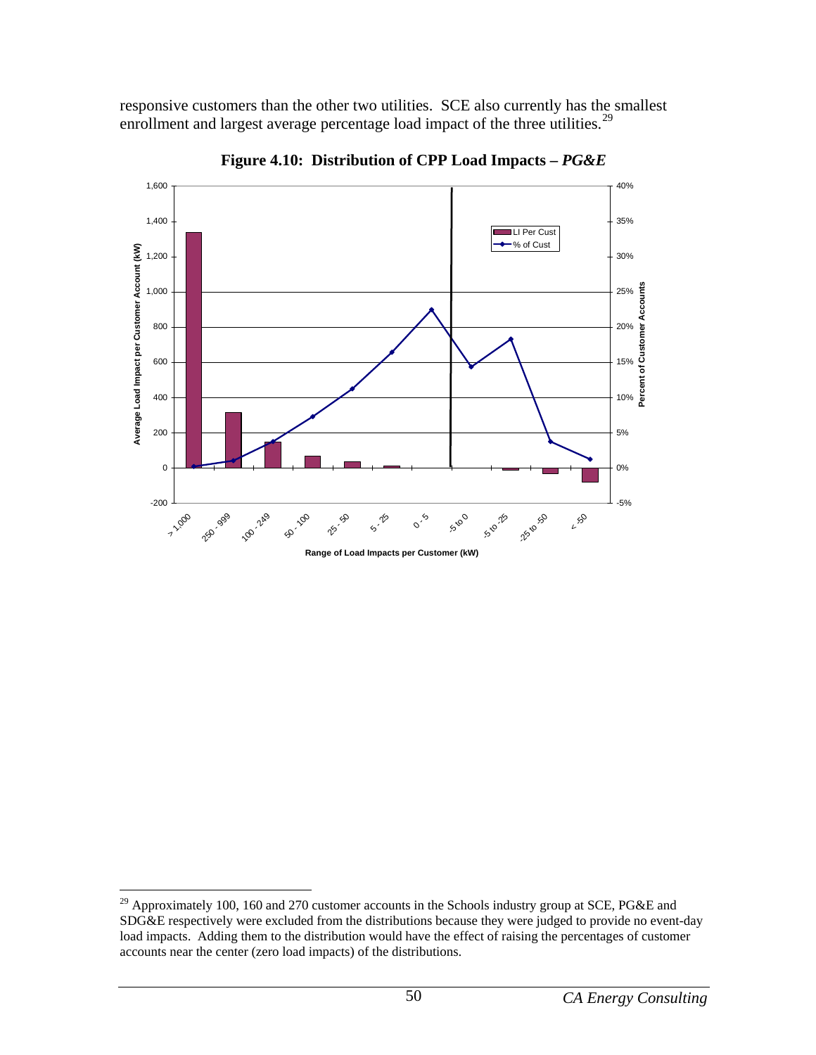responsive customers than the other two utilities. SCE also currently has the smallest enrollment and largest average percentage load impact of the three utilities.[29]

**Figure 4.10: Distribution of CPP Load Impacts – *PG&E***

---

[29] Approximately 100, 160 and 270 customer accounts in the Schools industry group at SCE, PG&E and SDG&E respectively were excluded from the distributions because they were judged to provide no event-day load impacts. Adding them to the distribution would have the effect of raising the percentages of customer accounts near the center (zero load impacts) of the distributions.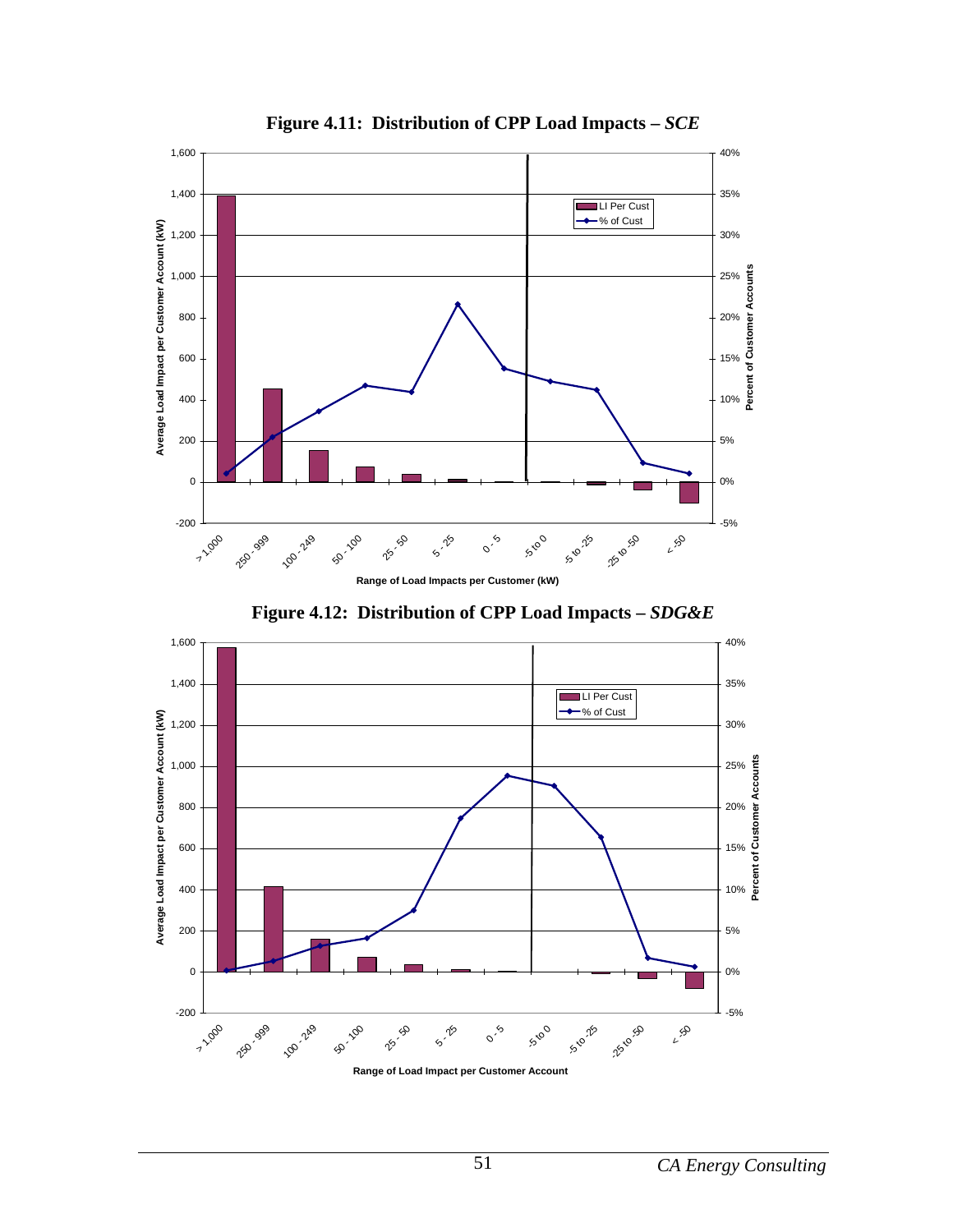**Figure 4.11: Distribution of CPP Load Impacts – *SCE***

**Figure 4.12: Distribution of CPP Load Impacts – *SDG&E***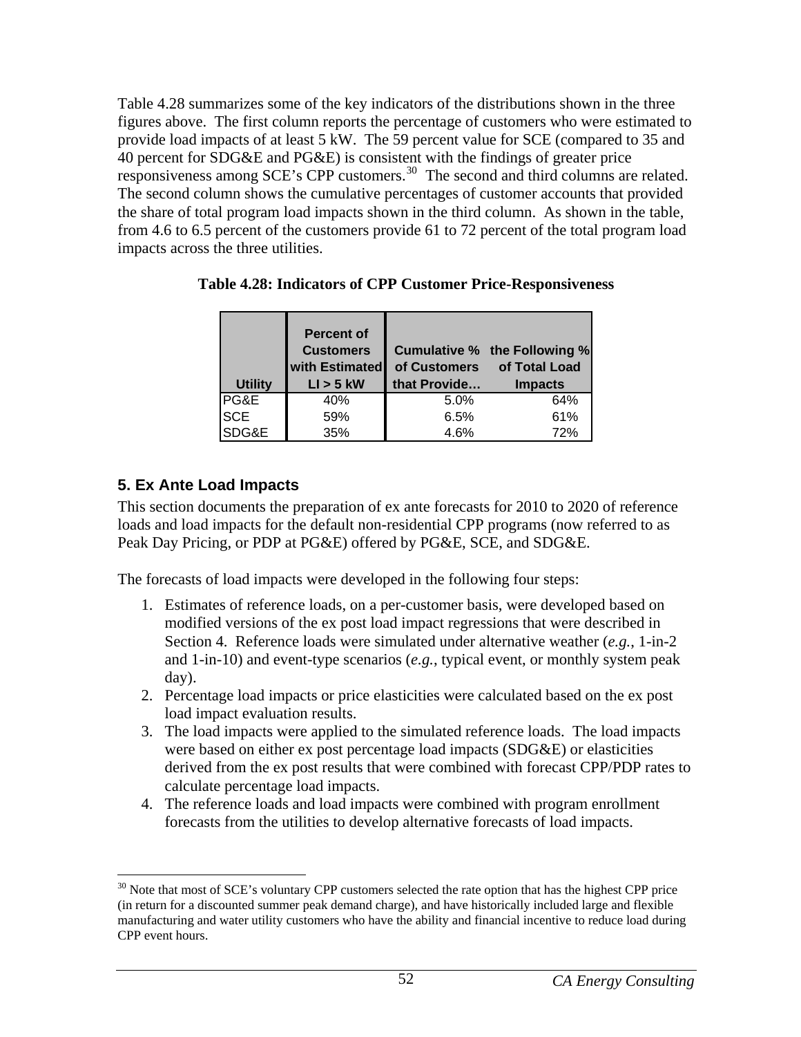Table 4.28 summarizes some of the key indicators of the distributions shown in the three figures above. The first column reports the percentage of customers who were estimated to provide load impacts of at least 5 kW. The 59 percent value for SCE (compared to 35 and 40 percent for SDG&E and PG&E) is consistent with the findings of greater price responsiveness among SCE's CPP customers.[30] The second and third columns are related. The second column shows the cumulative percentages of customer accounts that provided the share of total program load impacts shown in the third column. As shown in the table, from 4.6 to 6.5 percent of the customers provide 61 to 72 percent of the total program load impacts across the three utilities.

**Table 4.28: Indicators of CPP Customer Price-Responsiveness**

| Utility | Percent of Customers with Estimated LI > 5 kW | Cumulative % of Customers that Provide… | the Following % of Total Load Impacts |
|---|---|---|---|
| PG&E | 40% | 5.0% | 64% |
| SCE | 59% | 6.5% | 61% |
| SDG&E | 35% | 4.6% | 72% |

## 5. Ex Ante Load Impacts

This section documents the preparation of ex ante forecasts for 2010 to 2020 of reference loads and load impacts for the default non-residential CPP programs (now referred to as Peak Day Pricing, or PDP at PG&E) offered by PG&E, SCE, and SDG&E.

The forecasts of load impacts were developed in the following four steps:

1. Estimates of reference loads, on a per-customer basis, were developed based on modified versions of the ex post load impact regressions that were described in Section 4. Reference loads were simulated under alternative weather (*e.g.*, 1-in-2 and 1-in-10) and event-type scenarios (*e.g.*, typical event, or monthly system peak day).
2. Percentage load impacts or price elasticities were calculated based on the ex post load impact evaluation results.
3. The load impacts were applied to the simulated reference loads. The load impacts were based on either ex post percentage load impacts (SDG&E) or elasticities derived from the ex post results that were combined with forecast CPP/PDP rates to calculate percentage load impacts.
4. The reference loads and load impacts were combined with program enrollment forecasts from the utilities to develop alternative forecasts of load impacts.

[30] Note that most of SCE's voluntary CPP customers selected the rate option that has the highest CPP price (in return for a discounted summer peak demand charge), and have historically included large and flexible manufacturing and water utility customers who have the ability and financial incentive to reduce load during CPP event hours.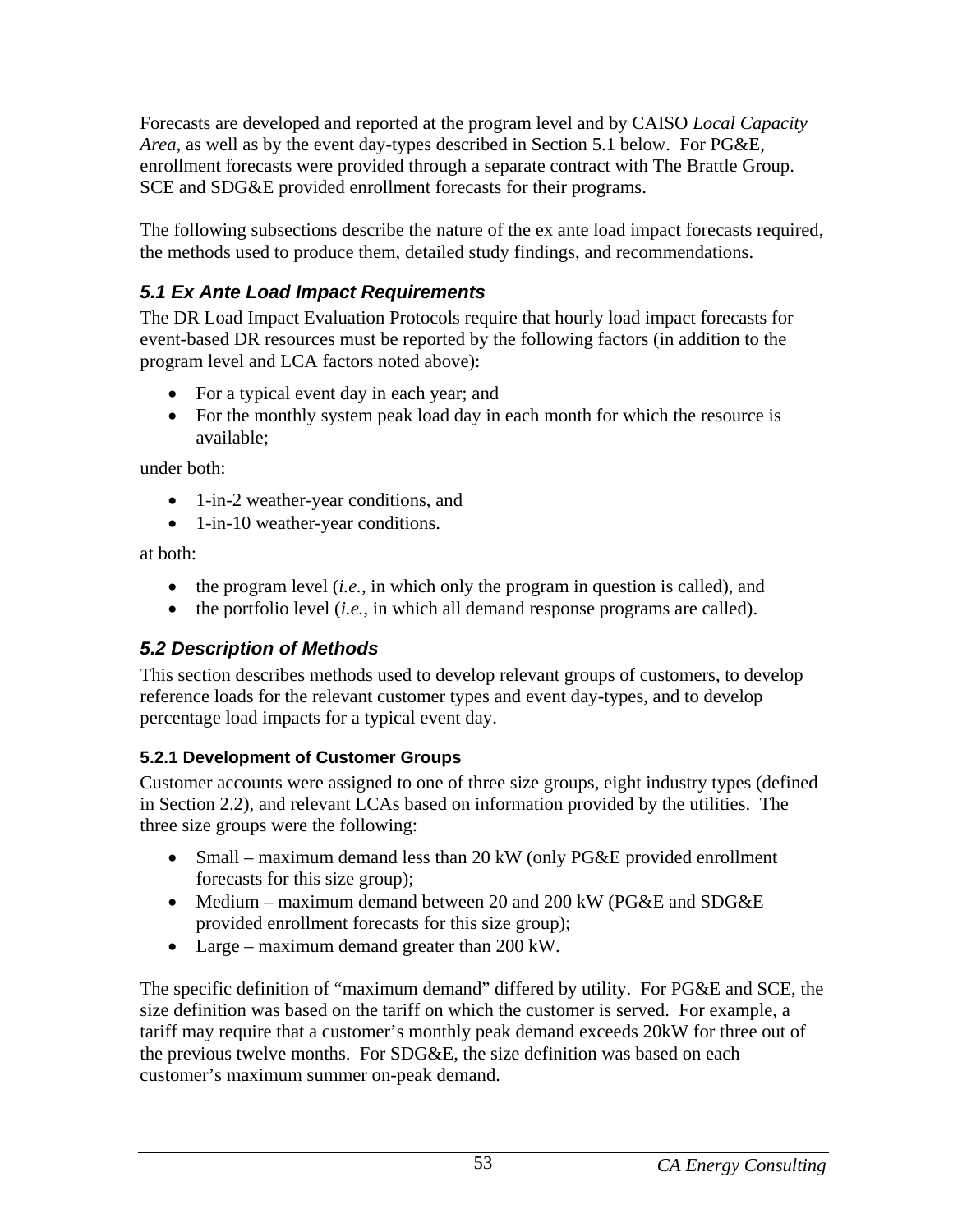Forecasts are developed and reported at the program level and by CAISO *Local Capacity Area*, as well as by the event day-types described in Section 5.1 below. For PG&E, enrollment forecasts were provided through a separate contract with The Brattle Group. SCE and SDG&E provided enrollment forecasts for their programs.

The following subsections describe the nature of the ex ante load impact forecasts required, the methods used to produce them, detailed study findings, and recommendations.

## *5.1 Ex Ante Load Impact Requirements*

The DR Load Impact Evaluation Protocols require that hourly load impact forecasts for event-based DR resources must be reported by the following factors (in addition to the program level and LCA factors noted above):

- For a typical event day in each year; and
- For the monthly system peak load day in each month for which the resource is available;

under both:

- 1-in-2 weather-year conditions, and
- 1-in-10 weather-year conditions.

at both:

- the program level (*i.e.*, in which only the program in question is called), and
- the portfolio level (*i.e.*, in which all demand response programs are called).

## *5.2 Description of Methods*

This section describes methods used to develop relevant groups of customers, to develop reference loads for the relevant customer types and event day-types, and to develop percentage load impacts for a typical event day.

### 5.2.1 Development of Customer Groups

Customer accounts were assigned to one of three size groups, eight industry types (defined in Section 2.2), and relevant LCAs based on information provided by the utilities. The three size groups were the following:

- Small – maximum demand less than 20 kW (only PG&E provided enrollment forecasts for this size group);
- Medium – maximum demand between 20 and 200 kW (PG&E and SDG&E provided enrollment forecasts for this size group);
- Large – maximum demand greater than 200 kW.

The specific definition of "maximum demand" differed by utility. For PG&E and SCE, the size definition was based on the tariff on which the customer is served. For example, a tariff may require that a customer's monthly peak demand exceeds 20kW for three out of the previous twelve months. For SDG&E, the size definition was based on each customer's maximum summer on-peak demand.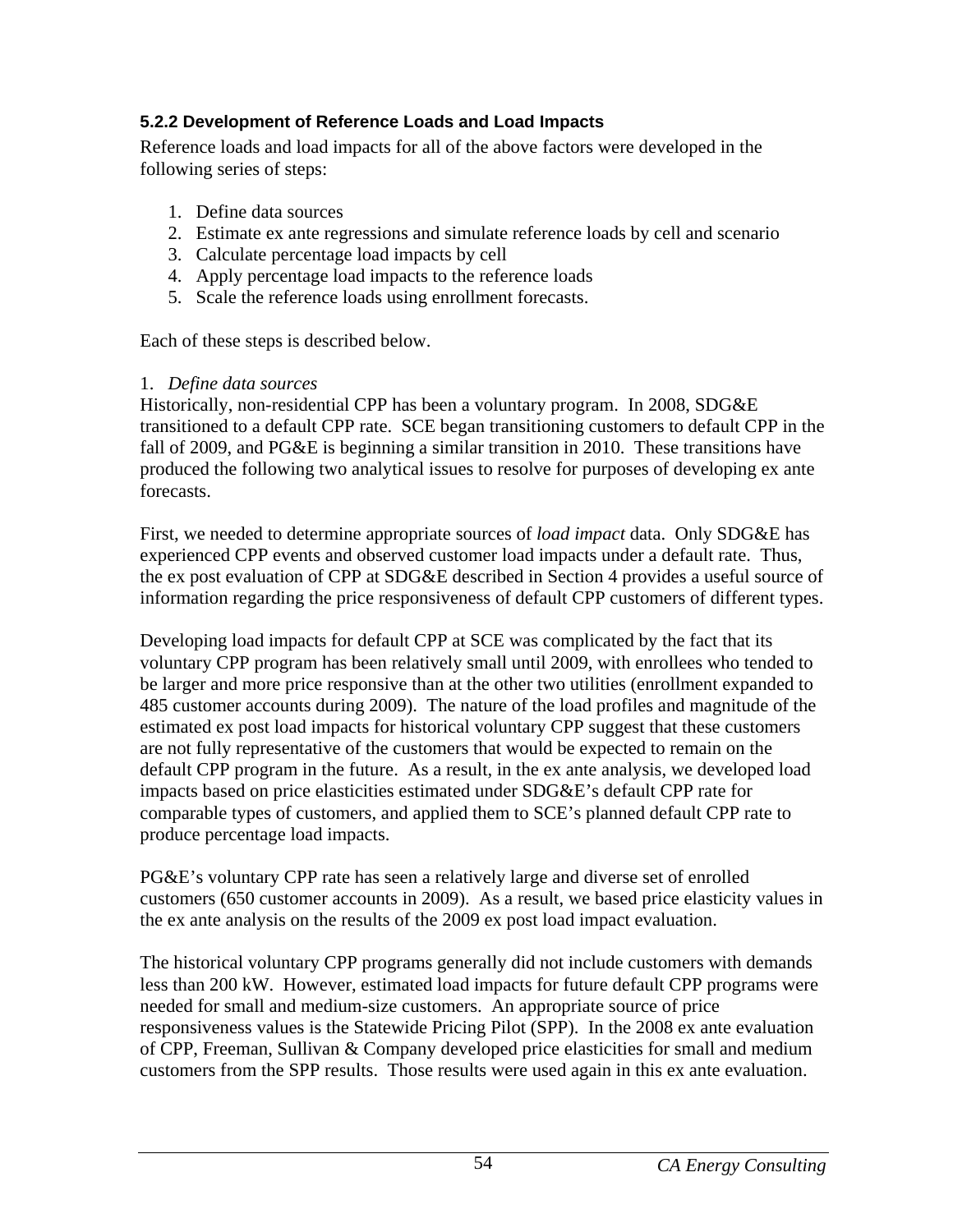### 5.2.2 Development of Reference Loads and Load Impacts

Reference loads and load impacts for all of the above factors were developed in the following series of steps:

1. Define data sources
2. Estimate ex ante regressions and simulate reference loads by cell and scenario
3. Calculate percentage load impacts by cell
4. Apply percentage load impacts to the reference loads
5. Scale the reference loads using enrollment forecasts.

Each of these steps is described below.

1. *Define data sources*

Historically, non-residential CPP has been a voluntary program. In 2008, SDG&E transitioned to a default CPP rate. SCE began transitioning customers to default CPP in the fall of 2009, and PG&E is beginning a similar transition in 2010. These transitions have produced the following two analytical issues to resolve for purposes of developing ex ante forecasts.

First, we needed to determine appropriate sources of *load impact* data. Only SDG&E has experienced CPP events and observed customer load impacts under a default rate. Thus, the ex post evaluation of CPP at SDG&E described in Section 4 provides a useful source of information regarding the price responsiveness of default CPP customers of different types.

Developing load impacts for default CPP at SCE was complicated by the fact that its voluntary CPP program has been relatively small until 2009, with enrollees who tended to be larger and more price responsive than at the other two utilities (enrollment expanded to 485 customer accounts during 2009). The nature of the load profiles and magnitude of the estimated ex post load impacts for historical voluntary CPP suggest that these customers are not fully representative of the customers that would be expected to remain on the default CPP program in the future. As a result, in the ex ante analysis, we developed load impacts based on price elasticities estimated under SDG&E's default CPP rate for comparable types of customers, and applied them to SCE's planned default CPP rate to produce percentage load impacts.

PG&E's voluntary CPP rate has seen a relatively large and diverse set of enrolled customers (650 customer accounts in 2009). As a result, we based price elasticity values in the ex ante analysis on the results of the 2009 ex post load impact evaluation.

The historical voluntary CPP programs generally did not include customers with demands less than 200 kW. However, estimated load impacts for future default CPP programs were needed for small and medium-size customers. An appropriate source of price responsiveness values is the Statewide Pricing Pilot (SPP). In the 2008 ex ante evaluation of CPP, Freeman, Sullivan & Company developed price elasticities for small and medium customers from the SPP results. Those results were used again in this ex ante evaluation.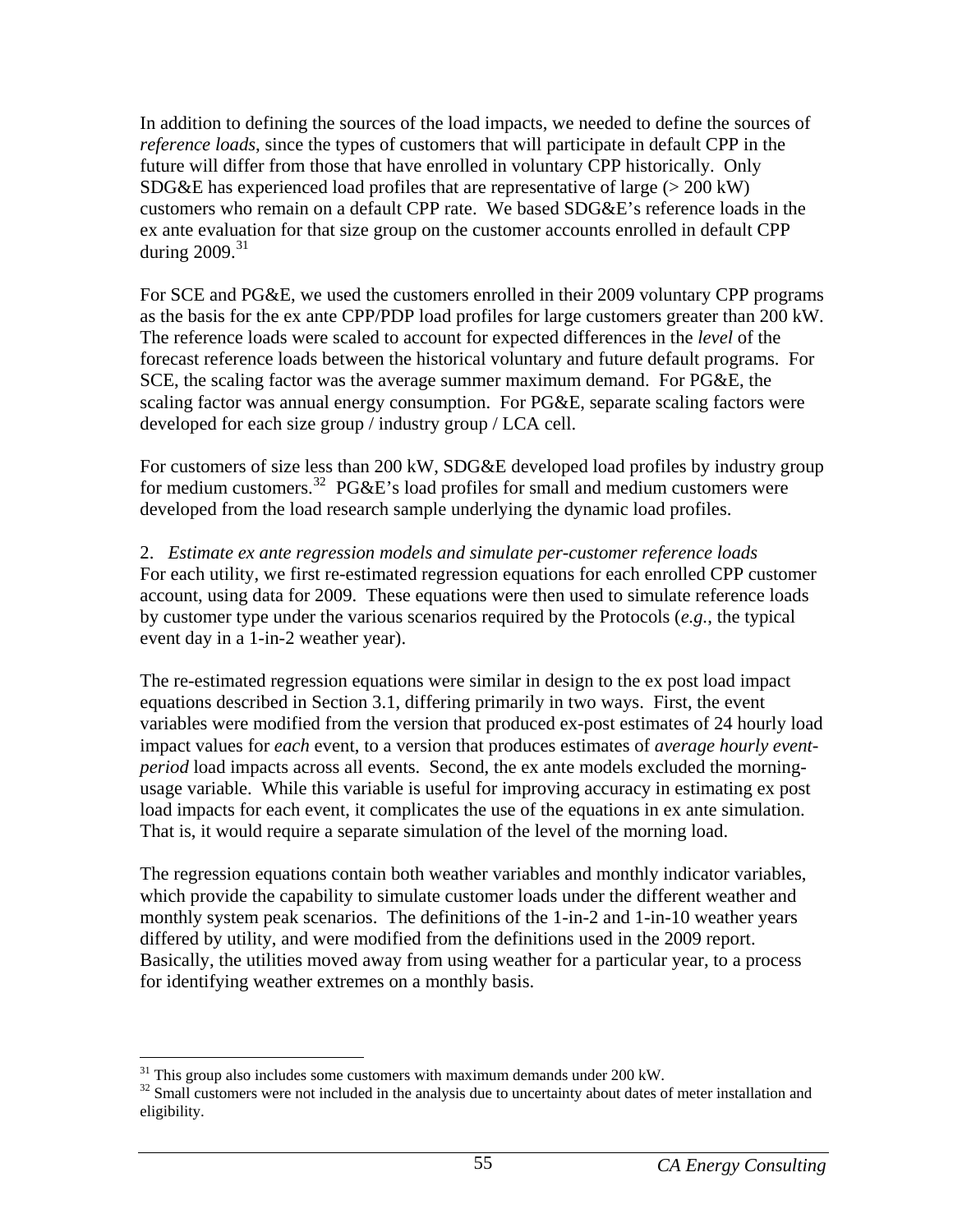In addition to defining the sources of the load impacts, we needed to define the sources of *reference loads*, since the types of customers that will participate in default CPP in the future will differ from those that have enrolled in voluntary CPP historically. Only SDG&E has experienced load profiles that are representative of large (> 200 kW) customers who remain on a default CPP rate. We based SDG&E's reference loads in the ex ante evaluation for that size group on the customer accounts enrolled in default CPP during 2009.[31]

For SCE and PG&E, we used the customers enrolled in their 2009 voluntary CPP programs as the basis for the ex ante CPP/PDP load profiles for large customers greater than 200 kW. The reference loads were scaled to account for expected differences in the *level* of the forecast reference loads between the historical voluntary and future default programs. For SCE, the scaling factor was the average summer maximum demand. For PG&E, the scaling factor was annual energy consumption. For PG&E, separate scaling factors were developed for each size group / industry group / LCA cell.

For customers of size less than 200 kW, SDG&E developed load profiles by industry group for medium customers.[32] PG&E's load profiles for small and medium customers were developed from the load research sample underlying the dynamic load profiles.

2. *Estimate ex ante regression models and simulate per-customer reference loads*
For each utility, we first re-estimated regression equations for each enrolled CPP customer account, using data for 2009. These equations were then used to simulate reference loads by customer type under the various scenarios required by the Protocols (*e.g.*, the typical event day in a 1-in-2 weather year).

The re-estimated regression equations were similar in design to the ex post load impact equations described in Section 3.1, differing primarily in two ways. First, the event variables were modified from the version that produced ex-post estimates of 24 hourly load impact values for *each* event, to a version that produces estimates of *average hourly event-period* load impacts across all events. Second, the ex ante models excluded the morning-usage variable. While this variable is useful for improving accuracy in estimating ex post load impacts for each event, it complicates the use of the equations in ex ante simulation. That is, it would require a separate simulation of the level of the morning load.

The regression equations contain both weather variables and monthly indicator variables, which provide the capability to simulate customer loads under the different weather and monthly system peak scenarios. The definitions of the 1-in-2 and 1-in-10 weather years differed by utility, and were modified from the definitions used in the 2009 report. Basically, the utilities moved away from using weather for a particular year, to a process for identifying weather extremes on a monthly basis.

[31] This group also includes some customers with maximum demands under 200 kW.
[32] Small customers were not included in the analysis due to uncertainty about dates of meter installation and eligibility.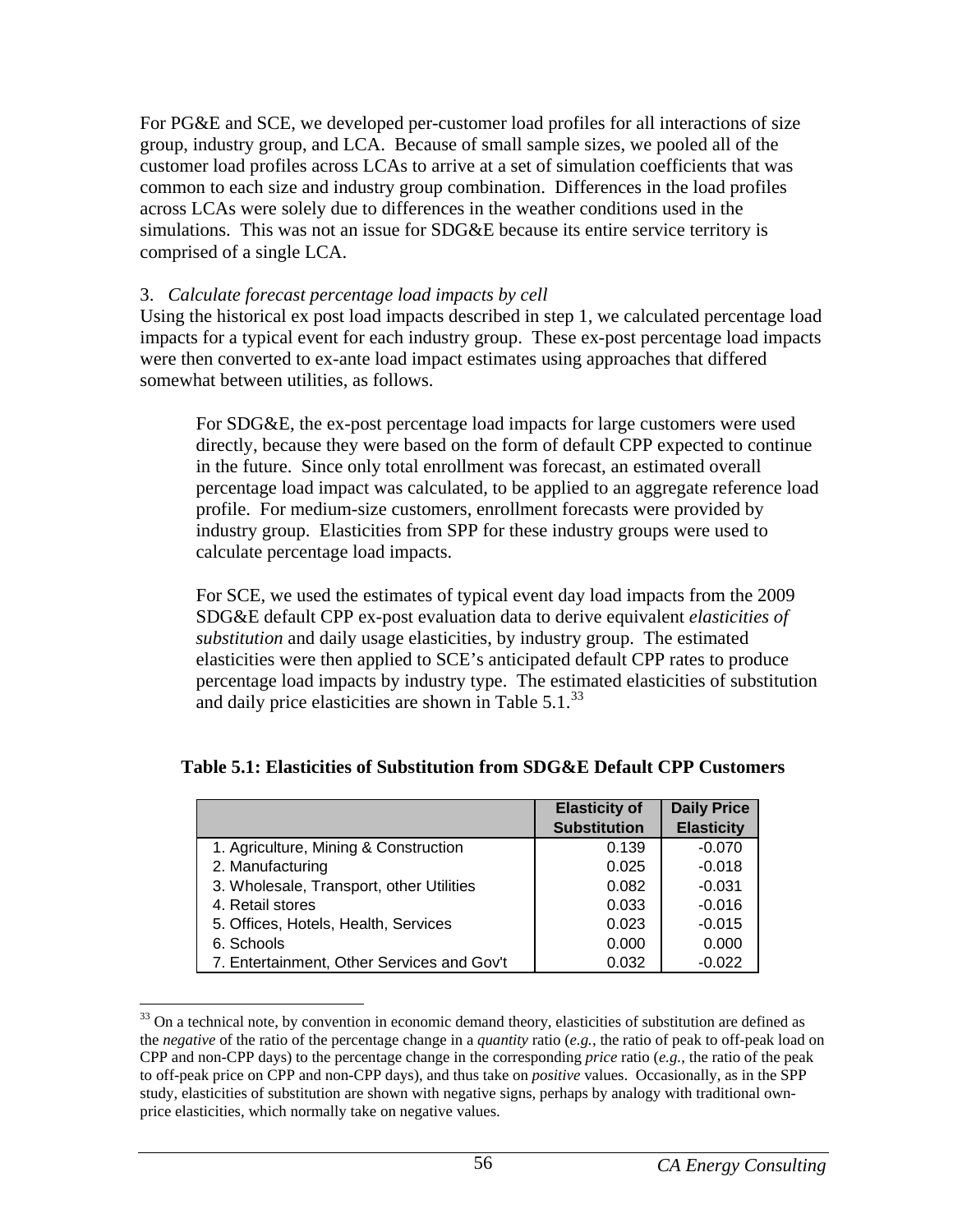For PG&E and SCE, we developed per-customer load profiles for all interactions of size group, industry group, and LCA. Because of small sample sizes, we pooled all of the customer load profiles across LCAs to arrive at a set of simulation coefficients that was common to each size and industry group combination. Differences in the load profiles across LCAs were solely due to differences in the weather conditions used in the simulations. This was not an issue for SDG&E because its entire service territory is comprised of a single LCA.

3. *Calculate forecast percentage load impacts by cell*

Using the historical ex post load impacts described in step 1, we calculated percentage load impacts for a typical event for each industry group. These ex-post percentage load impacts were then converted to ex-ante load impact estimates using approaches that differed somewhat between utilities, as follows.

> For SDG&E, the ex-post percentage load impacts for large customers were used directly, because they were based on the form of default CPP expected to continue in the future. Since only total enrollment was forecast, an estimated overall percentage load impact was calculated, to be applied to an aggregate reference load profile. For medium-size customers, enrollment forecasts were provided by industry group. Elasticities from SPP for these industry groups were used to calculate percentage load impacts.
>
> For SCE, we used the estimates of typical event day load impacts from the 2009 SDG&E default CPP ex-post evaluation data to derive equivalent *elasticities of substitution* and daily usage elasticities, by industry group. The estimated elasticities were then applied to SCE's anticipated default CPP rates to produce percentage load impacts by industry type. The estimated elasticities of substitution and daily price elasticities are shown in Table 5.1.[33]

**Table 5.1: Elasticities of Substitution from SDG&E Default CPP Customers**

| | Elasticity of Substitution | Daily Price Elasticity |
|---|---|---|
| 1. Agriculture, Mining & Construction | 0.139 | -0.070 |
| 2. Manufacturing | 0.025 | -0.018 |
| 3. Wholesale, Transport, other Utilities | 0.082 | -0.031 |
| 4. Retail stores | 0.033 | -0.016 |
| 5. Offices, Hotels, Health, Services | 0.023 | -0.015 |
| 6. Schools | 0.000 | 0.000 |
| 7. Entertainment, Other Services and Gov't | 0.032 | -0.022 |

[33] On a technical note, by convention in economic demand theory, elasticities of substitution are defined as the *negative* of the ratio of the percentage change in a *quantity* ratio (*e.g.*, the ratio of peak to off-peak load on CPP and non-CPP days) to the percentage change in the corresponding *price* ratio (*e.g.*, the ratio of the peak to off-peak price on CPP and non-CPP days), and thus take on *positive* values. Occasionally, as in the SPP study, elasticities of substitution are shown with negative signs, perhaps by analogy with traditional own-price elasticities, which normally take on negative values.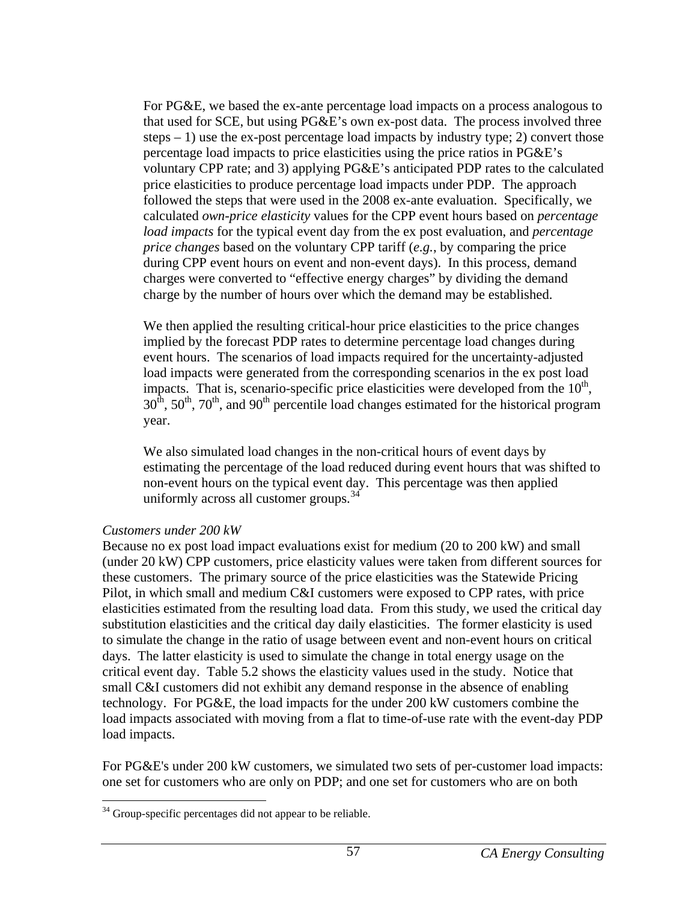For PG&E, we based the ex-ante percentage load impacts on a process analogous to that used for SCE, but using PG&E's own ex-post data. The process involved three steps – 1) use the ex-post percentage load impacts by industry type; 2) convert those percentage load impacts to price elasticities using the price ratios in PG&E's voluntary CPP rate; and 3) applying PG&E's anticipated PDP rates to the calculated price elasticities to produce percentage load impacts under PDP. The approach followed the steps that were used in the 2008 ex-ante evaluation. Specifically, we calculated *own-price elasticity* values for the CPP event hours based on *percentage load impacts* for the typical event day from the ex post evaluation, and *percentage price changes* based on the voluntary CPP tariff (*e.g.*, by comparing the price during CPP event hours on event and non-event days). In this process, demand charges were converted to "effective energy charges" by dividing the demand charge by the number of hours over which the demand may be established.

We then applied the resulting critical-hour price elasticities to the price changes implied by the forecast PDP rates to determine percentage load changes during event hours. The scenarios of load impacts required for the uncertainty-adjusted load impacts were generated from the corresponding scenarios in the ex post load impacts. That is, scenario-specific price elasticities were developed from the 10th, 30th, 50th, 70th, and 90th percentile load changes estimated for the historical program year.

We also simulated load changes in the non-critical hours of event days by estimating the percentage of the load reduced during event hours that was shifted to non-event hours on the typical event day. This percentage was then applied uniformly across all customer groups.[34]

*Customers under 200 kW*

Because no ex post load impact evaluations exist for medium (20 to 200 kW) and small (under 20 kW) CPP customers, price elasticity values were taken from different sources for these customers. The primary source of the price elasticities was the Statewide Pricing Pilot, in which small and medium C&I customers were exposed to CPP rates, with price elasticities estimated from the resulting load data. From this study, we used the critical day substitution elasticities and the critical day daily elasticities. The former elasticity is used to simulate the change in the ratio of usage between event and non-event hours on critical days. The latter elasticity is used to simulate the change in total energy usage on the critical event day. Table 5.2 shows the elasticity values used in the study. Notice that small C&I customers did not exhibit any demand response in the absence of enabling technology. For PG&E, the load impacts for the under 200 kW customers combine the load impacts associated with moving from a flat to time-of-use rate with the event-day PDP load impacts.

For PG&E's under 200 kW customers, we simulated two sets of per-customer load impacts: one set for customers who are only on PDP; and one set for customers who are on both

[34] Group-specific percentages did not appear to be reliable.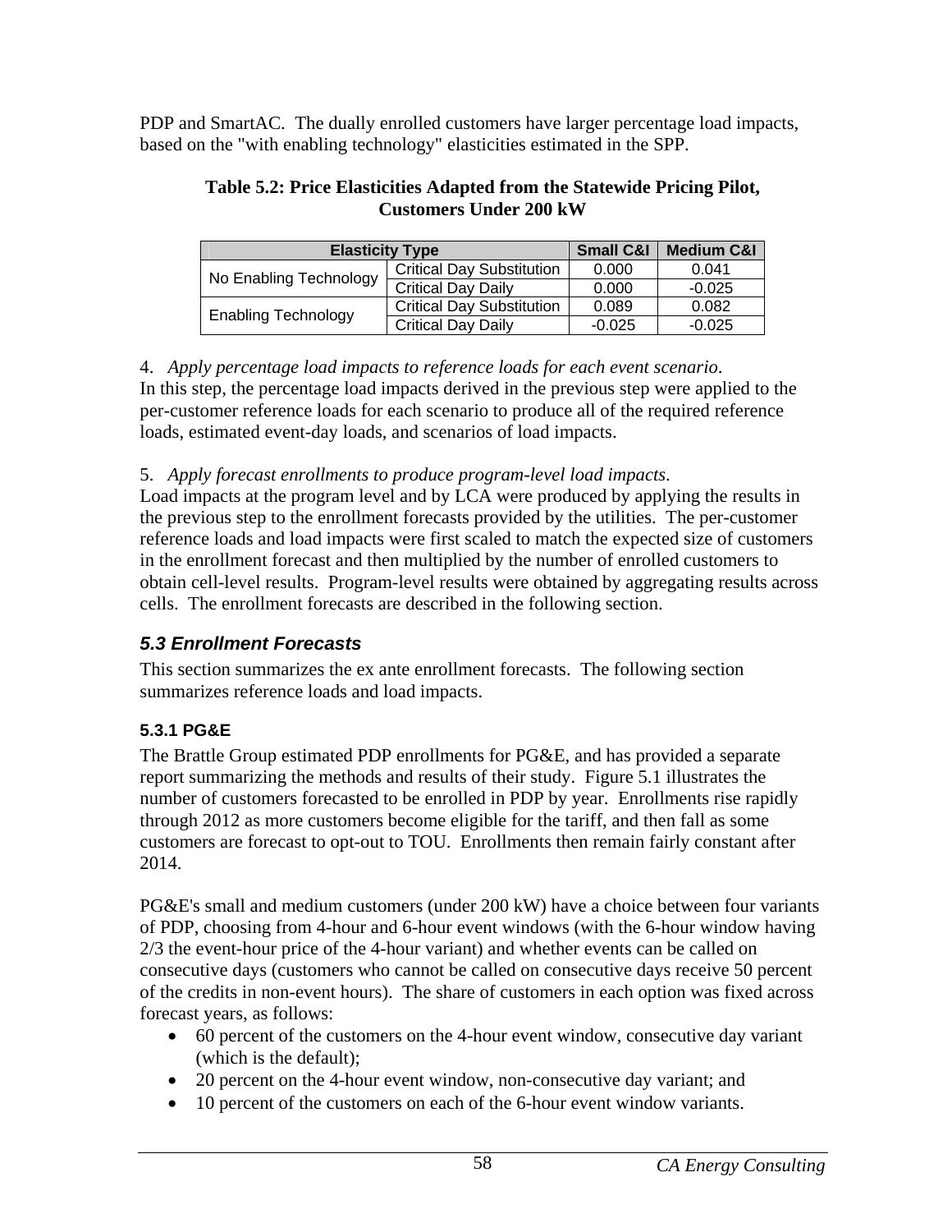PDP and SmartAC. The dually enrolled customers have larger percentage load impacts, based on the "with enabling technology" elasticities estimated in the SPP.

**Table 5.2: Price Elasticities Adapted from the Statewide Pricing Pilot, Customers Under 200 kW**

| Elasticity Type | | Small C&I | Medium C&I |
|---|---|---|---|
| No Enabling Technology | Critical Day Substitution | 0.000 | 0.041 |
| | Critical Day Daily | 0.000 | -0.025 |
| Enabling Technology | Critical Day Substitution | 0.089 | 0.082 |
| | Critical Day Daily | -0.025 | -0.025 |

4. *Apply percentage load impacts to reference loads for each event scenario*.
In this step, the percentage load impacts derived in the previous step were applied to the per-customer reference loads for each scenario to produce all of the required reference loads, estimated event-day loads, and scenarios of load impacts.

5. *Apply forecast enrollments to produce program-level load impacts*.
Load impacts at the program level and by LCA were produced by applying the results in the previous step to the enrollment forecasts provided by the utilities. The per-customer reference loads and load impacts were first scaled to match the expected size of customers in the enrollment forecast and then multiplied by the number of enrolled customers to obtain cell-level results. Program-level results were obtained by aggregating results across cells. The enrollment forecasts are described in the following section.

## *5.3 Enrollment Forecasts*

This section summarizes the ex ante enrollment forecasts. The following section summarizes reference loads and load impacts.

### 5.3.1 PG&E

The Brattle Group estimated PDP enrollments for PG&E, and has provided a separate report summarizing the methods and results of their study. Figure 5.1 illustrates the number of customers forecasted to be enrolled in PDP by year. Enrollments rise rapidly through 2012 as more customers become eligible for the tariff, and then fall as some customers are forecast to opt-out to TOU. Enrollments then remain fairly constant after 2014.

PG&E's small and medium customers (under 200 kW) have a choice between four variants of PDP, choosing from 4-hour and 6-hour event windows (with the 6-hour window having 2/3 the event-hour price of the 4-hour variant) and whether events can be called on consecutive days (customers who cannot be called on consecutive days receive 50 percent of the credits in non-event hours). The share of customers in each option was fixed across forecast years, as follows:

- 60 percent of the customers on the 4-hour event window, consecutive day variant (which is the default);
- 20 percent on the 4-hour event window, non-consecutive day variant; and
- 10 percent of the customers on each of the 6-hour event window variants.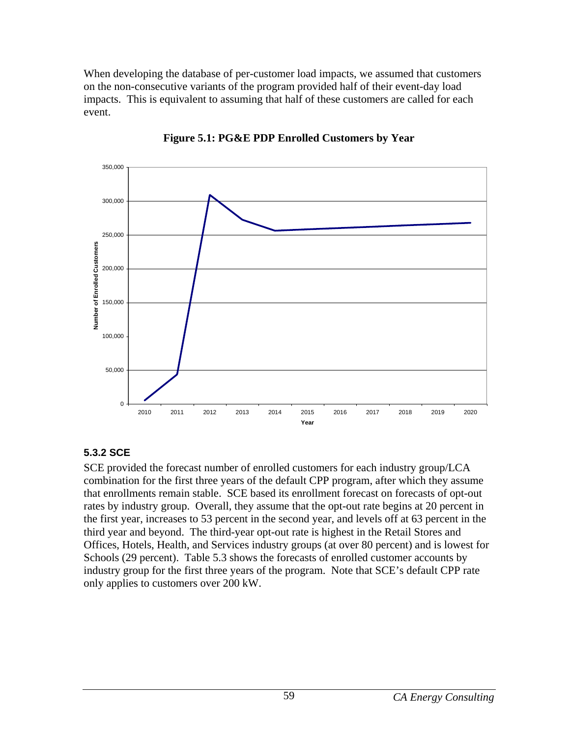When developing the database of per-customer load impacts, we assumed that customers on the non-consecutive variants of the program provided half of their event-day load impacts. This is equivalent to assuming that half of these customers are called for each event.

**Figure 5.1: PG&E PDP Enrolled Customers by Year**

### 5.3.2 SCE

SCE provided the forecast number of enrolled customers for each industry group/LCA combination for the first three years of the default CPP program, after which they assume that enrollments remain stable. SCE based its enrollment forecast on forecasts of opt-out rates by industry group. Overall, they assume that the opt-out rate begins at 20 percent in the first year, increases to 53 percent in the second year, and levels off at 63 percent in the third year and beyond. The third-year opt-out rate is highest in the Retail Stores and Offices, Hotels, Health, and Services industry groups (at over 80 percent) and is lowest for Schools (29 percent). Table 5.3 shows the forecasts of enrolled customer accounts by industry group for the first three years of the program. Note that SCE's default CPP rate only applies to customers over 200 kW.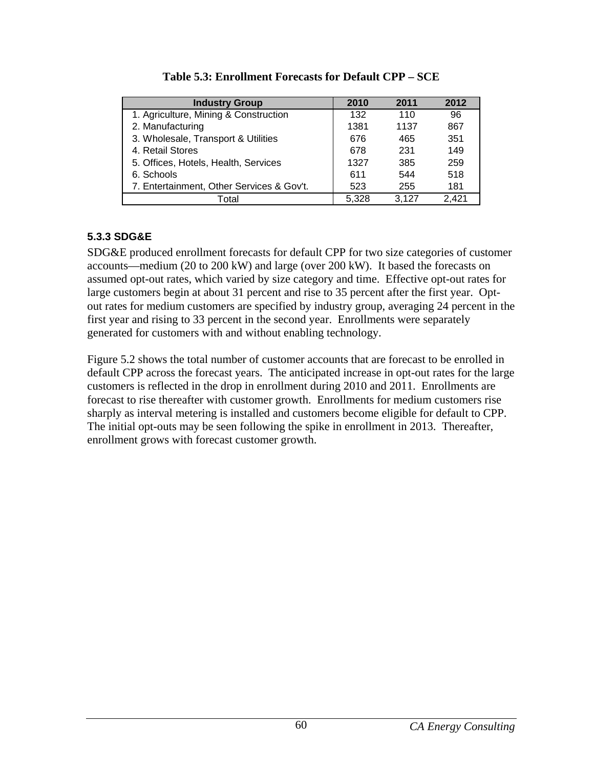**Table 5.3: Enrollment Forecasts for Default CPP – SCE**

| Industry Group | 2010 | 2011 | 2012 |
|---|---|---|---|
| 1. Agriculture, Mining & Construction | 132 | 110 | 96 |
| 2. Manufacturing | 1381 | 1137 | 867 |
| 3. Wholesale, Transport & Utilities | 676 | 465 | 351 |
| 4. Retail Stores | 678 | 231 | 149 |
| 5. Offices, Hotels, Health, Services | 1327 | 385 | 259 |
| 6. Schools | 611 | 544 | 518 |
| 7. Entertainment, Other Services & Gov't. | 523 | 255 | 181 |
| Total | 5,328 | 3,127 | 2,421 |

### 5.3.3 SDG&E

SDG&E produced enrollment forecasts for default CPP for two size categories of customer accounts—medium (20 to 200 kW) and large (over 200 kW). It based the forecasts on assumed opt-out rates, which varied by size category and time. Effective opt-out rates for large customers begin at about 31 percent and rise to 35 percent after the first year. Opt-out rates for medium customers are specified by industry group, averaging 24 percent in the first year and rising to 33 percent in the second year. Enrollments were separately generated for customers with and without enabling technology.

Figure 5.2 shows the total number of customer accounts that are forecast to be enrolled in default CPP across the forecast years. The anticipated increase in opt-out rates for the large customers is reflected in the drop in enrollment during 2010 and 2011. Enrollments are forecast to rise thereafter with customer growth. Enrollments for medium customers rise sharply as interval metering is installed and customers become eligible for default to CPP. The initial opt-outs may be seen following the spike in enrollment in 2013. Thereafter, enrollment grows with forecast customer growth.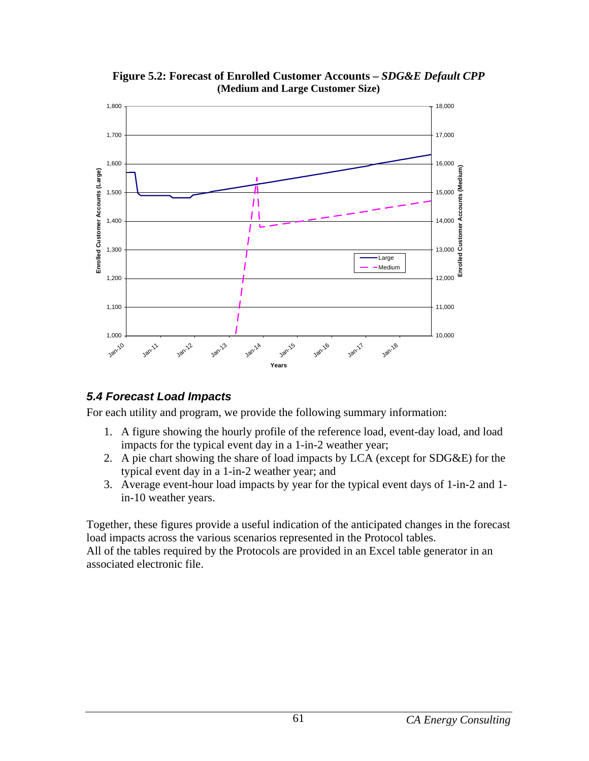**Figure 5.2: Forecast of Enrolled Customer Accounts – *SDG&E Default CPP***
**(Medium and Large Customer Size)**

## *5.4 Forecast Load Impacts*

For each utility and program, we provide the following summary information:

1. A figure showing the hourly profile of the reference load, event-day load, and load impacts for the typical event day in a 1-in-2 weather year;
2. A pie chart showing the share of load impacts by LCA (except for SDG&E) for the typical event day in a 1-in-2 weather year; and
3. Average event-hour load impacts by year for the typical event days of 1-in-2 and 1-in-10 weather years.

Together, these figures provide a useful indication of the anticipated changes in the forecast load impacts across the various scenarios represented in the Protocol tables.
All of the tables required by the Protocols are provided in an Excel table generator in an associated electronic file.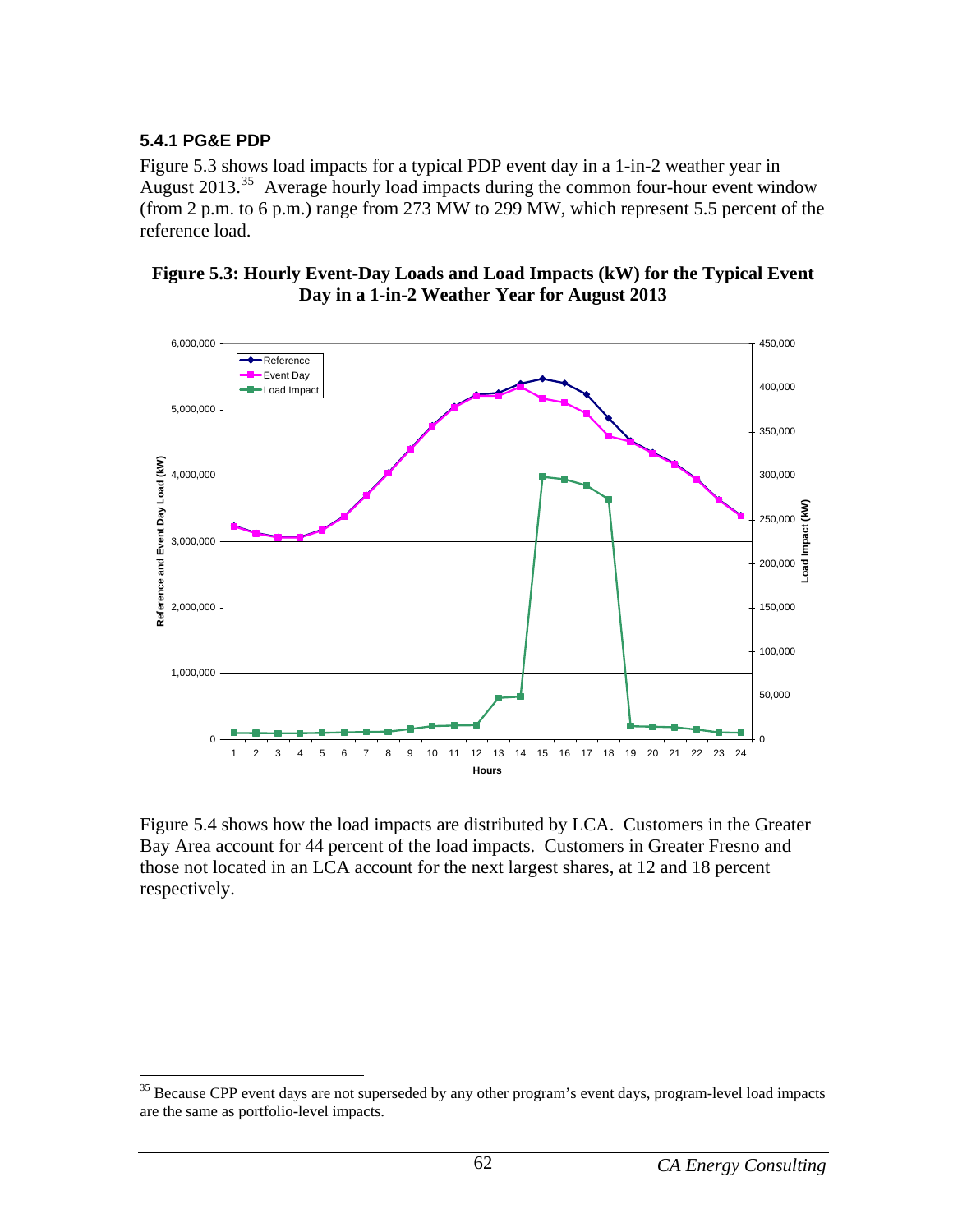### 5.4.1 PG&E PDP

Figure 5.3 shows load impacts for a typical PDP event day in a 1-in-2 weather year in August 2013.[35] Average hourly load impacts during the common four-hour event window (from 2 p.m. to 6 p.m.) range from 273 MW to 299 MW, which represent 5.5 percent of the reference load.

**Figure 5.3: Hourly Event-Day Loads and Load Impacts (kW) for the Typical Event Day in a 1-in-2 Weather Year for August 2013**

Figure 5.4 shows how the load impacts are distributed by LCA. Customers in the Greater Bay Area account for 44 percent of the load impacts. Customers in Greater Fresno and those not located in an LCA account for the next largest shares, at 12 and 18 percent respectively.

[35] Because CPP event days are not superseded by any other program's event days, program-level load impacts are the same as portfolio-level impacts.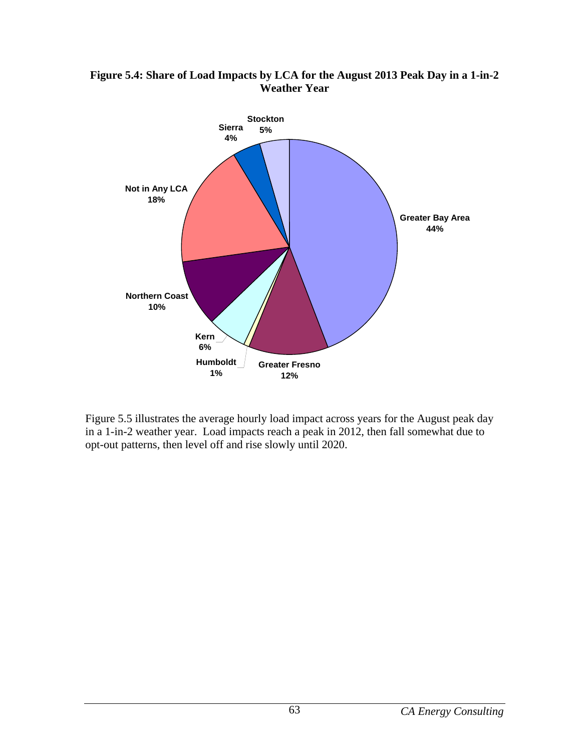**Figure 5.4: Share of Load Impacts by LCA for the August 2013 Peak Day in a 1-in-2 Weather Year**

Greater Bay Area 44%
Greater Fresno 12%
Humboldt 1%
Kern 6%
Northern Coast 10%
Not in Any LCA 18%
Sierra 4%
Stockton 5%

Figure 5.5 illustrates the average hourly load impact across years for the August peak day in a 1-in-2 weather year. Load impacts reach a peak in 2012, then fall somewhat due to opt-out patterns, then level off and rise slowly until 2020.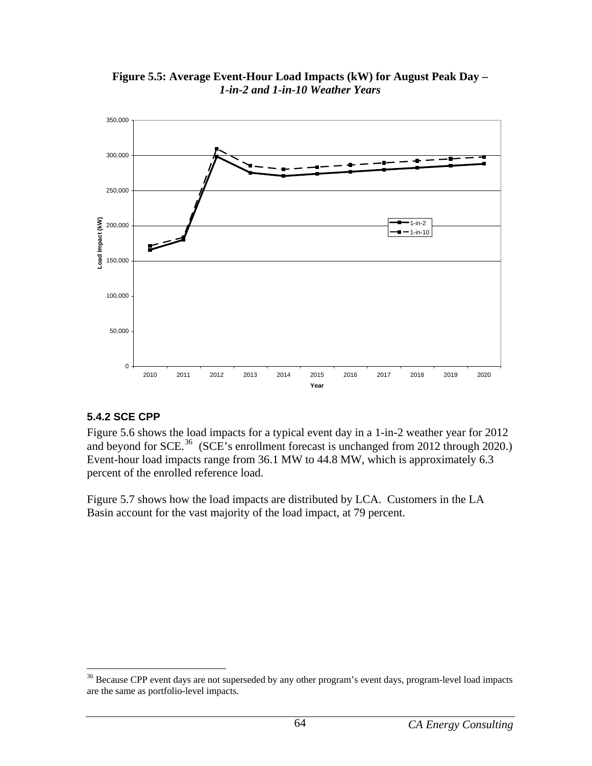**Figure 5.5: Average Event-Hour Load Impacts (kW) for August Peak Day –** ***1-in-2 and 1-in-10 Weather Years***

### 5.4.2 SCE CPP

Figure 5.6 shows the load impacts for a typical event day in a 1-in-2 weather year for 2012 and beyond for SCE.[36] (SCE's enrollment forecast is unchanged from 2012 through 2020.) Event-hour load impacts range from 36.1 MW to 44.8 MW, which is approximately 6.3 percent of the enrolled reference load.

Figure 5.7 shows how the load impacts are distributed by LCA. Customers in the LA Basin account for the vast majority of the load impact, at 79 percent.

---

[36] Because CPP event days are not superseded by any other program's event days, program-level load impacts are the same as portfolio-level impacts.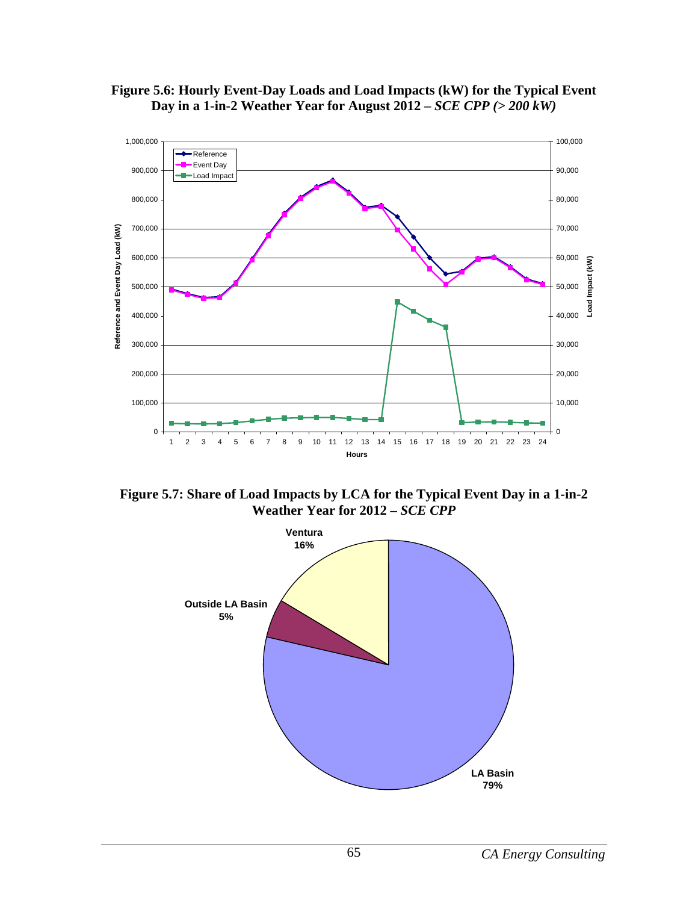**Figure 5.6: Hourly Event-Day Loads and Load Impacts (kW) for the Typical Event Day in a 1-in-2 Weather Year for August 2012 – *SCE CPP (> 200 kW)***

**Figure 5.7: Share of Load Impacts by LCA for the Typical Event Day in a 1-in-2 Weather Year for 2012 – *SCE CPP***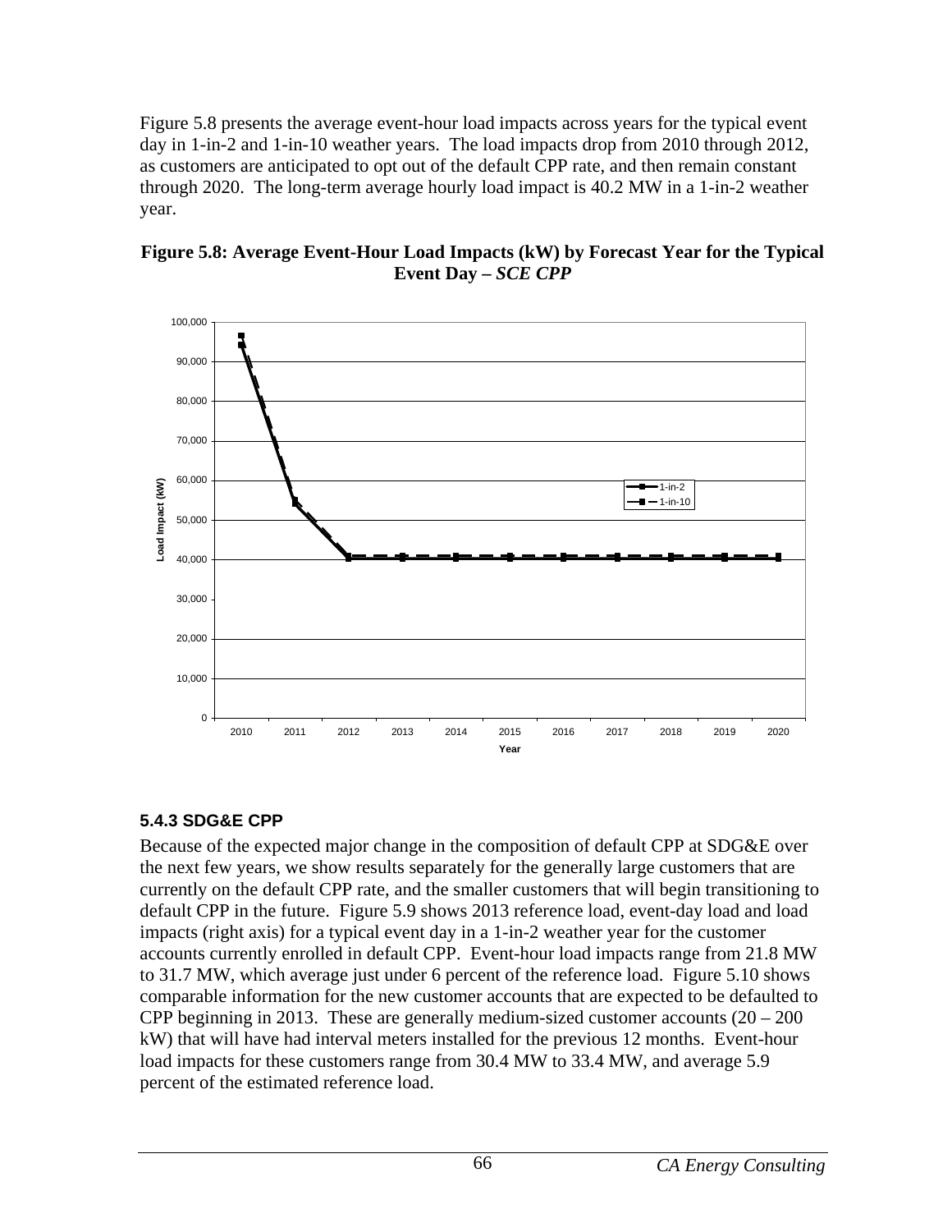Figure 5.8 presents the average event-hour load impacts across years for the typical event day in 1-in-2 and 1-in-10 weather years. The load impacts drop from 2010 through 2012, as customers are anticipated to opt out of the default CPP rate, and then remain constant through 2020. The long-term average hourly load impact is 40.2 MW in a 1-in-2 weather year.

**Figure 5.8: Average Event-Hour Load Impacts (kW) by Forecast Year for the Typical Event Day – *SCE CPP***

### 5.4.3 SDG&E CPP

Because of the expected major change in the composition of default CPP at SDG&E over the next few years, we show results separately for the generally large customers that are currently on the default CPP rate, and the smaller customers that will begin transitioning to default CPP in the future. Figure 5.9 shows 2013 reference load, event-day load and load impacts (right axis) for a typical event day in a 1-in-2 weather year for the customer accounts currently enrolled in default CPP. Event-hour load impacts range from 21.8 MW to 31.7 MW, which average just under 6 percent of the reference load. Figure 5.10 shows comparable information for the new customer accounts that are expected to be defaulted to CPP beginning in 2013. These are generally medium-sized customer accounts (20 – 200 kW) that will have had interval meters installed for the previous 12 months. Event-hour load impacts for these customers range from 30.4 MW to 33.4 MW, and average 5.9 percent of the estimated reference load.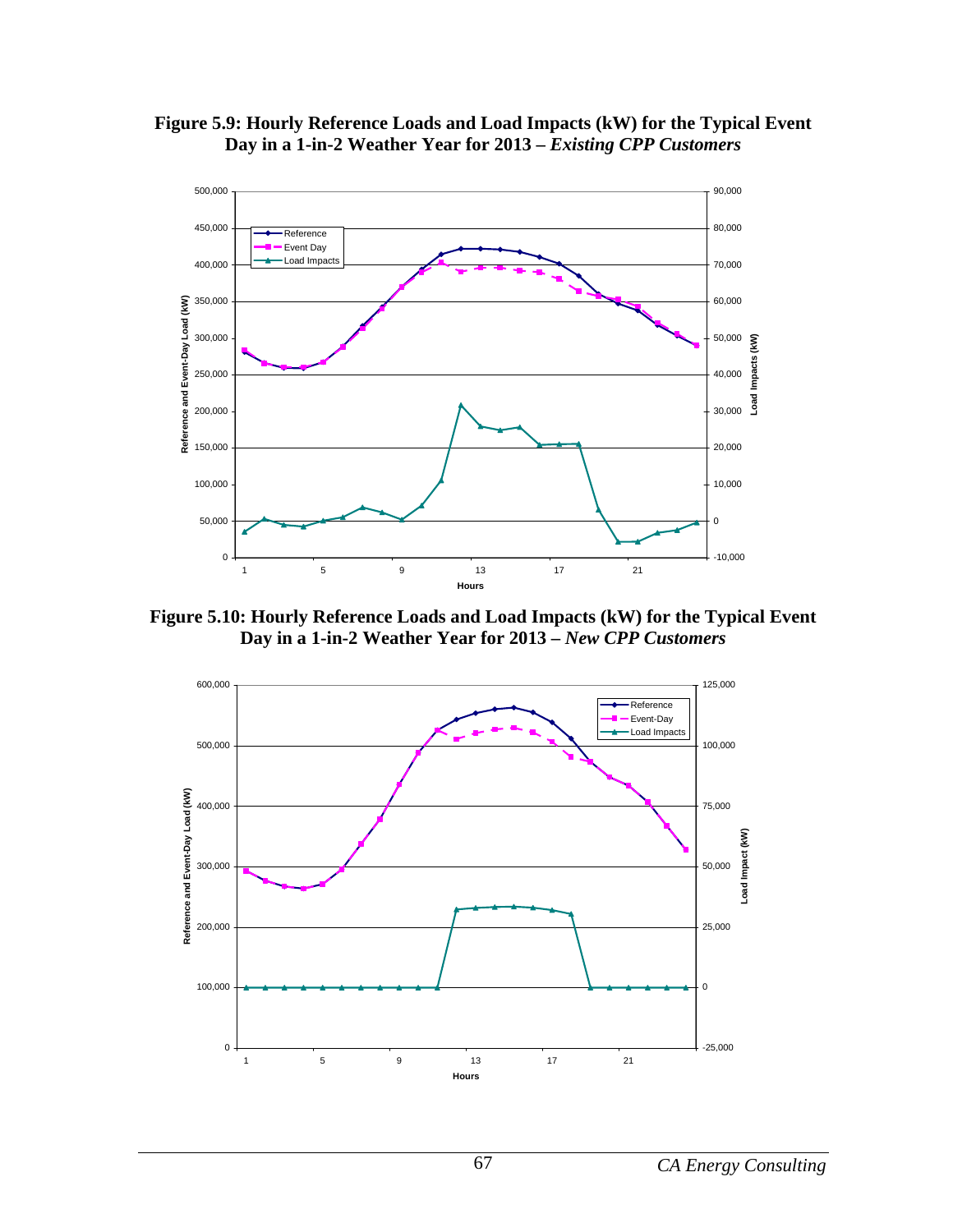**Figure 5.9: Hourly Reference Loads and Load Impacts (kW) for the Typical Event Day in a 1-in-2 Weather Year for 2013 – *Existing CPP Customers***

**Figure 5.10: Hourly Reference Loads and Load Impacts (kW) for the Typical Event Day in a 1-in-2 Weather Year for 2013 – *New CPP Customers***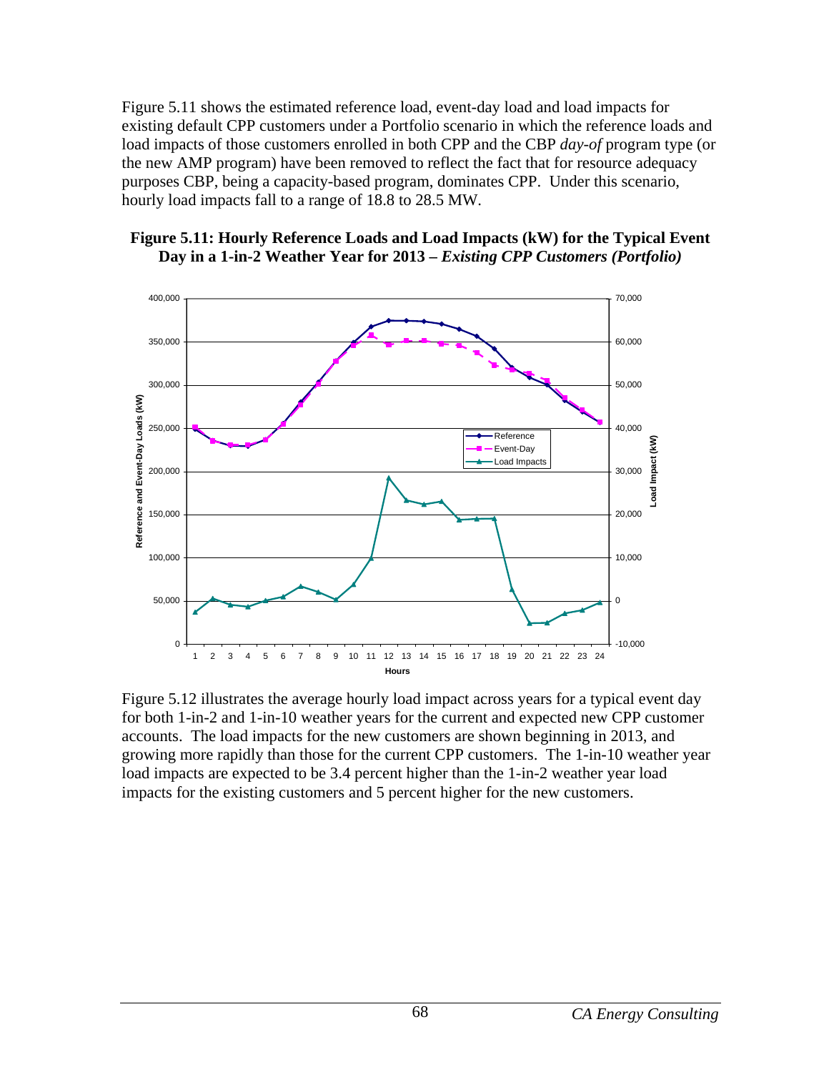Figure 5.11 shows the estimated reference load, event-day load and load impacts for existing default CPP customers under a Portfolio scenario in which the reference loads and load impacts of those customers enrolled in both CPP and the CBP *day-of* program type (or the new AMP program) have been removed to reflect the fact that for resource adequacy purposes CBP, being a capacity-based program, dominates CPP. Under this scenario, hourly load impacts fall to a range of 18.8 to 28.5 MW.

**Figure 5.11: Hourly Reference Loads and Load Impacts (kW) for the Typical Event Day in a 1-in-2 Weather Year for 2013 – *Existing CPP Customers (Portfolio)***

Figure 5.12 illustrates the average hourly load impact across years for a typical event day for both 1-in-2 and 1-in-10 weather years for the current and expected new CPP customer accounts. The load impacts for the new customers are shown beginning in 2013, and growing more rapidly than those for the current CPP customers. The 1-in-10 weather year load impacts are expected to be 3.4 percent higher than the 1-in-2 weather year load impacts for the existing customers and 5 percent higher for the new customers.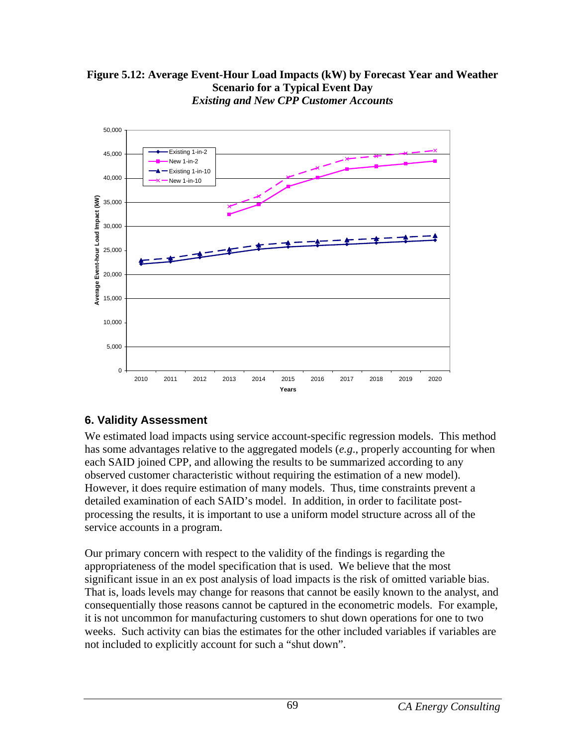**Figure 5.12: Average Event-Hour Load Impacts (kW) by Forecast Year and Weather Scenario for a Typical Event Day**
***Existing and New CPP Customer Accounts***

## 6. Validity Assessment

We estimated load impacts using service account-specific regression models. This method has some advantages relative to the aggregated models (*e.g*., properly accounting for when each SAID joined CPP, and allowing the results to be summarized according to any observed customer characteristic without requiring the estimation of a new model). However, it does require estimation of many models. Thus, time constraints prevent a detailed examination of each SAID's model. In addition, in order to facilitate post-processing the results, it is important to use a uniform model structure across all of the service accounts in a program.

Our primary concern with respect to the validity of the findings is regarding the appropriateness of the model specification that is used. We believe that the most significant issue in an ex post analysis of load impacts is the risk of omitted variable bias. That is, loads levels may change for reasons that cannot be easily known to the analyst, and consequentially those reasons cannot be captured in the econometric models. For example, it is not uncommon for manufacturing customers to shut down operations for one to two weeks. Such activity can bias the estimates for the other included variables if variables are not included to explicitly account for such a "shut down".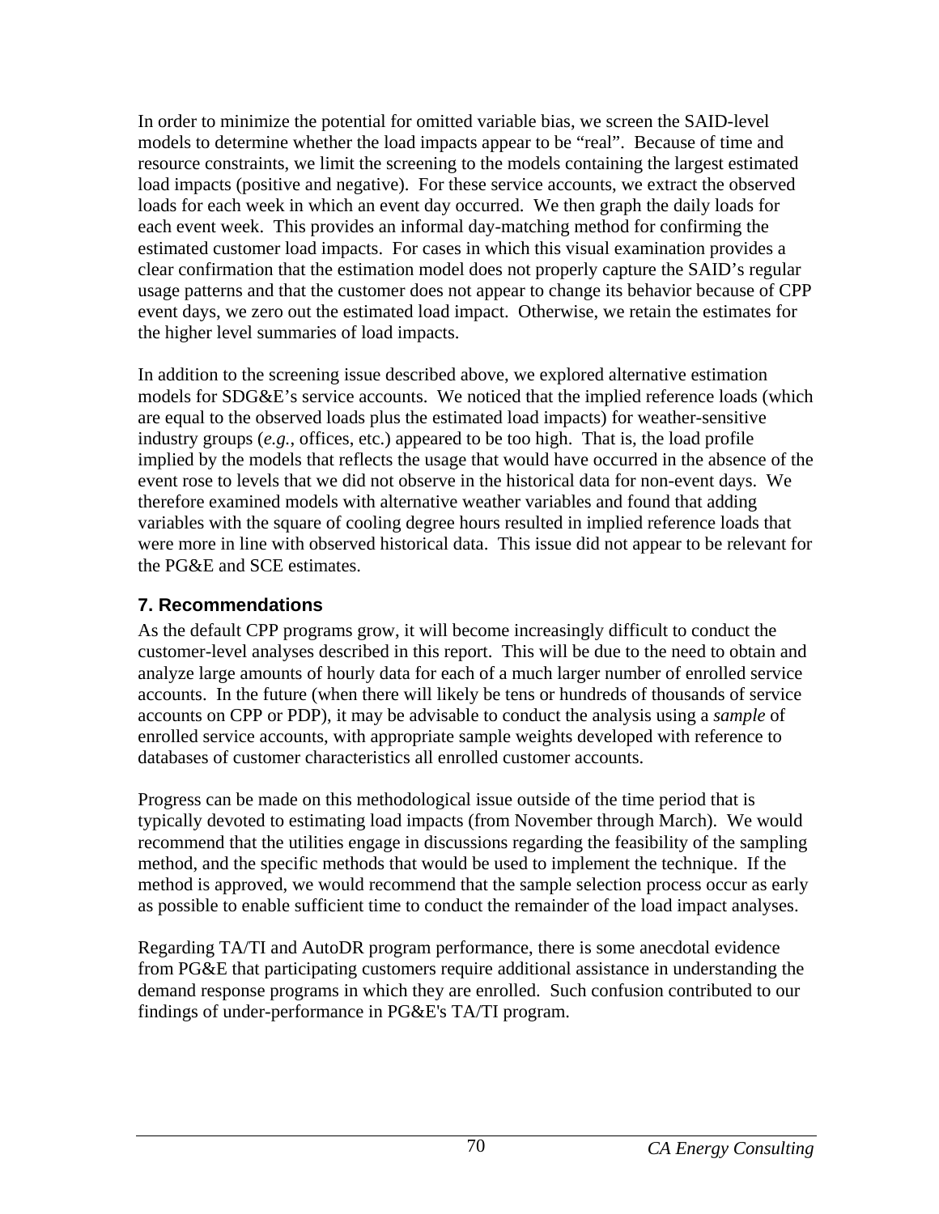In order to minimize the potential for omitted variable bias, we screen the SAID-level models to determine whether the load impacts appear to be "real". Because of time and resource constraints, we limit the screening to the models containing the largest estimated load impacts (positive and negative). For these service accounts, we extract the observed loads for each week in which an event day occurred. We then graph the daily loads for each event week. This provides an informal day-matching method for confirming the estimated customer load impacts. For cases in which this visual examination provides a clear confirmation that the estimation model does not properly capture the SAID's regular usage patterns and that the customer does not appear to change its behavior because of CPP event days, we zero out the estimated load impact. Otherwise, we retain the estimates for the higher level summaries of load impacts.

In addition to the screening issue described above, we explored alternative estimation models for SDG&E's service accounts. We noticed that the implied reference loads (which are equal to the observed loads plus the estimated load impacts) for weather-sensitive industry groups (*e.g.*, offices, etc.) appeared to be too high. That is, the load profile implied by the models that reflects the usage that would have occurred in the absence of the event rose to levels that we did not observe in the historical data for non-event days. We therefore examined models with alternative weather variables and found that adding variables with the square of cooling degree hours resulted in implied reference loads that were more in line with observed historical data. This issue did not appear to be relevant for the PG&E and SCE estimates.

## 7. Recommendations

As the default CPP programs grow, it will become increasingly difficult to conduct the customer-level analyses described in this report. This will be due to the need to obtain and analyze large amounts of hourly data for each of a much larger number of enrolled service accounts. In the future (when there will likely be tens or hundreds of thousands of service accounts on CPP or PDP), it may be advisable to conduct the analysis using a *sample* of enrolled service accounts, with appropriate sample weights developed with reference to databases of customer characteristics all enrolled customer accounts.

Progress can be made on this methodological issue outside of the time period that is typically devoted to estimating load impacts (from November through March). We would recommend that the utilities engage in discussions regarding the feasibility of the sampling method, and the specific methods that would be used to implement the technique. If the method is approved, we would recommend that the sample selection process occur as early as possible to enable sufficient time to conduct the remainder of the load impact analyses.

Regarding TA/TI and AutoDR program performance, there is some anecdotal evidence from PG&E that participating customers require additional assistance in understanding the demand response programs in which they are enrolled. Such confusion contributed to our findings of under-performance in PG&E's TA/TI program.